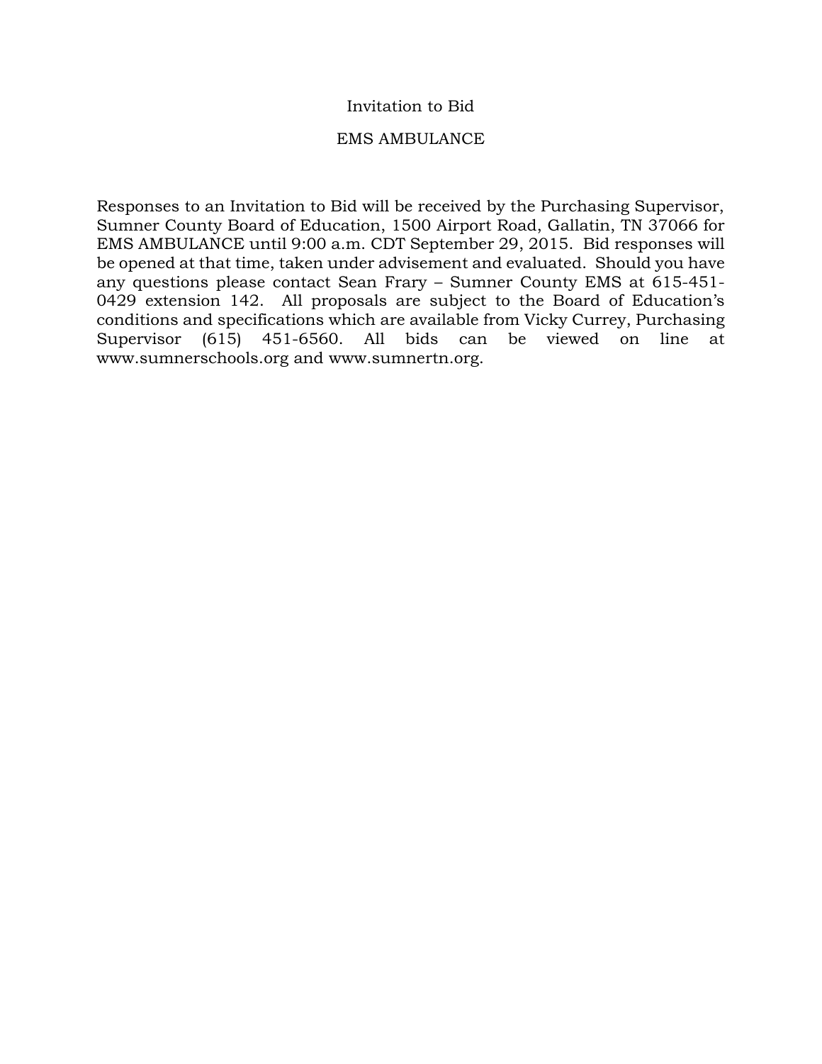# Invitation to Bid

## EMS AMBULANCE

Responses to an Invitation to Bid will be received by the Purchasing Supervisor, Sumner County Board of Education, 1500 Airport Road, Gallatin, TN 37066 for EMS AMBULANCE until 9:00 a.m. CDT September 29, 2015. Bid responses will be opened at that time, taken under advisement and evaluated. Should you have any questions please contact Sean Frary – Sumner County EMS at 615-451-0429 extension 142. All proposals are subject to the Board of Education's conditions and specifications which are available from Vicky Currey, Purchasing Supervisor (615) 451-6560. All bids can be viewed on line at www.sumnerschools.org and www.sumnertn.org.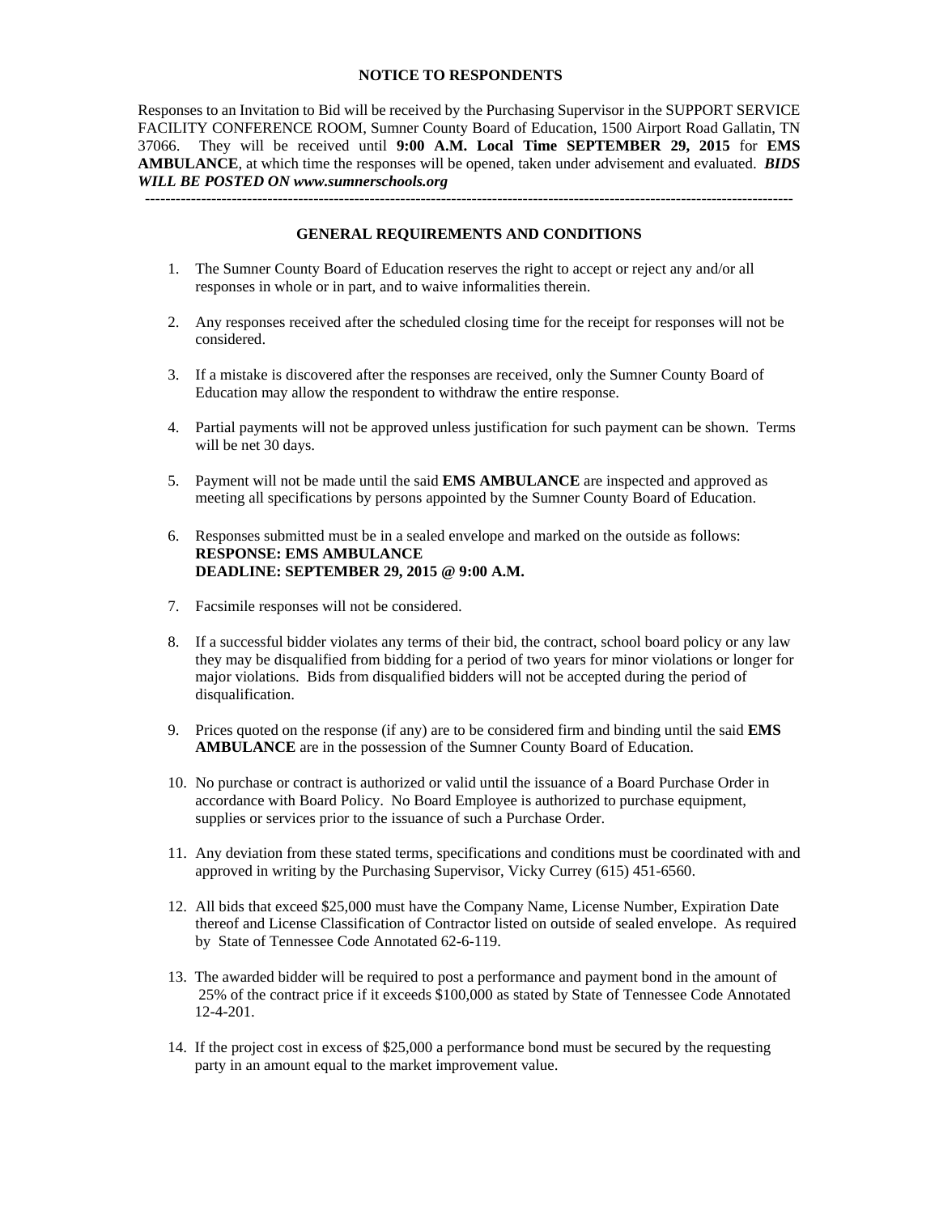## NOTICE TO RESPONDENTS

Responses to an Invitation to Bid will be received by the Purchasing Supervisor in the SUPPORT SERVICE FACILITY CONFERENCE ROOM, Sumner County Board of Education, 1500 Airport Road Gallatin, TN 37066. They will be received until **9:00 A.M. Local Time SEPTEMBER 29, 2015** for **EMS AMBULANCE**, at which time the responses will be opened, taken under advisement and evaluated. ***BIDS WILL BE POSTED ON www.sumnerschools.org***

---

## GENERAL REQUIREMENTS AND CONDITIONS

1. The Sumner County Board of Education reserves the right to accept or reject any and/or all responses in whole or in part, and to waive informalities therein.

2. Any responses received after the scheduled closing time for the receipt for responses will not be considered.

3. If a mistake is discovered after the responses are received, only the Sumner County Board of Education may allow the respondent to withdraw the entire response.

4. Partial payments will not be approved unless justification for such payment can be shown. Terms will be net 30 days.

5. Payment will not be made until the said **EMS AMBULANCE** are inspected and approved as meeting all specifications by persons appointed by the Sumner County Board of Education.

6. Responses submitted must be in a sealed envelope and marked on the outside as follows:
   **RESPONSE: EMS AMBULANCE**
   **DEADLINE: SEPTEMBER 29, 2015 @ 9:00 A.M.**

7. Facsimile responses will not be considered.

8. If a successful bidder violates any terms of their bid, the contract, school board policy or any law they may be disqualified from bidding for a period of two years for minor violations or longer for major violations. Bids from disqualified bidders will not be accepted during the period of disqualification.

9. Prices quoted on the response (if any) are to be considered firm and binding until the said **EMS AMBULANCE** are in the possession of the Sumner County Board of Education.

10. No purchase or contract is authorized or valid until the issuance of a Board Purchase Order in accordance with Board Policy. No Board Employee is authorized to purchase equipment, supplies or services prior to the issuance of such a Purchase Order.

11. Any deviation from these stated terms, specifications and conditions must be coordinated with and approved in writing by the Purchasing Supervisor, Vicky Currey (615) 451-6560.

12. All bids that exceed $25,000 must have the Company Name, License Number, Expiration Date thereof and License Classification of Contractor listed on outside of sealed envelope. As required by State of Tennessee Code Annotated 62-6-119.

13. The awarded bidder will be required to post a performance and payment bond in the amount of 25% of the contract price if it exceeds $100,000 as stated by State of Tennessee Code Annotated 12-4-201.

14. If the project cost in excess of $25,000 a performance bond must be secured by the requesting party in an amount equal to the market improvement value.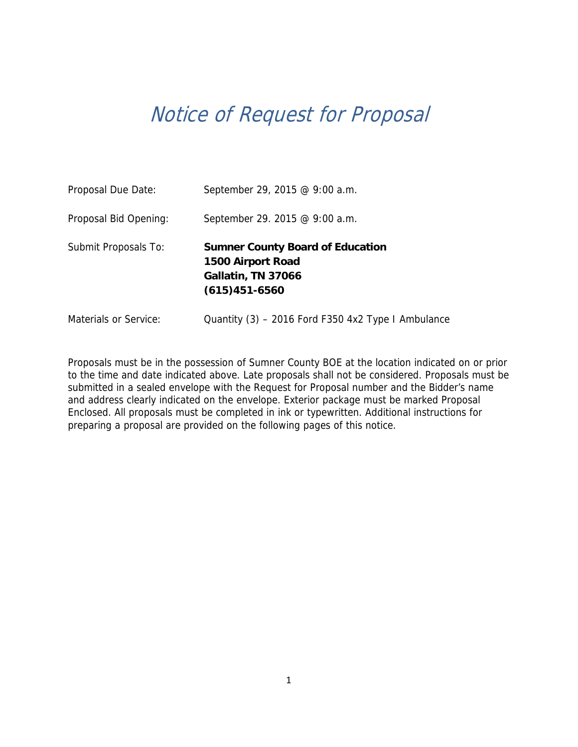# Notice of Request for Proposal

| | |
|---|---|
| Proposal Due Date: | September 29, 2015 @ 9:00 a.m. |
| Proposal Bid Opening: | September 29. 2015 @ 9:00 a.m. |
| Submit Proposals To: | **Sumner County Board of Education**<br>**1500 Airport Road**<br>**Gallatin, TN 37066**<br>**(615)451-6560** |
| Materials or Service: | Quantity (3) – 2016 Ford F350 4x2 Type I Ambulance |

Proposals must be in the possession of Sumner County BOE at the location indicated on or prior to the time and date indicated above. Late proposals shall not be considered. Proposals must be submitted in a sealed envelope with the Request for Proposal number and the Bidder's name and address clearly indicated on the envelope. Exterior package must be marked Proposal Enclosed. All proposals must be completed in ink or typewritten. Additional instructions for preparing a proposal are provided on the following pages of this notice.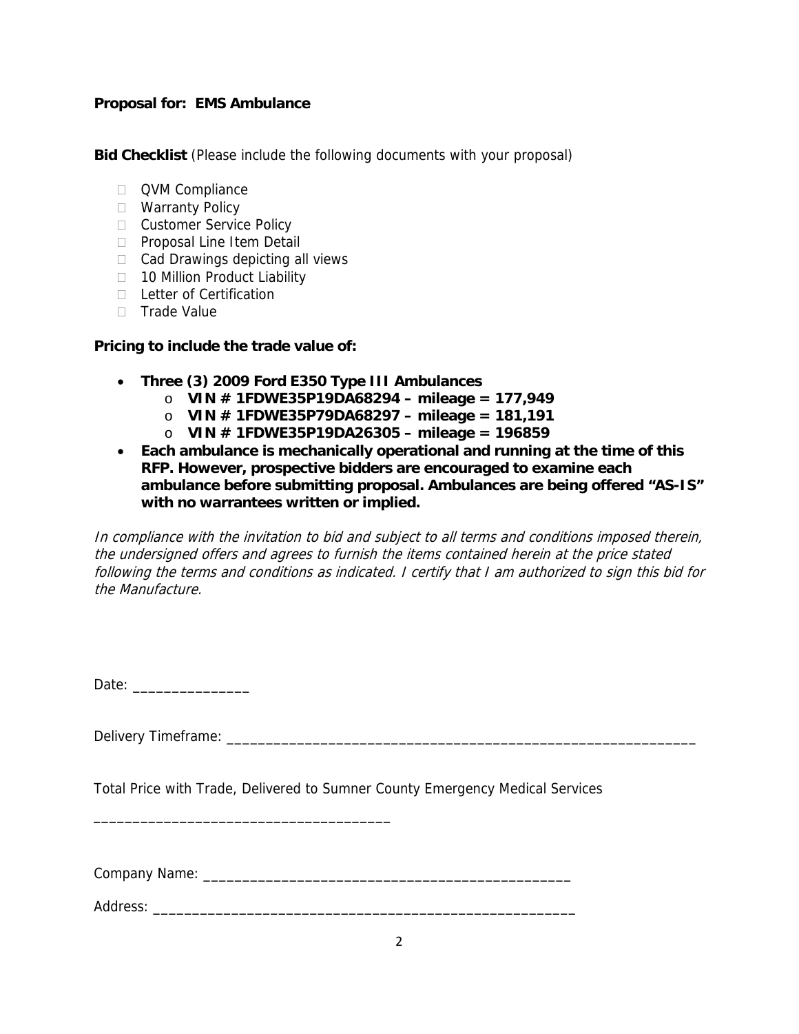**Proposal for: EMS Ambulance**

**Bid Checklist** (Please include the following documents with your proposal)

- ☐ QVM Compliance
- ☐ Warranty Policy
- ☐ Customer Service Policy
- ☐ Proposal Line Item Detail
- ☐ Cad Drawings depicting all views
- ☐ 10 Million Product Liability
- ☐ Letter of Certification
- ☐ Trade Value

**Pricing to include the trade value of:**

- **Three (3) 2009 Ford E350 Type III Ambulances**
  - **VIN # 1FDWE35P19DA68294 – mileage = 177,949**
  - **VIN # 1FDWE35P79DA68297 – mileage = 181,191**
  - **VIN # 1FDWE35P19DA26305 – mileage = 196859**
- **Each ambulance is mechanically operational and running at the time of this RFP. However, prospective bidders are encouraged to examine each ambulance before submitting proposal. Ambulances are being offered "AS-IS" with no warrantees written or implied.**

*In compliance with the invitation to bid and subject to all terms and conditions imposed therein, the undersigned offers and agrees to furnish the items contained herein at the price stated following the terms and conditions as indicated. I certify that I am authorized to sign this bid for the Manufacture.*

Date: _______________

Delivery Timeframe: ______________________________________________________________

Total Price with Trade, Delivered to Sumner County Emergency Medical Services

_____________________________________

Company Name: ________________________________________________

Address: ______________________________________________________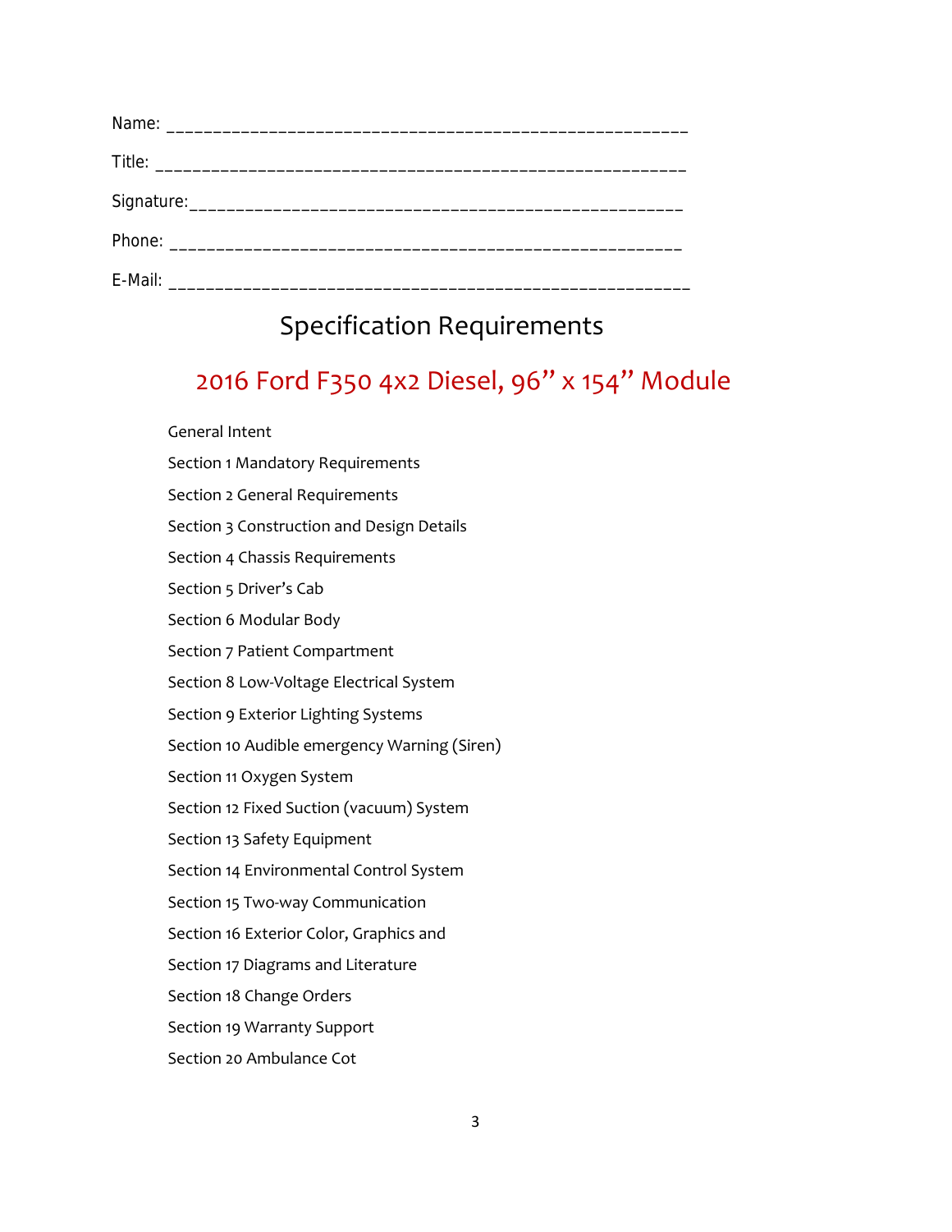Name: ________________________________________________________

Title: ________________________________________________________

Signature:_____________________________________________________

Phone: _______________________________________________________

E-Mail: _______________________________________________________

# Specification Requirements

## 2016 Ford F350 4x2 Diesel, 96” x 154” Module

General Intent

Section 1 Mandatory Requirements

Section 2 General Requirements

Section 3 Construction and Design Details

Section 4 Chassis Requirements

Section 5 Driver’s Cab

Section 6 Modular Body

Section 7 Patient Compartment

Section 8 Low-Voltage Electrical System

Section 9 Exterior Lighting Systems

Section 10 Audible emergency Warning (Siren)

Section 11 Oxygen System

Section 12 Fixed Suction (vacuum) System

Section 13 Safety Equipment

Section 14 Environmental Control System

Section 15 Two-way Communication

Section 16 Exterior Color, Graphics and

Section 17 Diagrams and Literature

Section 18 Change Orders

Section 19 Warranty Support

Section 20 Ambulance Cot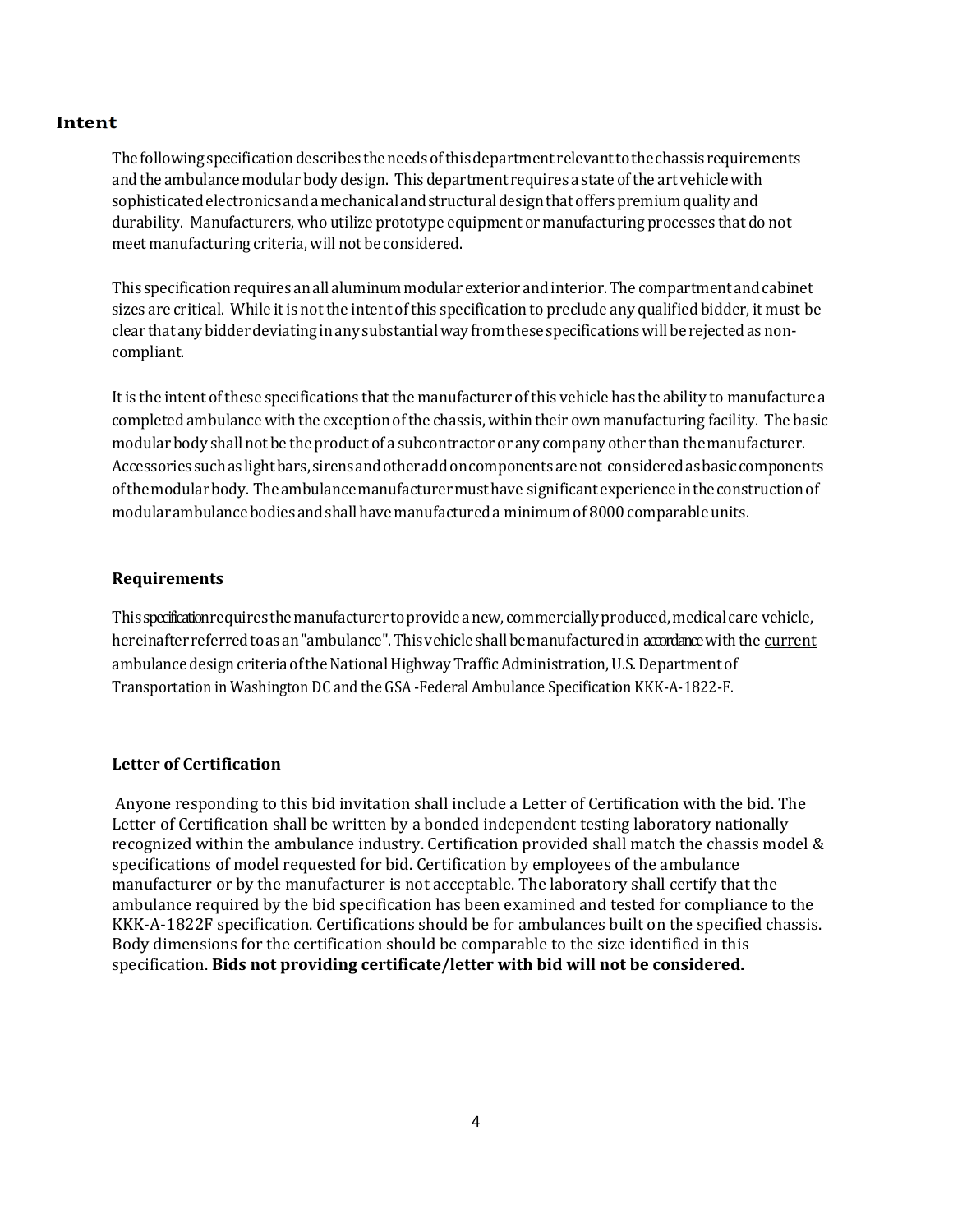## Intent

The following specification describes the needs of this department relevant to the chassis requirements and the ambulance modular body design. This department requires a state of the art vehicle with sophisticated electronics and a mechanical and structural design that offers premium quality and durability. Manufacturers, who utilize prototype equipment or manufacturing processes that do not meet manufacturing criteria, will not be considered.

This specification requires an all aluminum modular exterior and interior. The compartment and cabinet sizes are critical. While it is not the intent of this specification to preclude any qualified bidder, it must be clear that any bidder deviating in any substantial way from these specifications will be rejected as non-compliant.

It is the intent of these specifications that the manufacturer of this vehicle has the ability to manufacture a completed ambulance with the exception of the chassis, within their own manufacturing facility. The basic modular body shall not be the product of a subcontractor or any company other than the manufacturer. Accessories such as light bars, sirens and other add on components are not considered as basic components of the modular body. The ambulance manufacturer must have significant experience in the construction of modular ambulance bodies and shall have manufactured a minimum of 8000 comparable units.

### Requirements

This specification requires the manufacturer to provide a new, commercially produced, medical care vehicle, hereinafter referred to as an "ambulance". This vehicle shall be manufactured in accordance with the current ambulance design criteria of the National Highway Traffic Administration, U.S. Department of Transportation in Washington DC and the GSA -Federal Ambulance Specification KKK-A-1822-F.

### Letter of Certification

Anyone responding to this bid invitation shall include a Letter of Certification with the bid. The Letter of Certification shall be written by a bonded independent testing laboratory nationally recognized within the ambulance industry. Certification provided shall match the chassis model & specifications of model requested for bid. Certification by employees of the ambulance manufacturer or by the manufacturer is not acceptable. The laboratory shall certify that the ambulance required by the bid specification has been examined and tested for compliance to the KKK-A-1822F specification. Certifications should be for ambulances built on the specified chassis. Body dimensions for the certification should be comparable to the size identified in this specification. **Bids not providing certificate/letter with bid will not be considered.**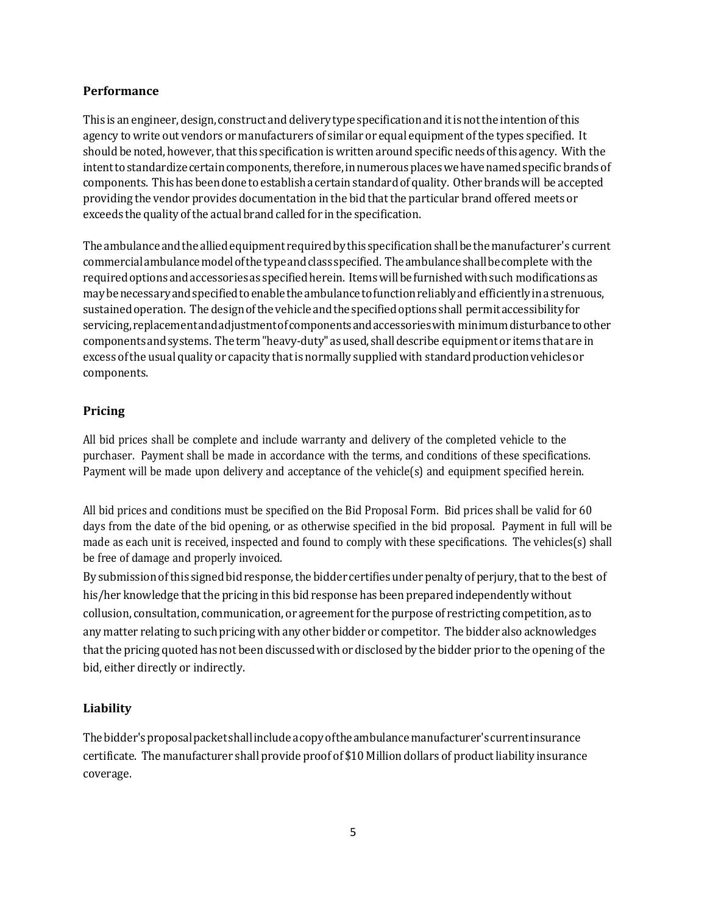### Performance

This is an engineer, design, construct and delivery type specification and it is not the intention of this agency to write out vendors or manufacturers of similar or equal equipment of the types specified. It should be noted, however, that this specification is written around specific needs of this agency. With the intent to standardize certain components, therefore, in numerous places we have named specific brands of components. This has been done to establish a certain standard of quality. Other brands will be accepted providing the vendor provides documentation in the bid that the particular brand offered meets or exceeds the quality of the actual brand called for in the specification.

The ambulance and the allied equipment required by this specification shall be the manufacturer's current commercial ambulance model of the type and class specified. The ambulance shall be complete with the required options and accessories as specified herein. Items will be furnished with such modifications as may be necessary and specified to enable the ambulance to function reliably and efficiently in a strenuous, sustained operation. The design of the vehicle and the specified options shall permit accessibility for servicing, replacement and adjustment of components and accessories with minimum disturbance to other components and systems. The term "heavy-duty" as used, shall describe equipment or items that are in excess of the usual quality or capacity that is normally supplied with standard production vehicles or components.

### Pricing

All bid prices shall be complete and include warranty and delivery of the completed vehicle to the purchaser. Payment shall be made in accordance with the terms, and conditions of these specifications. Payment will be made upon delivery and acceptance of the vehicle(s) and equipment specified herein.

All bid prices and conditions must be specified on the Bid Proposal Form. Bid prices shall be valid for 60 days from the date of the bid opening, or as otherwise specified in the bid proposal. Payment in full will be made as each unit is received, inspected and found to comply with these specifications. The vehicles(s) shall be free of damage and properly invoiced.

By submission of this signed bid response, the bidder certifies under penalty of perjury, that to the best of his/her knowledge that the pricing in this bid response has been prepared independently without collusion, consultation, communication, or agreement for the purpose of restricting competition, as to any matter relating to such pricing with any other bidder or competitor. The bidder also acknowledges that the pricing quoted has not been discussed with or disclosed by the bidder prior to the opening of the bid, either directly or indirectly.

### Liability

The bidder's proposal packet shall include a copy of the ambulance manufacturer's current insurance certificate. The manufacturer shall provide proof of $10 Million dollars of product liability insurance coverage.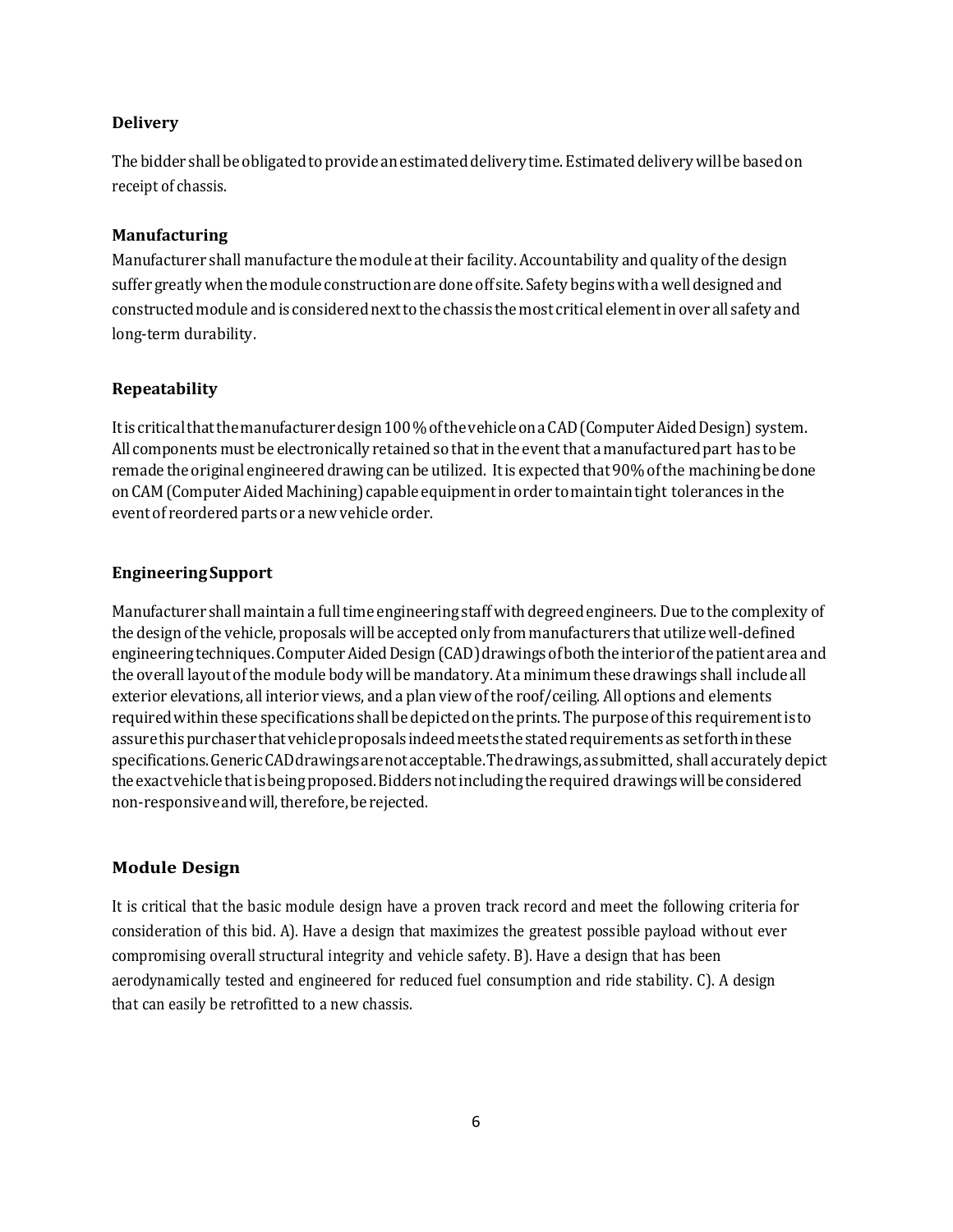### Delivery

The bidder shall be obligated to provide an estimated delivery time. Estimated delivery will be based on receipt of chassis.

### Manufacturing

Manufacturer shall manufacture the module at their facility. Accountability and quality of the design suffer greatly when the module construction are done off site. Safety begins with a well designed and constructed module and is considered next to the chassis the most critical element in over all safety and long-term durability.

### Repeatability

It is critical that the manufacturer design 100 % of the vehicle on a CAD (Computer Aided Design) system. All components must be electronically retained so that in the event that a manufactured part has to be remade the original engineered drawing can be utilized. It is expected that 90% of the machining be done on CAM (Computer Aided Machining) capable equipment in order to maintain tight tolerances in the event of reordered parts or a new vehicle order.

### Engineering Support

Manufacturer shall maintain a full time engineering staff with degreed engineers. Due to the complexity of the design of the vehicle, proposals will be accepted only from manufacturers that utilize well-defined engineering techniques. Computer Aided Design (CAD) drawings of both the interior of the patient area and the overall layout of the module body will be mandatory. At a minimum these drawings shall include all exterior elevations, all interior views, and a plan view of the roof/ceiling. All options and elements required within these specifications shall be depicted on the prints. The purpose of this requirement is to assure this purchaser that vehicle proposals indeed meets the stated requirements as set forth in these specifications. Generic CAD drawings are not acceptable. The drawings, as submitted, shall accurately depict the exact vehicle that is being proposed. Bidders not including the required drawings will be considered non-responsive and will, therefore, be rejected.

### Module Design

It is critical that the basic module design have a proven track record and meet the following criteria for consideration of this bid. A). Have a design that maximizes the greatest possible payload without ever compromising overall structural integrity and vehicle safety. B). Have a design that has been aerodynamically tested and engineered for reduced fuel consumption and ride stability. C). A design that can easily be retrofitted to a new chassis.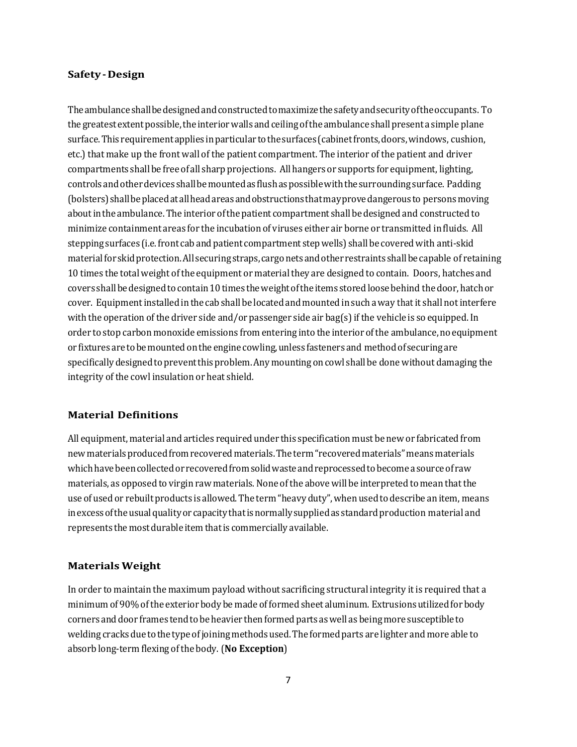### Safety - Design

The ambulance shall be designed and constructed to maximize the safety and security of the occupants. To the greatest extent possible, the interior walls and ceiling of the ambulance shall present a simple plane surface. This requirement applies in particular to the surfaces (cabinet fronts, doors, windows, cushion, etc.) that make up the front wall of the patient compartment. The interior of the patient and driver compartments shall be free of all sharp projections. All hangers or supports for equipment, lighting, controls and other devices shall be mounted as flush as possible with the surrounding surface. Padding (bolsters) shall be placed at all head areas and obstructions that may prove dangerous to persons moving about in the ambulance. The interior of the patient compartment shall be designed and constructed to minimize containment areas for the incubation of viruses either air borne or transmitted in fluids. All stepping surfaces (i.e. front cab and patient compartment step wells) shall be covered with anti-skid material for skid protection. All securing straps, cargo nets and other restraints shall be capable of retaining 10 times the total weight of the equipment or material they are designed to contain. Doors, hatches and covers shall be designed to contain 10 times the weight of the items stored loose behind the door, hatch or cover. Equipment installed in the cab shall be located and mounted in such a way that it shall not interfere with the operation of the driver side and/or passenger side air bag(s) if the vehicle is so equipped. In order to stop carbon monoxide emissions from entering into the interior of the ambulance, no equipment or fixtures are to be mounted on the engine cowling, unless fasteners and method of securing are specifically designed to prevent this problem. Any mounting on cowl shall be done without damaging the integrity of the cowl insulation or heat shield.

### Material Definitions

All equipment, material and articles required under this specification must be new or fabricated from new materials produced from recovered materials. The term "recovered materials" means materials which have been collected or recovered from solid waste and reprocessed to become a source of raw materials, as opposed to virgin raw materials. None of the above will be interpreted to mean that the use of used or rebuilt products is allowed. The term "heavy duty", when used to describe an item, means in excess of the usual quality or capacity that is normally supplied as standard production material and represents the most durable item that is commercially available.

### Materials Weight

In order to maintain the maximum payload without sacrificing structural integrity it is required that a minimum of 90% of the exterior body be made of formed sheet aluminum. Extrusions utilized for body corners and door frames tend to be heavier then formed parts as well as being more susceptible to welding cracks due to the type of joining methods used. The formed parts are lighter and more able to absorb long-term flexing of the body. (**No Exception**)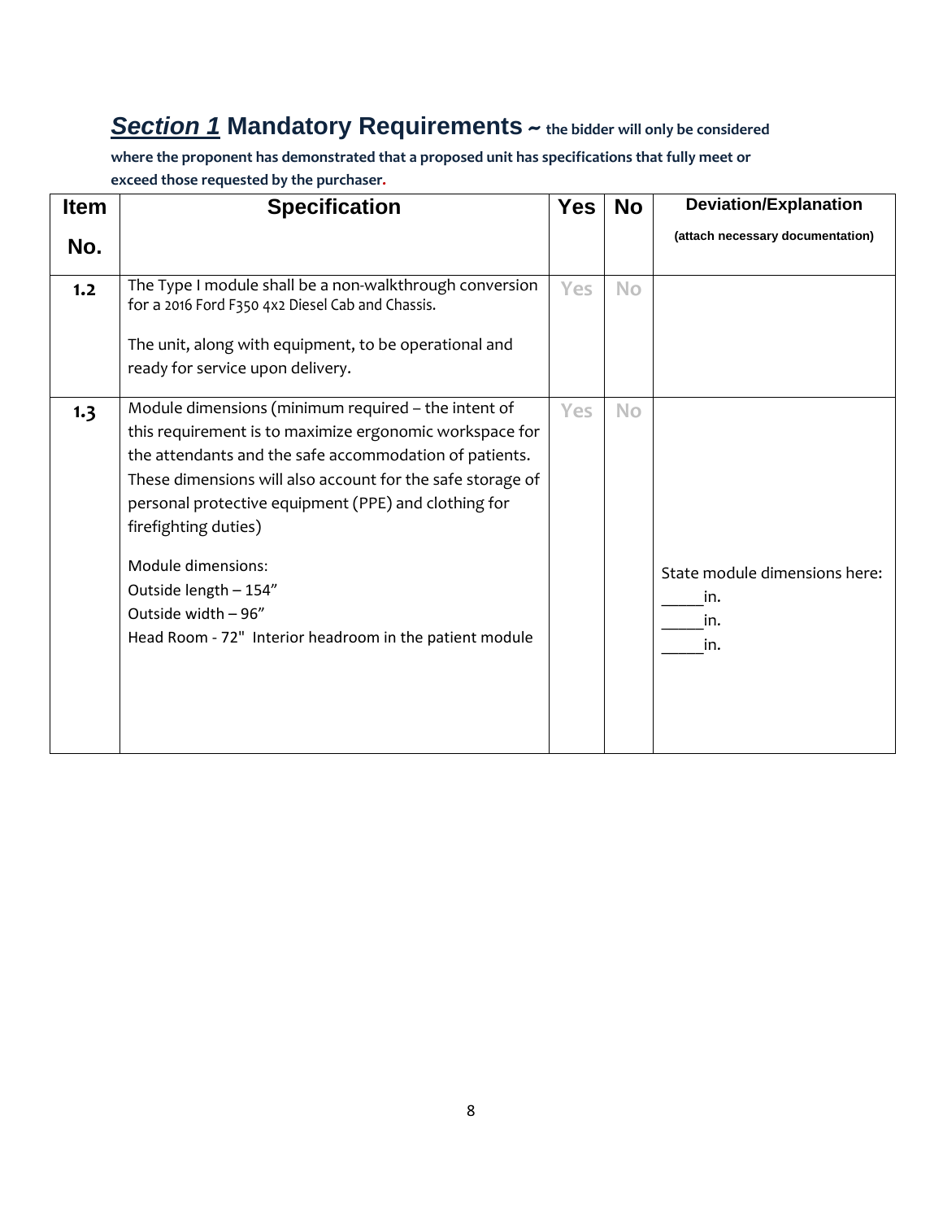## ***Section 1*** Mandatory Requirements ~ **the bidder will only be considered where the proponent has demonstrated that a proposed unit has specifications that fully meet or exceed those requested by the purchaser.**

| Item No. | Specification | Yes | No | Deviation/Explanation (attach necessary documentation) |
|---|---|---|---|---|
| **1.2** | The Type I module shall be a non-walkthrough conversion for a 2016 Ford F350 4x2 Diesel Cab and Chassis.<br><br>The unit, along with equipment, to be operational and ready for service upon delivery. | Yes | No | |
| **1.3** | Module dimensions (minimum required – the intent of this requirement is to maximize ergonomic workspace for the attendants and the safe accommodation of patients. These dimensions will also account for the safe storage of personal protective equipment (PPE) and clothing for firefighting duties)<br><br>Module dimensions:<br>Outside length – 154"<br>Outside width – 96"<br>Head Room - 72" Interior headroom in the patient module | Yes | No | State module dimensions here:<br>_____in.<br>_____in.<br>_____in. |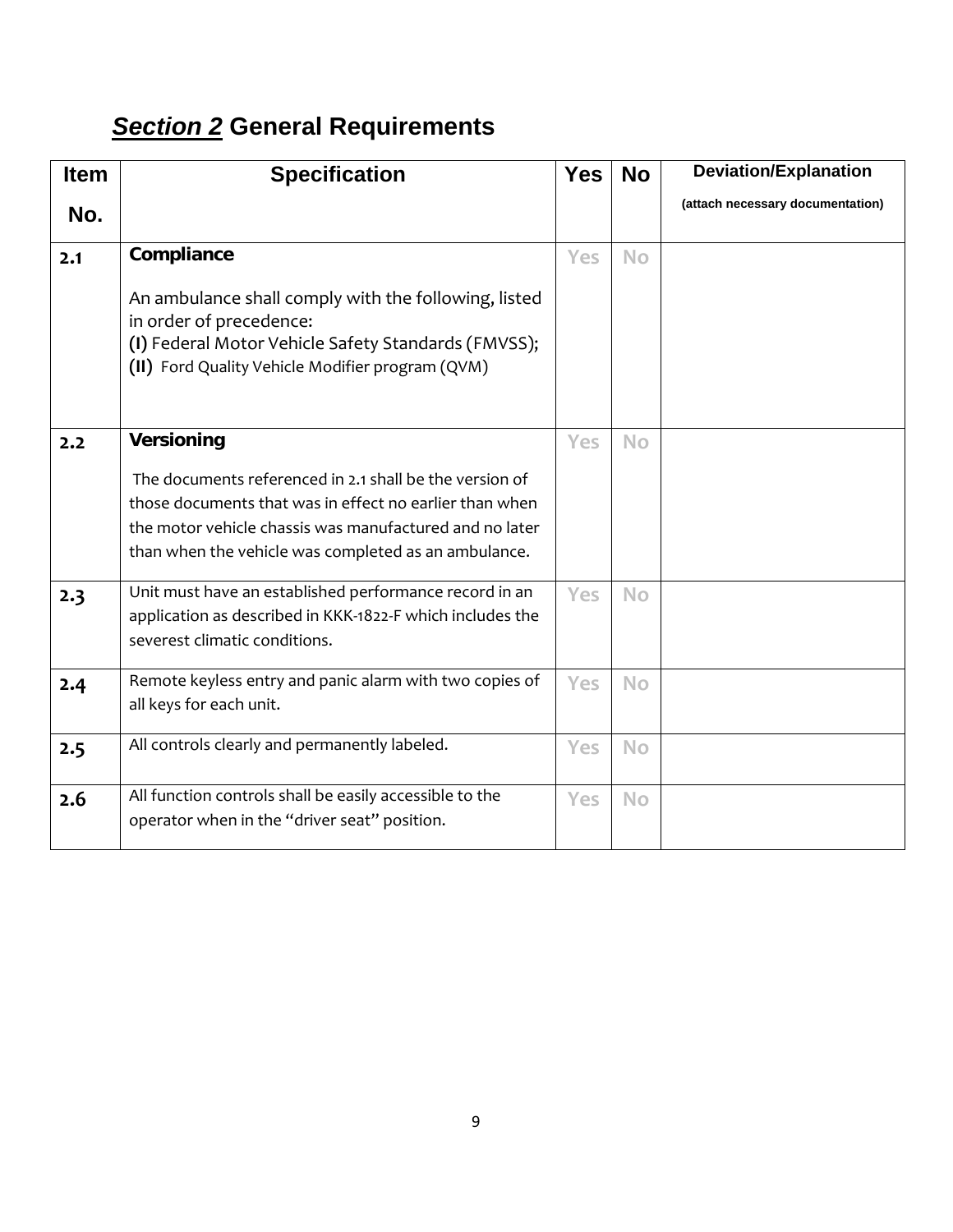# ***Section 2*** General Requirements

| Item No. | Specification | Yes | No | Deviation/Explanation (attach necessary documentation) |
|---|---|---|---|---|
| 2.1 | **Compliance**<br><br>An ambulance shall comply with the following, listed in order of precedence:<br>**(I)** Federal Motor Vehicle Safety Standards (FMVSS);<br>**(II)** Ford Quality Vehicle Modifier program (QVM) | Yes | No | |
| 2.2 | **Versioning**<br><br>The documents referenced in 2.1 shall be the version of those documents that was in effect no earlier than when the motor vehicle chassis was manufactured and no later than when the vehicle was completed as an ambulance. | Yes | No | |
| 2.3 | Unit must have an established performance record in an application as described in KKK-1822-F which includes the severest climatic conditions. | Yes | No | |
| 2.4 | Remote keyless entry and panic alarm with two copies of all keys for each unit. | Yes | No | |
| 2.5 | All controls clearly and permanently labeled. | Yes | No | |
| 2.6 | All function controls shall be easily accessible to the operator when in the "driver seat" position. | Yes | No | |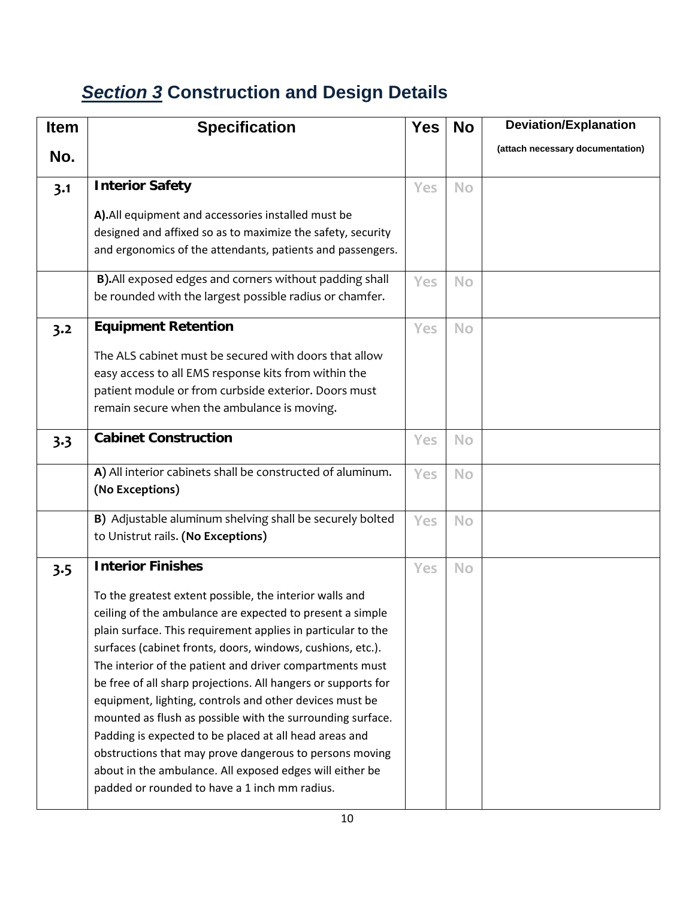## *Section 3* Construction and Design Details

| Item No. | Specification | Yes | No | Deviation/Explanation (attach necessary documentation) |
|---|---|---|---|---|
| 3.1 | **Interior Safety**<br><br>**A).**All equipment and accessories installed must be designed and affixed so as to maximize the safety, security and ergonomics of the attendants, patients and passengers. | Yes | No | |
| | **B).**All exposed edges and corners without padding shall be rounded with the largest possible radius or chamfer. | Yes | No | |
| 3.2 | **Equipment Retention**<br><br>The ALS cabinet must be secured with doors that allow easy access to all EMS response kits from within the patient module or from curbside exterior. Doors must remain secure when the ambulance is moving. | Yes | No | |
| 3.3 | **Cabinet Construction** | Yes | No | |
| | **A)** All interior cabinets shall be constructed of aluminum. **(No Exceptions)** | Yes | No | |
| | **B)** Adjustable aluminum shelving shall be securely bolted to Unistrut rails. **(No Exceptions)** | Yes | No | |
| 3.5 | **Interior Finishes**<br><br>To the greatest extent possible, the interior walls and ceiling of the ambulance are expected to present a simple plain surface. This requirement applies in particular to the surfaces (cabinet fronts, doors, windows, cushions, etc.). The interior of the patient and driver compartments must be free of all sharp projections. All hangers or supports for equipment, lighting, controls and other devices must be mounted as flush as possible with the surrounding surface. Padding is expected to be placed at all head areas and obstructions that may prove dangerous to persons moving about in the ambulance. All exposed edges will either be padded or rounded to have a 1 inch mm radius. | Yes | No | |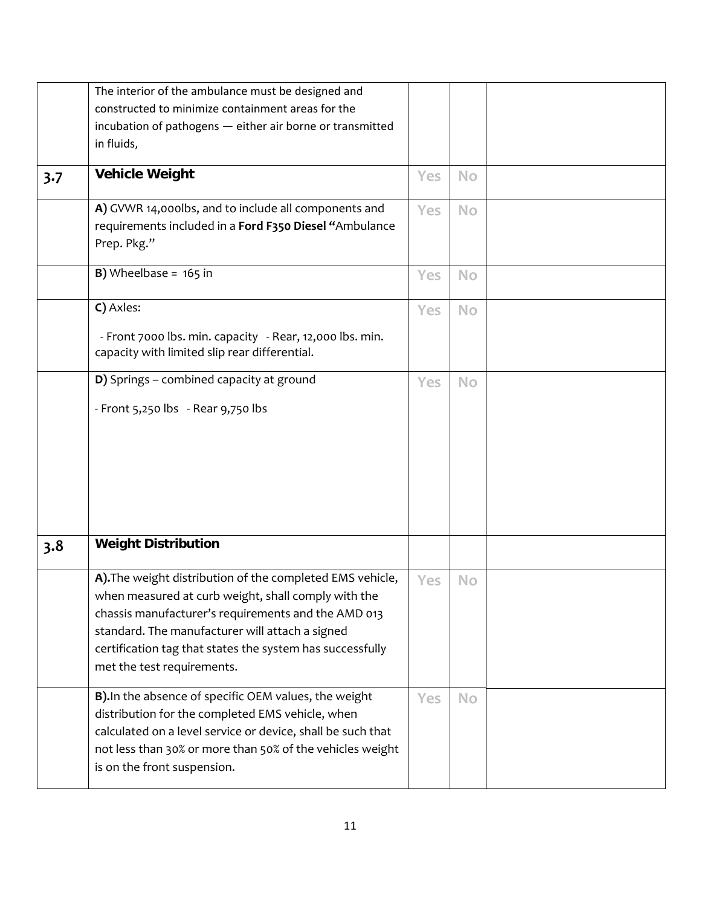| | | | | |
|---|---|---|---|---|
| | The interior of the ambulance must be designed and constructed to minimize containment areas for the incubation of pathogens — either air borne or transmitted in fluids, | | | |
| 3.7 | **Vehicle Weight** | Yes | No | |
| | **A)** GVWR 14,000lbs, and to include all components and requirements included in a **Ford F350 Diesel "**Ambulance Prep. Pkg." | Yes | No | |
| | **B)** Wheelbase = 165 in | Yes | No | |
| | **C)** Axles:<br><br>- Front 7000 lbs. min. capacity - Rear, 12,000 lbs. min. capacity with limited slip rear differential. | Yes | No | |
| | **D)** Springs – combined capacity at ground<br><br>- Front 5,250 lbs - Rear 9,750 lbs | Yes | No | |
| 3.8 | **Weight Distribution** | | | |
| | **A).**The weight distribution of the completed EMS vehicle, when measured at curb weight, shall comply with the chassis manufacturer's requirements and the AMD 013 standard. The manufacturer will attach a signed certification tag that states the system has successfully met the test requirements. | Yes | No | |
| | **B).**In the absence of specific OEM values, the weight distribution for the completed EMS vehicle, when calculated on a level service or device, shall be such that not less than 30% or more than 50% of the vehicles weight is on the front suspension. | Yes | No | |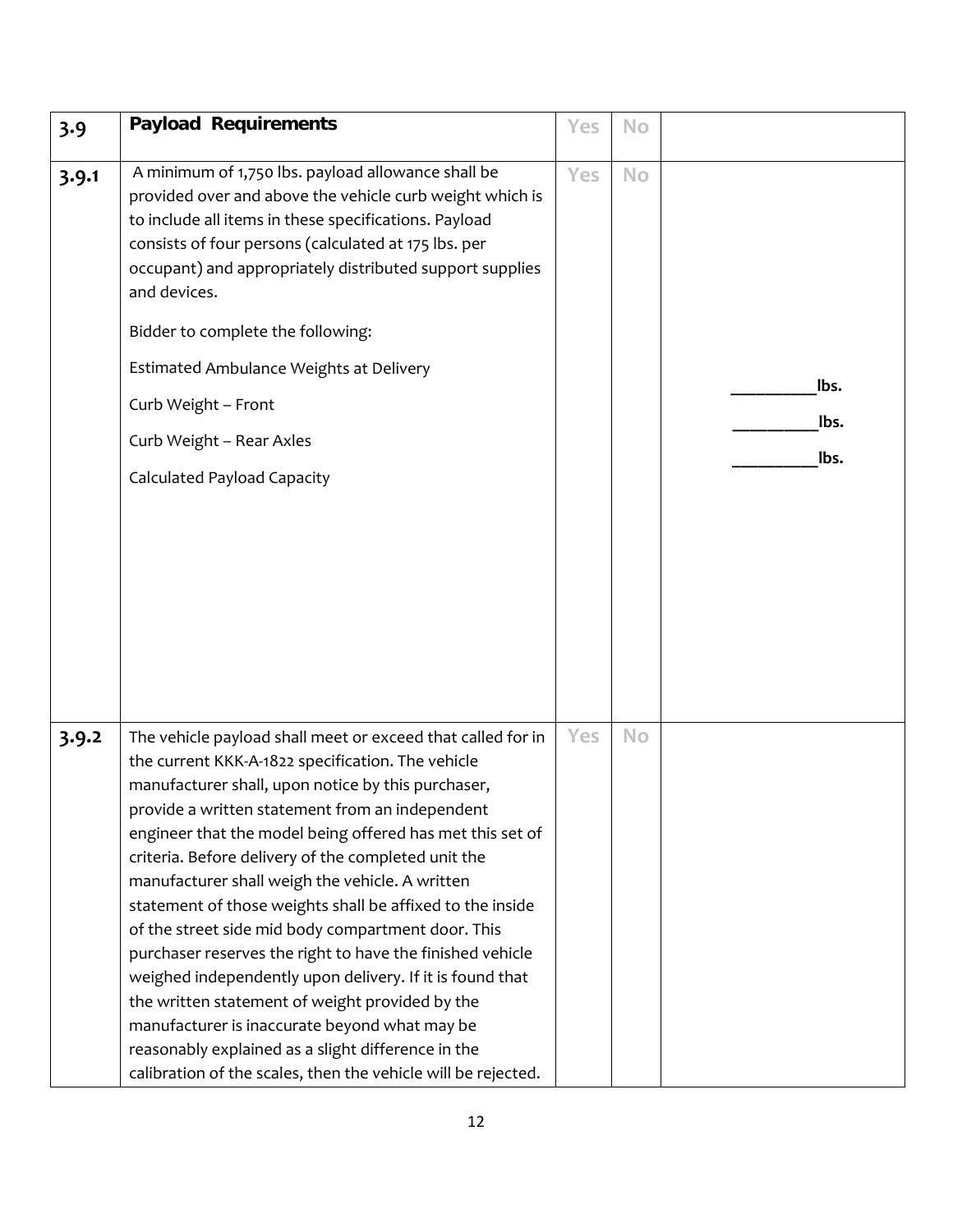| 3.9 | **Payload Requirements** | Yes | No | |
|---|---|---|---|---|
| 3.9.1 | A minimum of 1,750 lbs. payload allowance shall be provided over and above the vehicle curb weight which is to include all items in these specifications. Payload consists of four persons (calculated at 175 lbs. per occupant) and appropriately distributed support supplies and devices.<br><br>Bidder to complete the following:<br><br>Estimated Ambulance Weights at Delivery<br><br>Curb Weight – Front<br><br>Curb Weight – Rear Axles<br><br>Calculated Payload Capacity | Yes | No | **__________lbs.**<br><br>**__________lbs.**<br><br>**__________lbs.** |
| 3.9.2 | The vehicle payload shall meet or exceed that called for in the current KKK-A-1822 specification. The vehicle manufacturer shall, upon notice by this purchaser, provide a written statement from an independent engineer that the model being offered has met this set of criteria. Before delivery of the completed unit the manufacturer shall weigh the vehicle. A written statement of those weights shall be affixed to the inside of the street side mid body compartment door. This purchaser reserves the right to have the finished vehicle weighed independently upon delivery. If it is found that the written statement of weight provided by the manufacturer is inaccurate beyond what may be reasonably explained as a slight difference in the calibration of the scales, then the vehicle will be rejected. | Yes | No | |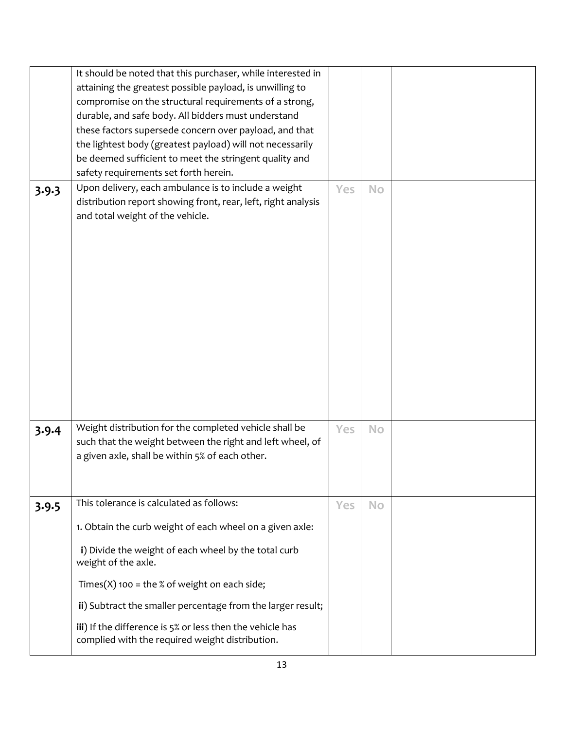| | | | | |
|---|---|---|---|---|
| | It should be noted that this purchaser, while interested in attaining the greatest possible payload, is unwilling to compromise on the structural requirements of a strong, durable, and safe body. All bidders must understand these factors supersede concern over payload, and that the lightest body (greatest payload) will not necessarily be deemed sufficient to meet the stringent quality and safety requirements set forth herein. | | | |
| **3.9.3** | Upon delivery, each ambulance is to include a weight distribution report showing front, rear, left, right analysis and total weight of the vehicle. | Yes | No | |
| **3.9.4** | Weight distribution for the completed vehicle shall be such that the weight between the right and left wheel, of a given axle, shall be within 5% of each other. | Yes | No | |
| **3.9.5** | This tolerance is calculated as follows:<br><br>1. Obtain the curb weight of each wheel on a given axle:<br><br>**i**) Divide the weight of each wheel by the total curb weight of the axle.<br><br>Times(X) 100 = the % of weight on each side;<br><br>**ii**) Subtract the smaller percentage from the larger result;<br><br>**iii**) If the difference is 5% or less then the vehicle has complied with the required weight distribution. | Yes | No | |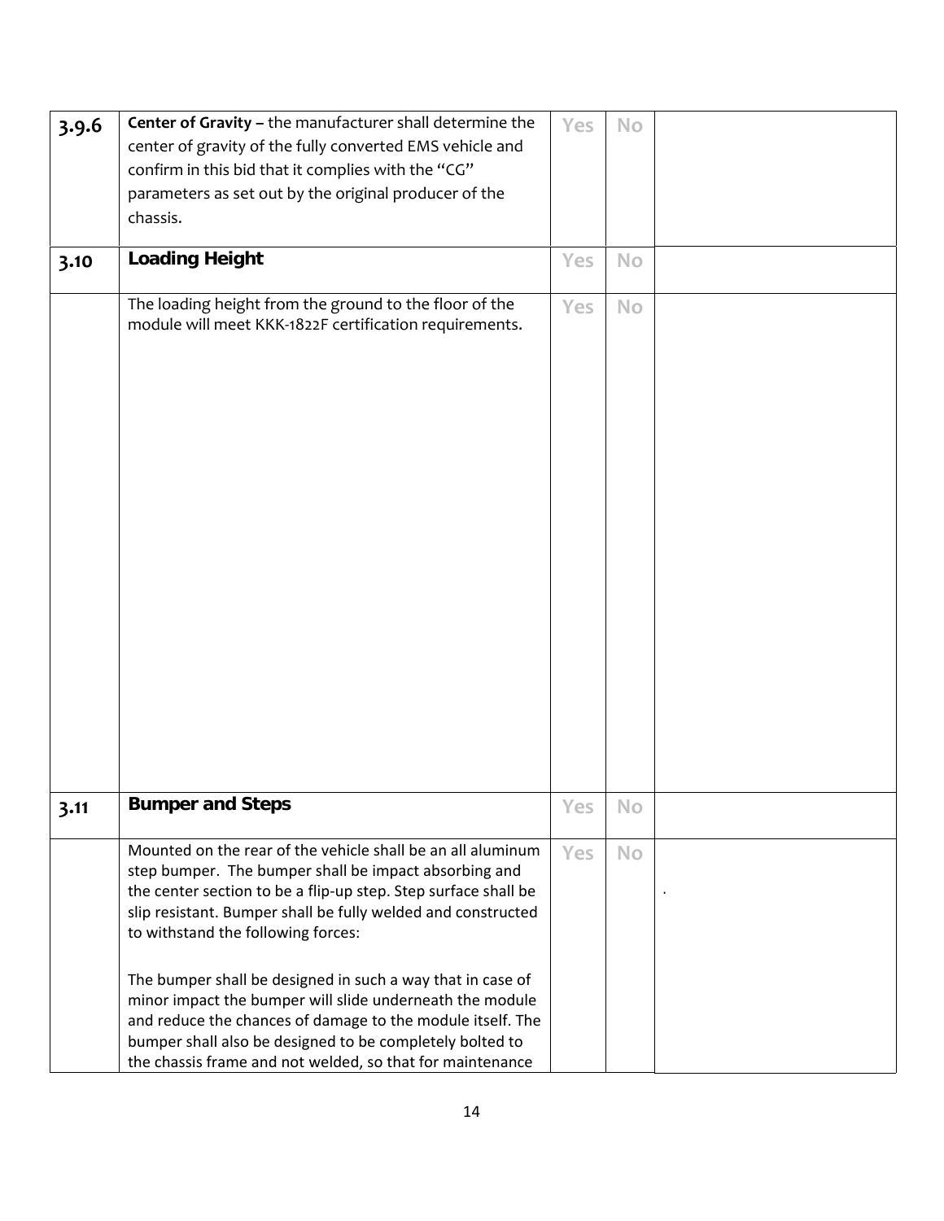| | | | | |
|---|---|---|---|---|
| **3.9.6** | **Center of Gravity –** the manufacturer shall determine the center of gravity of the fully converted EMS vehicle and confirm in this bid that it complies with the "CG" parameters as set out by the original producer of the chassis. | Yes | No | |
| **3.10** | **Loading Height** | Yes | No | |
| | The loading height from the ground to the floor of the module will meet KKK-1822F certification requirements. | Yes | No | |
| **3.11** | **Bumper and Steps** | Yes | No | |
| | Mounted on the rear of the vehicle shall be an all aluminum step bumper. The bumper shall be impact absorbing and the center section to be a flip-up step. Step surface shall be slip resistant. Bumper shall be fully welded and constructed to withstand the following forces:<br><br>The bumper shall be designed in such a way that in case of minor impact the bumper will slide underneath the module and reduce the chances of damage to the module itself. The bumper shall also be designed to be completely bolted to the chassis frame and not welded, so that for maintenance | Yes | No | . |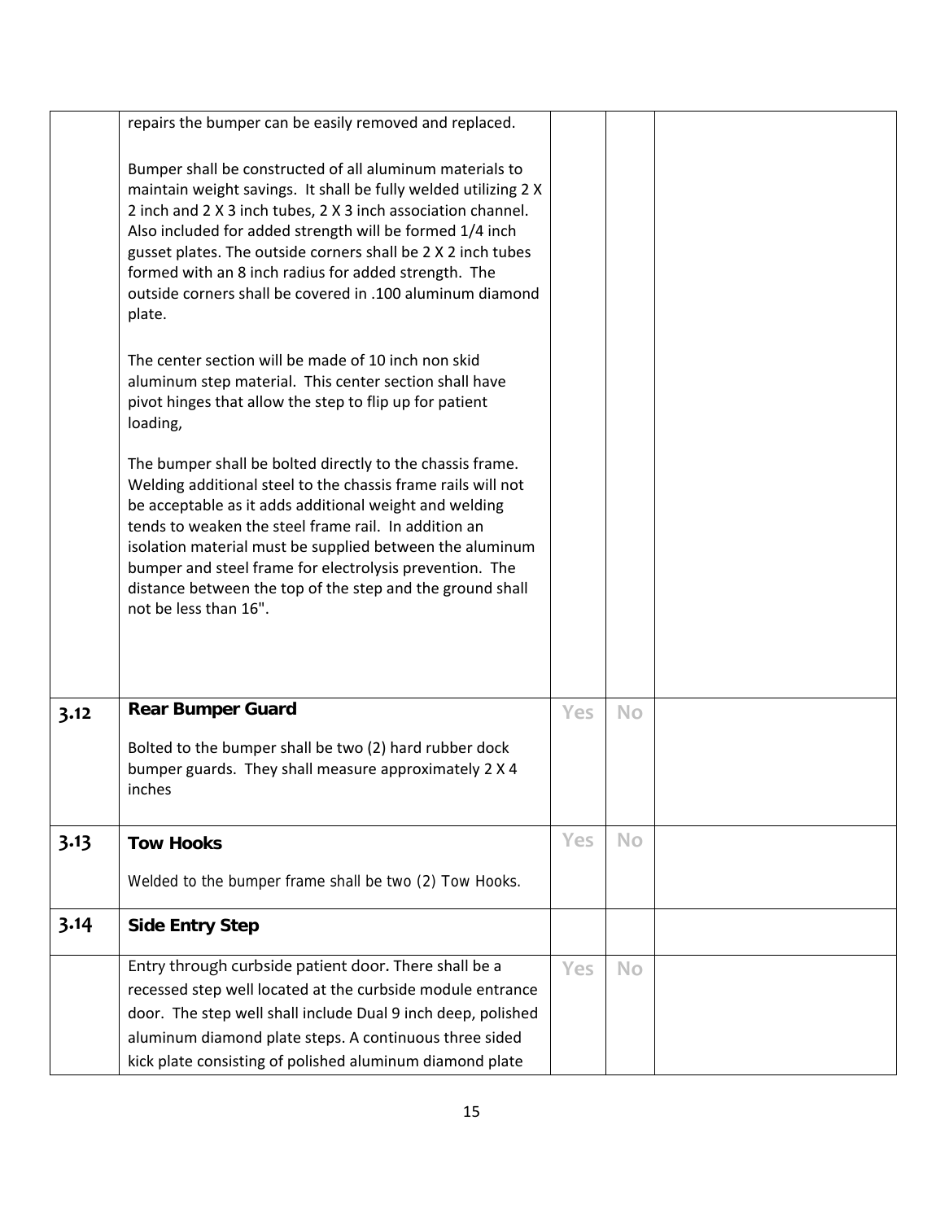| | | | | |
|---|---|---|---|---|
| | repairs the bumper can be easily removed and replaced.<br><br>Bumper shall be constructed of all aluminum materials to maintain weight savings. It shall be fully welded utilizing 2 X 2 inch and 2 X 3 inch tubes, 2 X 3 inch association channel. Also included for added strength will be formed 1/4 inch gusset plates. The outside corners shall be 2 X 2 inch tubes formed with an 8 inch radius for added strength. The outside corners shall be covered in .100 aluminum diamond plate.<br><br>The center section will be made of 10 inch non skid aluminum step material. This center section shall have pivot hinges that allow the step to flip up for patient loading,<br><br>The bumper shall be bolted directly to the chassis frame. Welding additional steel to the chassis frame rails will not be acceptable as it adds additional weight and welding tends to weaken the steel frame rail. In addition an isolation material must be supplied between the aluminum bumper and steel frame for electrolysis prevention. The distance between the top of the step and the ground shall not be less than 16". | | | |
| 3.12 | **Rear Bumper Guard**<br><br>Bolted to the bumper shall be two (2) hard rubber dock bumper guards. They shall measure approximately 2 X 4 inches | Yes | No | |
| 3.13 | **Tow Hooks**<br><br>Welded to the bumper frame shall be two (2) Tow Hooks. | Yes | No | |
| 3.14 | **Side Entry Step** | | | |
| | Entry through curbside patient door. There shall be a recessed step well located at the curbside module entrance door. The step well shall include Dual 9 inch deep, polished aluminum diamond plate steps. A continuous three sided kick plate consisting of polished aluminum diamond plate | Yes | No | |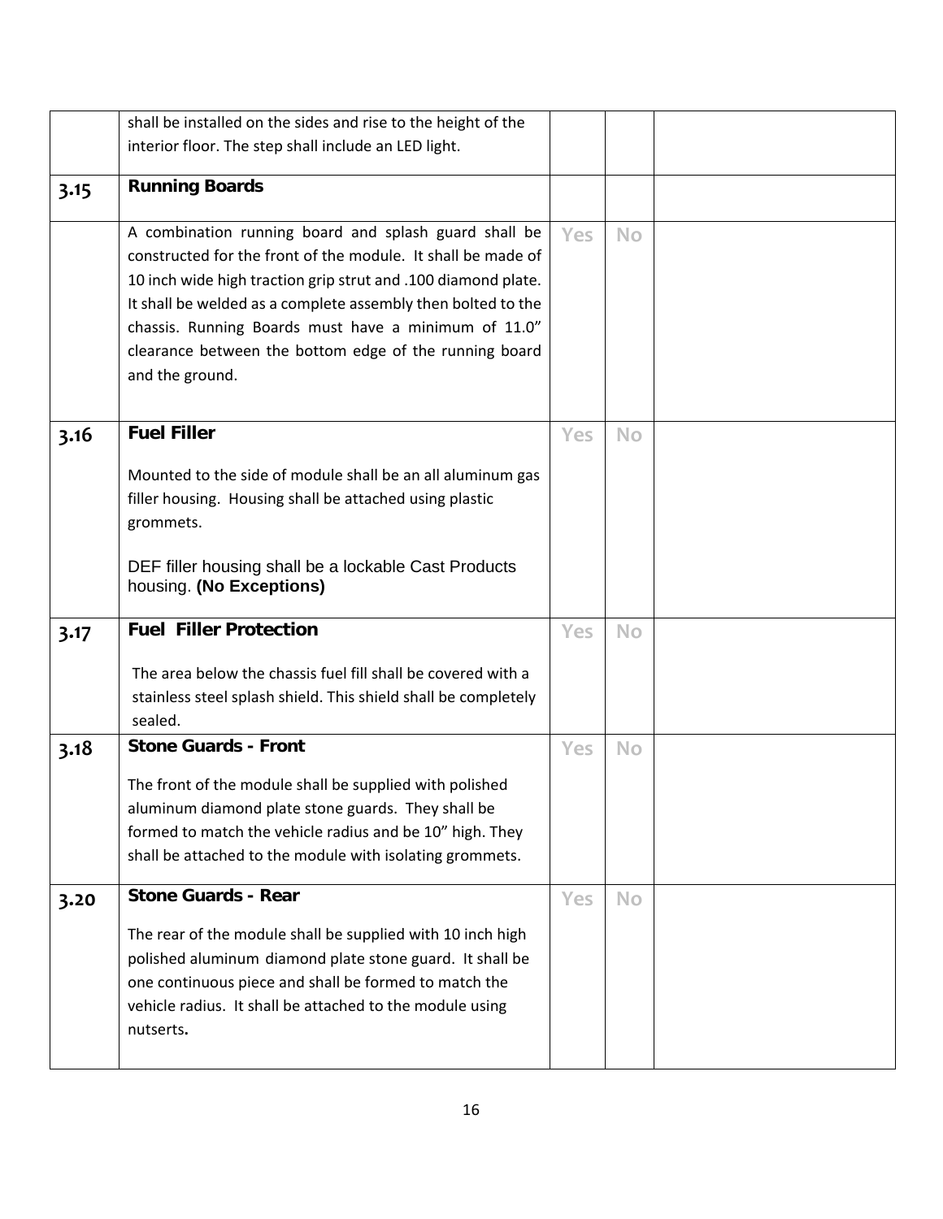| | | | | |
|---|---|---|---|---|
| | shall be installed on the sides and rise to the height of the interior floor. The step shall include an LED light. | | | |
| 3.15 | **Running Boards** | | | |
| | A combination running board and splash guard shall be constructed for the front of the module. It shall be made of 10 inch wide high traction grip strut and .100 diamond plate. It shall be welded as a complete assembly then bolted to the chassis. Running Boards must have a minimum of 11.0" clearance between the bottom edge of the running board and the ground. | Yes | No | |
| 3.16 | **Fuel Filler**<br><br>Mounted to the side of module shall be an all aluminum gas filler housing. Housing shall be attached using plastic grommets.<br><br>DEF filler housing shall be a lockable Cast Products housing. **(No Exceptions)** | Yes | No | |
| 3.17 | **Fuel Filler Protection**<br><br>The area below the chassis fuel fill shall be covered with a stainless steel splash shield. This shield shall be completely sealed. | Yes | No | |
| 3.18 | **Stone Guards - Front**<br><br>The front of the module shall be supplied with polished aluminum diamond plate stone guards. They shall be formed to match the vehicle radius and be 10" high. They shall be attached to the module with isolating grommets. | Yes | No | |
| 3.20 | **Stone Guards - Rear**<br><br>The rear of the module shall be supplied with 10 inch high polished aluminum diamond plate stone guard. It shall be one continuous piece and shall be formed to match the vehicle radius. It shall be attached to the module using nutserts**.** | Yes | No | |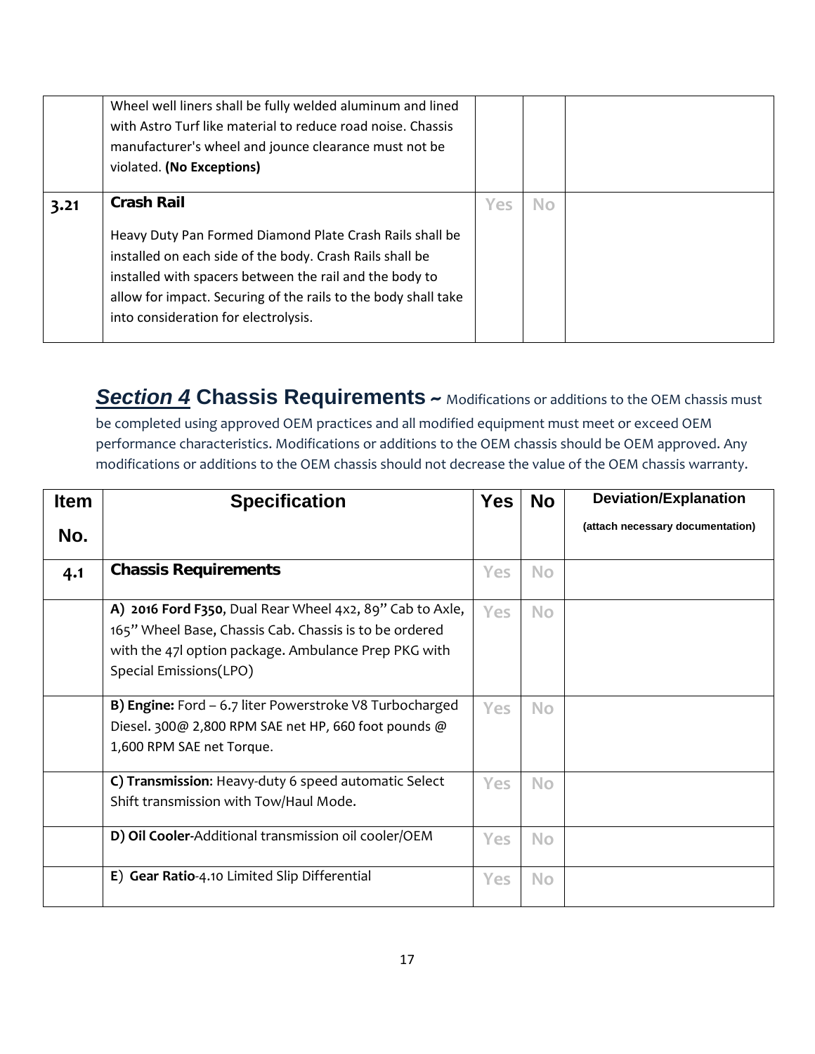| | | | | |
|---|---|---|---|---|
| | Wheel well liners shall be fully welded aluminum and lined with Astro Turf like material to reduce road noise. Chassis manufacturer's wheel and jounce clearance must not be violated. **(No Exceptions)** | | | |
| **3.21** | **Crash Rail**<br><br>Heavy Duty Pan Formed Diamond Plate Crash Rails shall be installed on each side of the body. Crash Rails shall be installed with spacers between the rail and the body to allow for impact. Securing of the rails to the body shall take into consideration for electrolysis. | Yes | No | |

## ***Section 4*** **Chassis Requirements ~** Modifications or additions to the OEM chassis must be completed using approved OEM practices and all modified equipment must meet or exceed OEM performance characteristics. Modifications or additions to the OEM chassis should be OEM approved. Any modifications or additions to the OEM chassis should not decrease the value of the OEM chassis warranty.

| Item No. | Specification | Yes | No | Deviation/Explanation (attach necessary documentation) |
|---|---|---|---|---|
| **4.1** | **Chassis Requirements** | Yes | No | |
| | **A) 2016 Ford F350**, Dual Rear Wheel 4x2, 89" Cab to Axle, 165" Wheel Base, Chassis Cab. Chassis is to be ordered with the 47l option package. Ambulance Prep PKG with Special Emissions(LPO) | Yes | No | |
| | **B) Engine:** Ford – 6.7 liter Powerstroke V8 Turbocharged Diesel. 300@ 2,800 RPM SAE net HP, 660 foot pounds @ 1,600 RPM SAE net Torque. | Yes | No | |
| | **C) Transmission**: Heavy-duty 6 speed automatic Select Shift transmission with Tow/Haul Mode. | Yes | No | |
| | **D) Oil Cooler**-Additional transmission oil cooler/OEM | Yes | No | |
| | **E) Gear Ratio**-4.10 Limited Slip Differential | Yes | No | |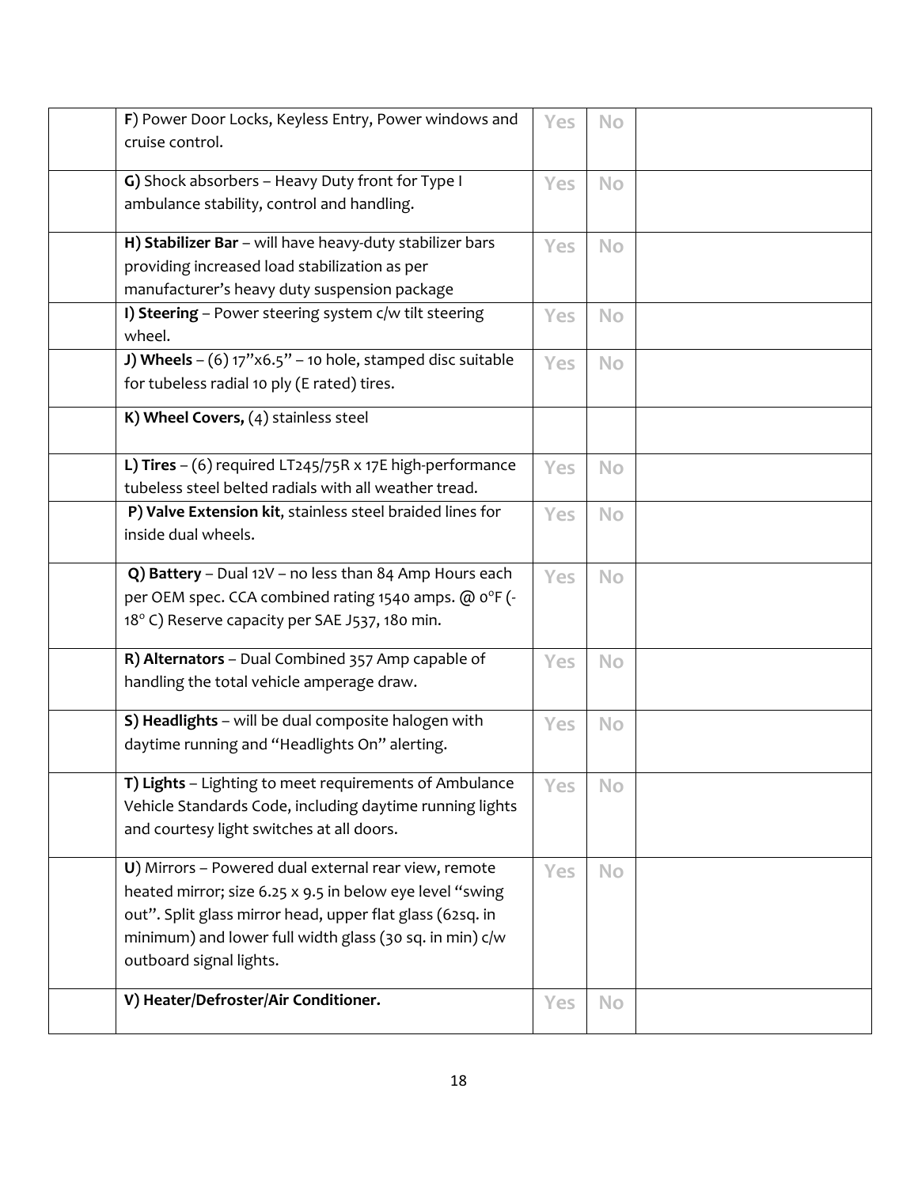| | | | | |
|---|---|---|---|---|
| | **F**) Power Door Locks, Keyless Entry, Power windows and cruise control. | Yes | No | |
| | **G)** Shock absorbers – Heavy Duty front for Type I ambulance stability, control and handling. | Yes | No | |
| | **H) Stabilizer Bar** – will have heavy-duty stabilizer bars providing increased load stabilization as per manufacturer's heavy duty suspension package | Yes | No | |
| | **I) Steering** – Power steering system c/w tilt steering wheel. | Yes | No | |
| | **J) Wheels** – (6) 17"x6.5" – 10 hole, stamped disc suitable for tubeless radial 10 ply (E rated) tires. | Yes | No | |
| | **K) Wheel Covers,** (4) stainless steel | | | |
| | **L) Tires** – (6) required LT245/75R x 17E high-performance tubeless steel belted radials with all weather tread. | Yes | No | |
| | **P) Valve Extension kit**, stainless steel braided lines for inside dual wheels. | Yes | No | |
| | **Q) Battery** – Dual 12V – no less than 84 Amp Hours each per OEM spec. CCA combined rating 1540 amps. @ 0°F (-18° C) Reserve capacity per SAE J537, 180 min. | Yes | No | |
| | **R) Alternators** – Dual Combined 357 Amp capable of handling the total vehicle amperage draw. | Yes | No | |
| | **S) Headlights** – will be dual composite halogen with daytime running and "Headlights On" alerting. | Yes | No | |
| | **T) Lights** – Lighting to meet requirements of Ambulance Vehicle Standards Code, including daytime running lights and courtesy light switches at all doors. | Yes | No | |
| | **U**) Mirrors – Powered dual external rear view, remote heated mirror; size 6.25 x 9.5 in below eye level "swing out". Split glass mirror head, upper flat glass (62sq. in minimum) and lower full width glass (30 sq. in min) c/w outboard signal lights. | Yes | No | |
| | **V) Heater/Defroster/Air Conditioner.** | Yes | No | |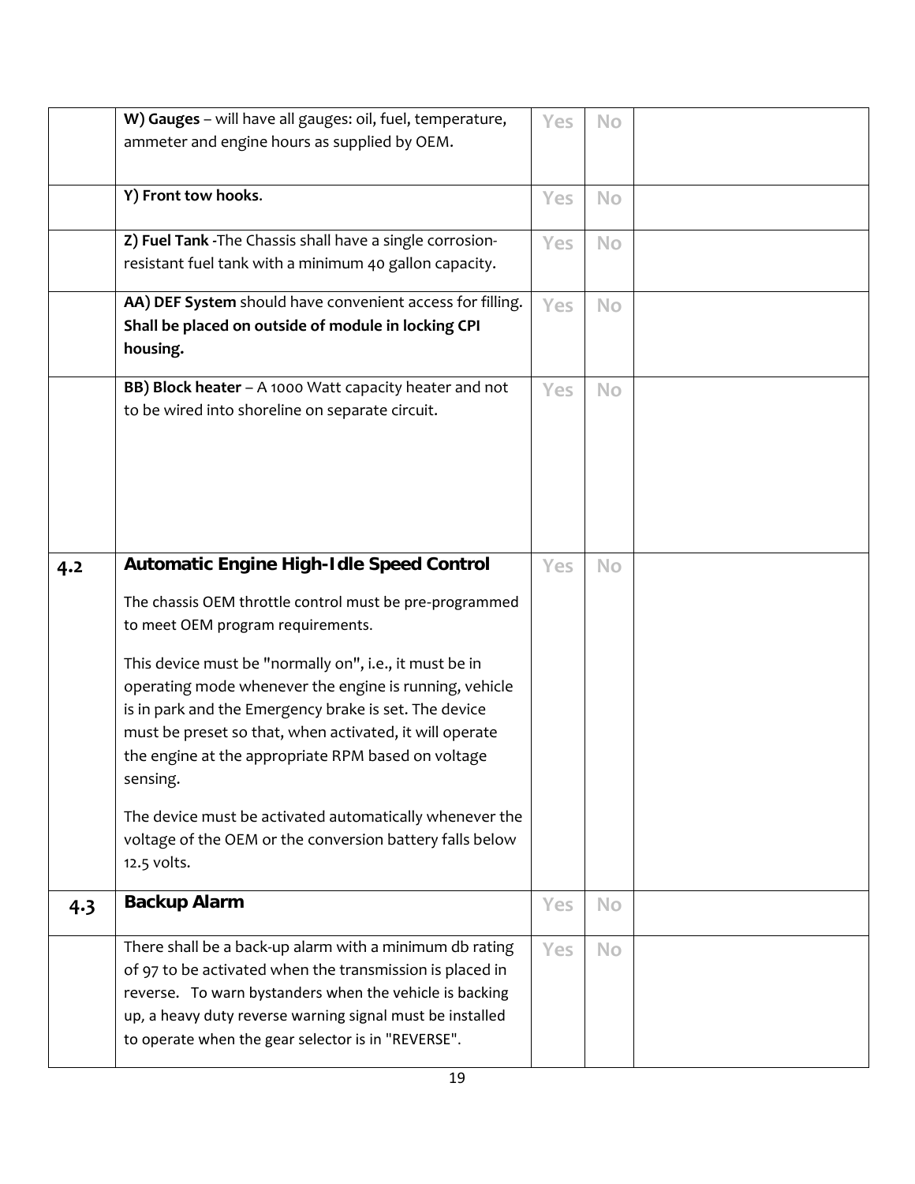| | | | | |
|---|---|---|---|---|
| | **W) Gauges** – will have all gauges: oil, fuel, temperature, ammeter and engine hours as supplied by OEM. | Yes | No | |
| | **Y) Front tow hooks**. | Yes | No | |
| | **Z) Fuel Tank** -The Chassis shall have a single corrosion-resistant fuel tank with a minimum 40 gallon capacity. | Yes | No | |
| | **AA) DEF System** should have convenient access for filling. **Shall be placed on outside of module in locking CPI housing.** | Yes | No | |
| | **BB) Block heater** – A 1000 Watt capacity heater and not to be wired into shoreline on separate circuit. | Yes | No | |
| **4.2** | **Automatic Engine High-Idle Speed Control**<br><br>The chassis OEM throttle control must be pre-programmed to meet OEM program requirements.<br><br>This device must be "normally on", i.e., it must be in operating mode whenever the engine is running, vehicle is in park and the Emergency brake is set. The device must be preset so that, when activated, it will operate the engine at the appropriate RPM based on voltage sensing.<br><br>The device must be activated automatically whenever the voltage of the OEM or the conversion battery falls below 12.5 volts. | Yes | No | |
| **4.3** | **Backup Alarm** | Yes | No | |
| | There shall be a back-up alarm with a minimum db rating of 97 to be activated when the transmission is placed in reverse. To warn bystanders when the vehicle is backing up, a heavy duty reverse warning signal must be installed to operate when the gear selector is in "REVERSE". | Yes | No | |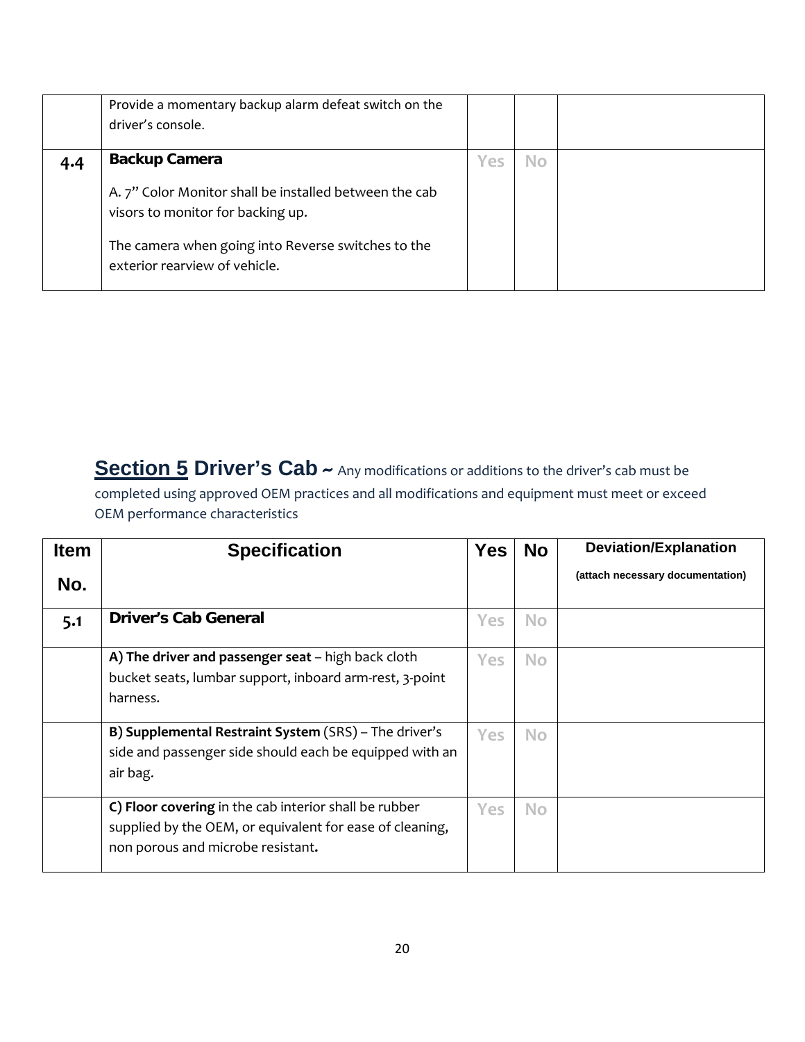| | | | | |
|---|---|---|---|---|
| | Provide a momentary backup alarm defeat switch on the driver's console. | | | |
| 4.4 | **Backup Camera**<br><br>A. 7" Color Monitor shall be installed between the cab visors to monitor for backing up.<br><br>The camera when going into Reverse switches to the exterior rearview of vehicle. | Yes | No | |

## Section 5 Driver's Cab ~ Any modifications or additions to the driver's cab must be completed using approved OEM practices and all modifications and equipment must meet or exceed OEM performance characteristics

| Item No. | Specification | Yes | No | Deviation/Explanation (attach necessary documentation) |
|---|---|---|---|---|
| 5.1 | **Driver's Cab General** | Yes | No | |
| | **A) The driver and passenger seat** – high back cloth bucket seats, lumbar support, inboard arm-rest, 3-point harness. | Yes | No | |
| | **B) Supplemental Restraint System** (SRS) – The driver's side and passenger side should each be equipped with an air bag. | Yes | No | |
| | **C) Floor covering** in the cab interior shall be rubber supplied by the OEM, or equivalent for ease of cleaning, non porous and microbe resistant**.** | Yes | No | |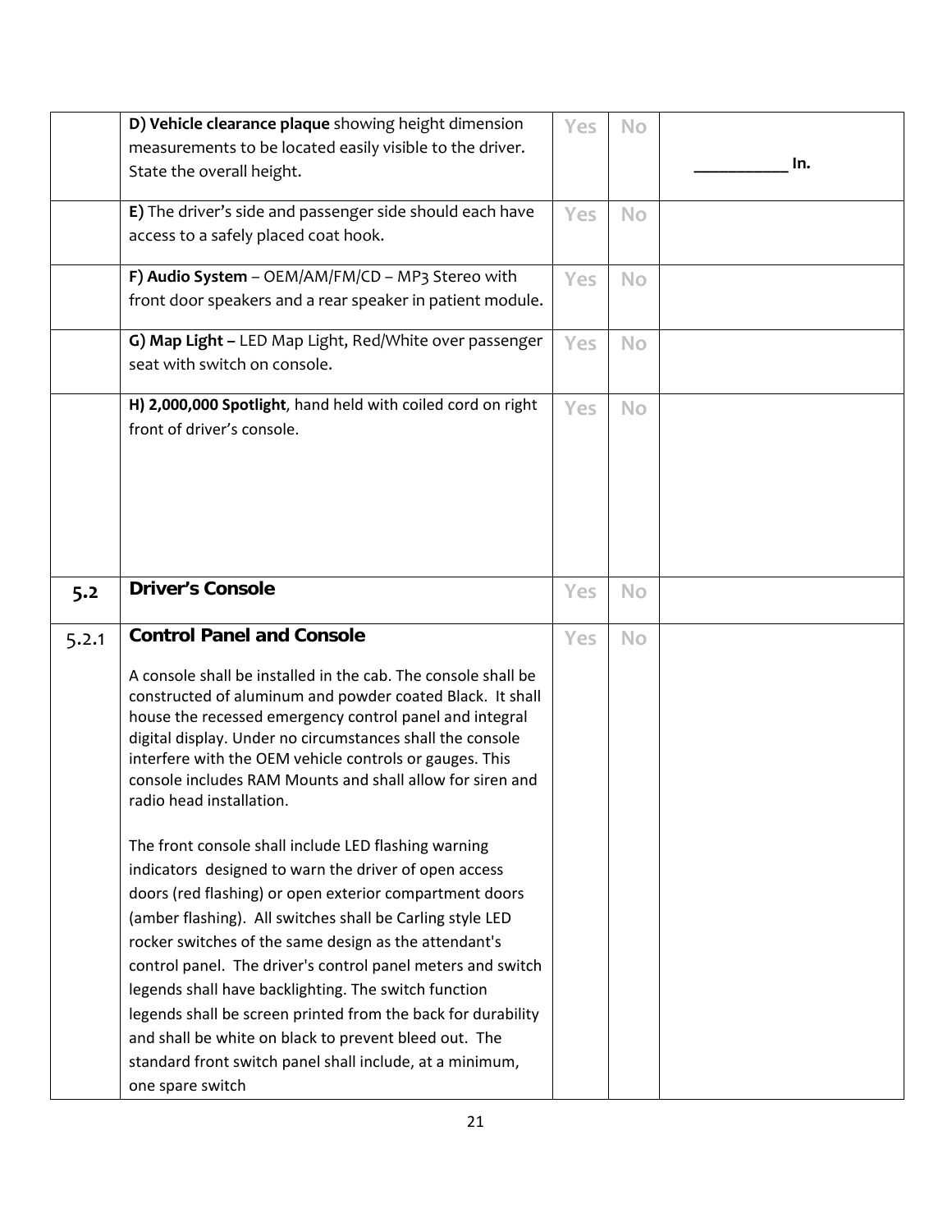| | | | | |
|---|---|---|---|---|
| | **D) Vehicle clearance plaque** showing height dimension measurements to be located easily visible to the driver. State the overall height. | Yes | No | ___________ In. |
| | **E)** The driver's side and passenger side should each have access to a safely placed coat hook. | Yes | No | |
| | **F) Audio System** – OEM/AM/FM/CD – MP3 Stereo with front door speakers and a rear speaker in patient module. | Yes | No | |
| | **G) Map Light –** LED Map Light, Red/White over passenger seat with switch on console. | Yes | No | |
| | **H) 2,000,000 Spotlight**, hand held with coiled cord on right front of driver's console. | Yes | No | |
| **5.2** | **Driver's Console** | Yes | No | |
| 5.2.1 | **Control Panel and Console**<br><br>A console shall be installed in the cab. The console shall be constructed of aluminum and powder coated Black. It shall house the recessed emergency control panel and integral digital display. Under no circumstances shall the console interfere with the OEM vehicle controls or gauges. This console includes RAM Mounts and shall allow for siren and radio head installation.<br><br>The front console shall include LED flashing warning indicators designed to warn the driver of open access doors (red flashing) or open exterior compartment doors (amber flashing). All switches shall be Carling style LED rocker switches of the same design as the attendant's control panel. The driver's control panel meters and switch legends shall have backlighting. The switch function legends shall be screen printed from the back for durability and shall be white on black to prevent bleed out. The standard front switch panel shall include, at a minimum, one spare switch | Yes | No | |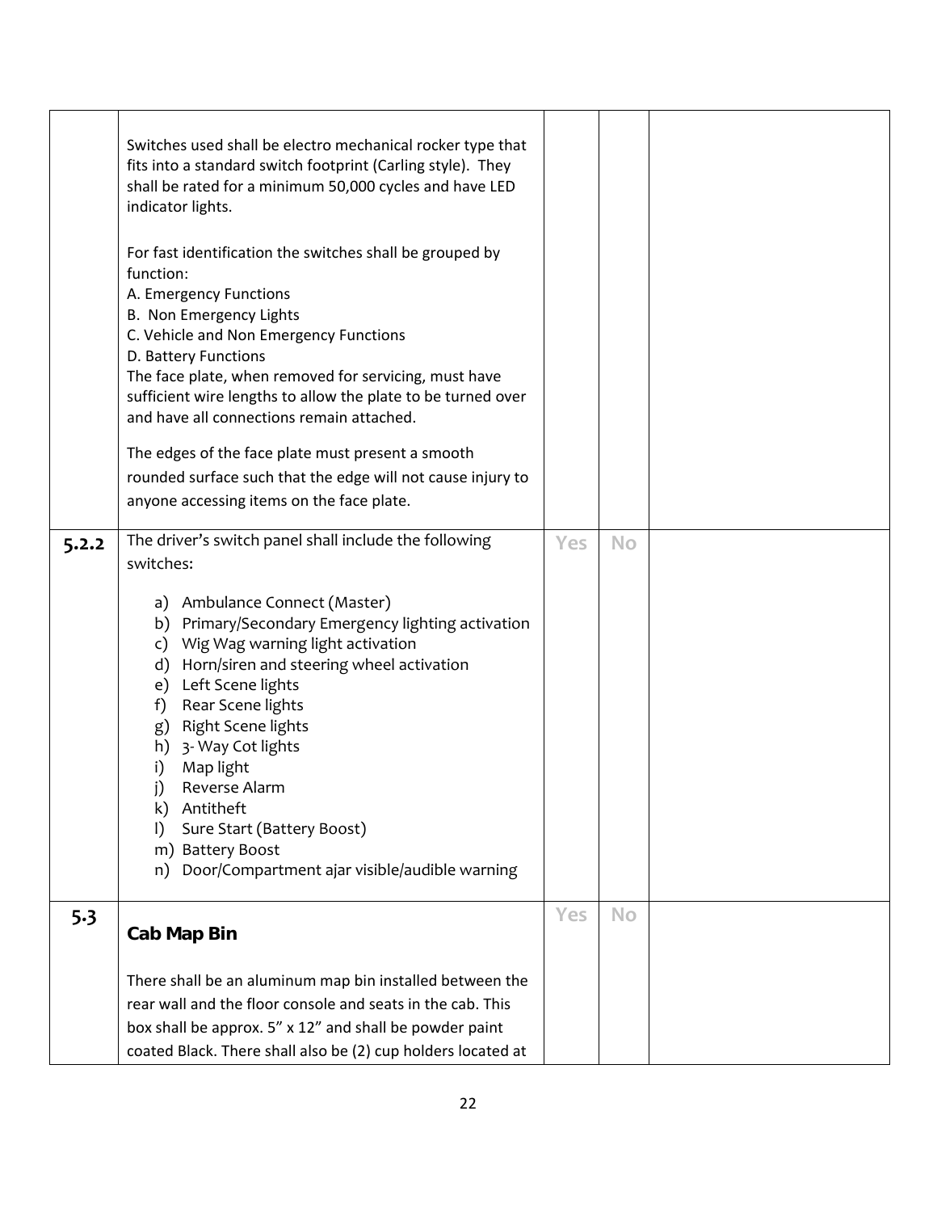| | | | | |
|---|---|---|---|---|
| | Switches used shall be electro mechanical rocker type that fits into a standard switch footprint (Carling style). They shall be rated for a minimum 50,000 cycles and have LED indicator lights.<br><br>For fast identification the switches shall be grouped by function:<br>A. Emergency Functions<br>B. Non Emergency Lights<br>C. Vehicle and Non Emergency Functions<br>D. Battery Functions<br>The face plate, when removed for servicing, must have sufficient wire lengths to allow the plate to be turned over and have all connections remain attached.<br><br>The edges of the face plate must present a smooth rounded surface such that the edge will not cause injury to anyone accessing items on the face plate. | | | |
| **5.2.2** | The driver's switch panel shall include the following switches:<br><br>a) Ambulance Connect (Master)<br>b) Primary/Secondary Emergency lighting activation<br>c) Wig Wag warning light activation<br>d) Horn/siren and steering wheel activation<br>e) Left Scene lights<br>f) Rear Scene lights<br>g) Right Scene lights<br>h) 3- Way Cot lights<br>i) Map light<br>j) Reverse Alarm<br>k) Antitheft<br>l) Sure Start (Battery Boost)<br>m) Battery Boost<br>n) Door/Compartment ajar visible/audible warning | Yes | No | |
| **5.3** | **Cab Map Bin**<br><br>There shall be an aluminum map bin installed between the rear wall and the floor console and seats in the cab. This box shall be approx. 5" x 12" and shall be powder paint coated Black. There shall also be (2) cup holders located at | Yes | No | |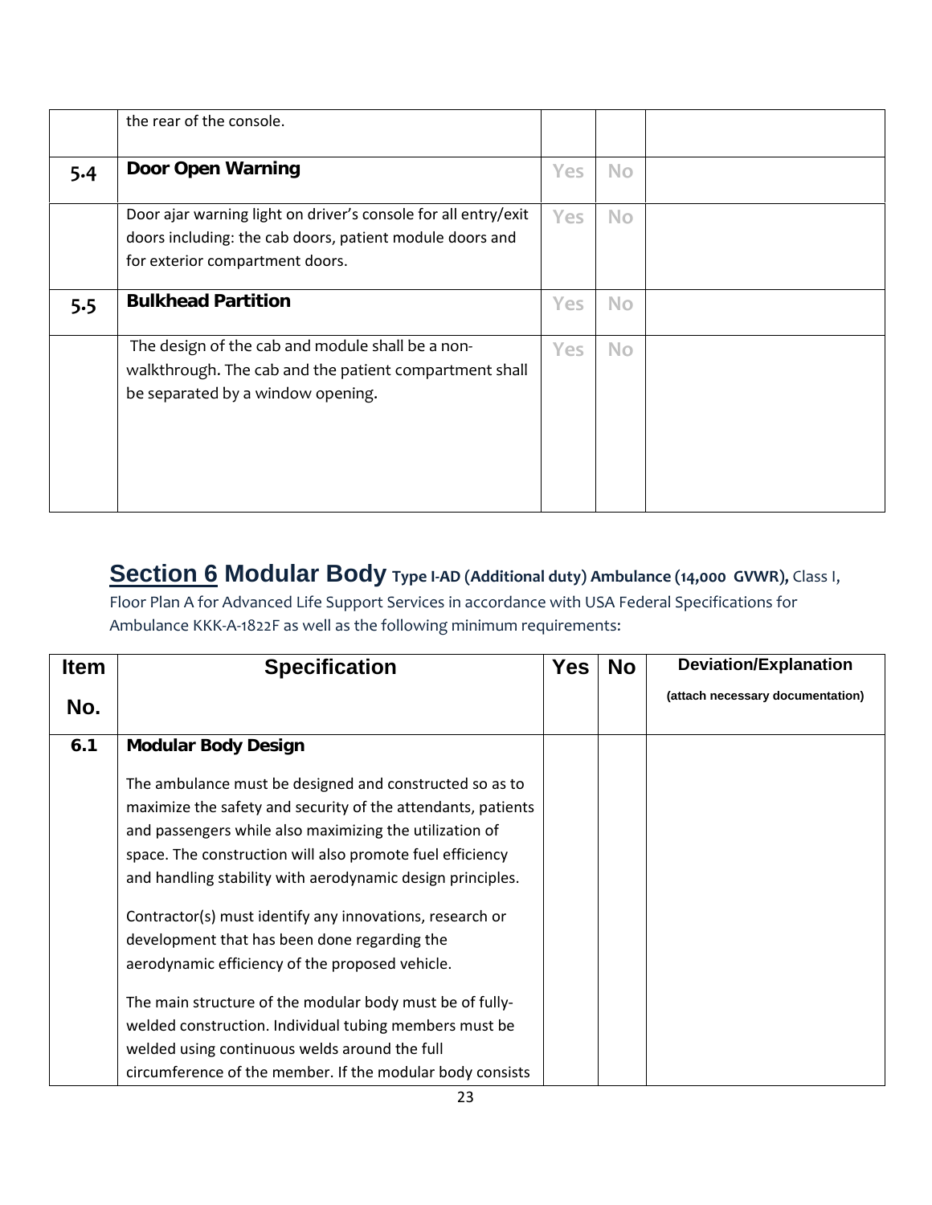| | | | | |
|---|---|---|---|---|
| | the rear of the console. | | | |
| **5.4** | **Door Open Warning** | Yes | No | |
| | Door ajar warning light on driver's console for all entry/exit doors including: the cab doors, patient module doors and for exterior compartment doors. | Yes | No | |
| **5.5** | **Bulkhead Partition** | Yes | No | |
| | The design of the cab and module shall be a non-walkthrough. The cab and the patient compartment shall be separated by a window opening. | Yes | No | |

## Section 6 Modular Body Type I-AD (Additional duty) Ambulance (14,000 GVWR), Class I, Floor Plan A for Advanced Life Support Services in accordance with USA Federal Specifications for Ambulance KKK-A-1822F as well as the following minimum requirements:

| Item No. | Specification | Yes | No | Deviation/Explanation (attach necessary documentation) |
|---|---|---|---|---|
| **6.1** | **Modular Body Design**<br><br>The ambulance must be designed and constructed so as to maximize the safety and security of the attendants, patients and passengers while also maximizing the utilization of space. The construction will also promote fuel efficiency and handling stability with aerodynamic design principles.<br><br>Contractor(s) must identify any innovations, research or development that has been done regarding the aerodynamic efficiency of the proposed vehicle.<br><br>The main structure of the modular body must be of fully-welded construction. Individual tubing members must be welded using continuous welds around the full circumference of the member. If the modular body consists | | | |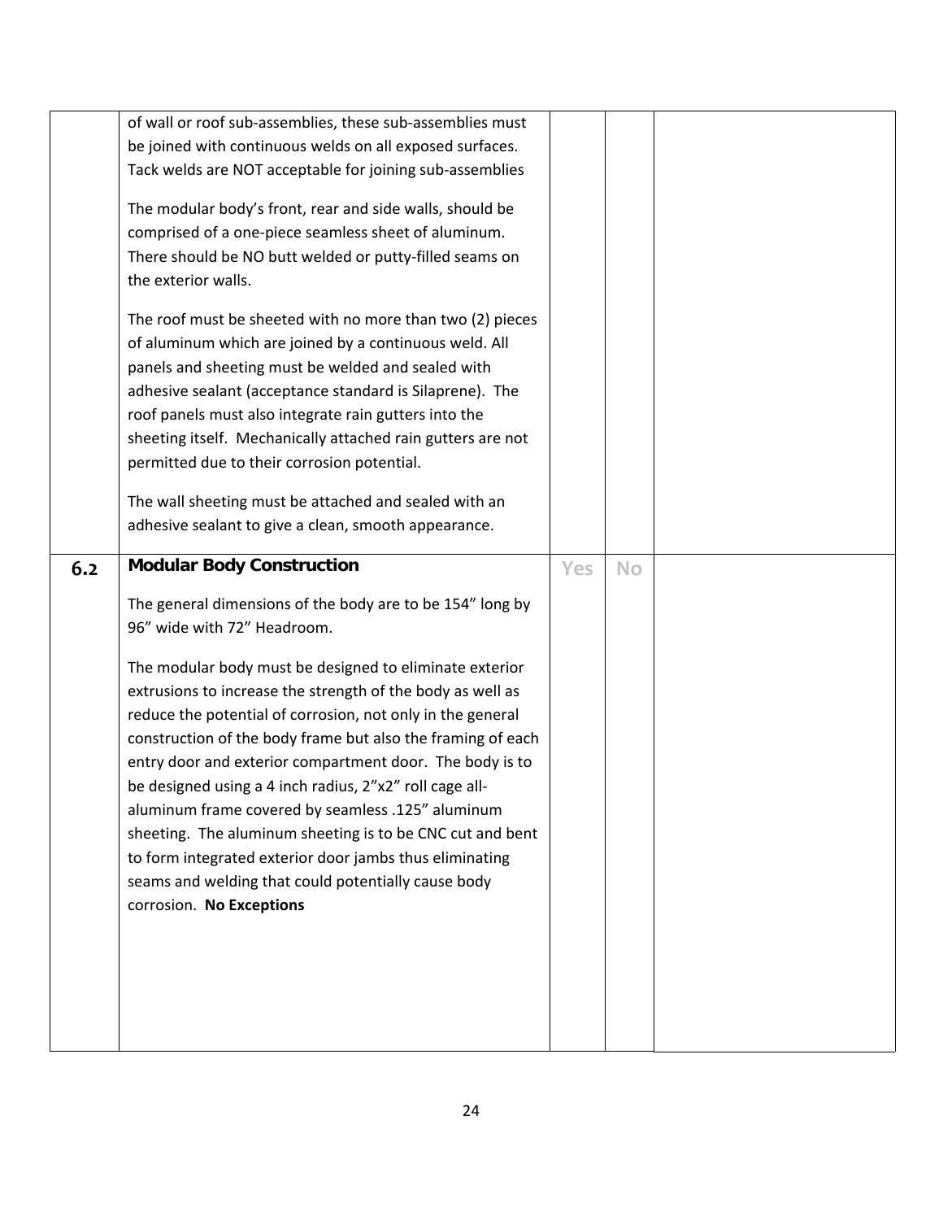| | | | | |
|---|---|---|---|---|
| | of wall or roof sub-assemblies, these sub-assemblies must be joined with continuous welds on all exposed surfaces. Tack welds are NOT acceptable for joining sub-assemblies<br><br>The modular body's front, rear and side walls, should be comprised of a one-piece seamless sheet of aluminum. There should be NO butt welded or putty-filled seams on the exterior walls.<br><br>The roof must be sheeted with no more than two (2) pieces of aluminum which are joined by a continuous weld. All panels and sheeting must be welded and sealed with adhesive sealant (acceptance standard is Silaprene). The roof panels must also integrate rain gutters into the sheeting itself. Mechanically attached rain gutters are not permitted due to their corrosion potential.<br><br>The wall sheeting must be attached and sealed with an adhesive sealant to give a clean, smooth appearance. | | | |
| **6.2** | **Modular Body Construction**<br><br>The general dimensions of the body are to be 154" long by 96" wide with 72" Headroom.<br><br>The modular body must be designed to eliminate exterior extrusions to increase the strength of the body as well as reduce the potential of corrosion, not only in the general construction of the body frame but also the framing of each entry door and exterior compartment door. The body is to be designed using a 4 inch radius, 2"x2" roll cage all-aluminum frame covered by seamless .125" aluminum sheeting. The aluminum sheeting is to be CNC cut and bent to form integrated exterior door jambs thus eliminating seams and welding that could potentially cause body corrosion. **No Exceptions** | Yes | No | |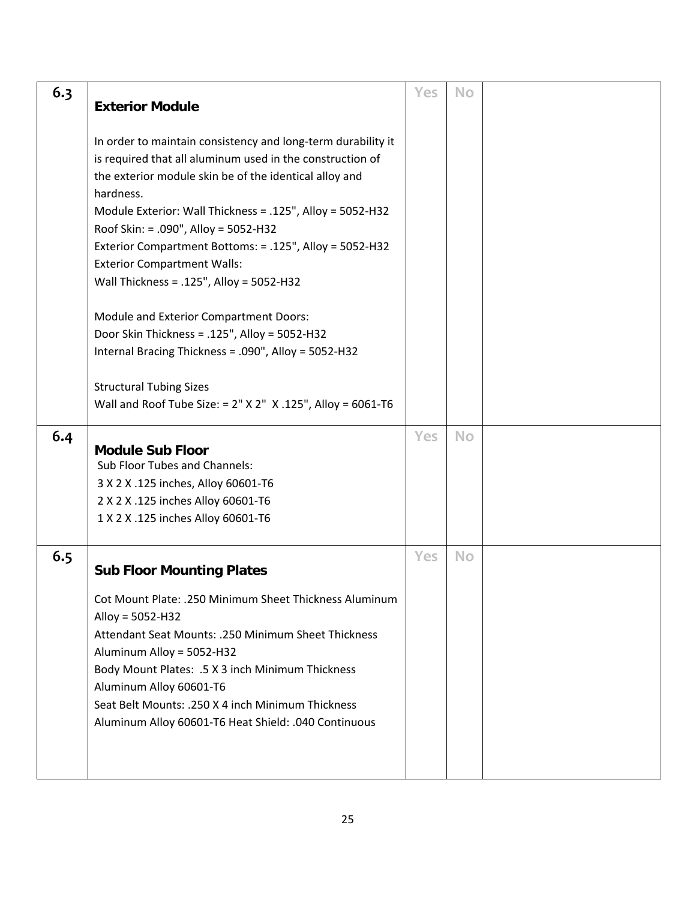| | | | | |
|---|---|---|---|---|
| 6.3 | **Exterior Module**<br><br>In order to maintain consistency and long-term durability it is required that all aluminum used in the construction of the exterior module skin be of the identical alloy and hardness.<br>Module Exterior: Wall Thickness = .125", Alloy = 5052-H32<br>Roof Skin: = .090", Alloy = 5052-H32<br>Exterior Compartment Bottoms: = .125", Alloy = 5052-H32<br>Exterior Compartment Walls:<br>Wall Thickness = .125", Alloy = 5052-H32<br><br>Module and Exterior Compartment Doors:<br>Door Skin Thickness = .125", Alloy = 5052-H32<br>Internal Bracing Thickness = .090", Alloy = 5052-H32<br><br>Structural Tubing Sizes<br>Wall and Roof Tube Size: = 2" X 2" X .125", Alloy = 6061-T6 | Yes | No | |
| 6.4 | **Module Sub Floor**<br>Sub Floor Tubes and Channels:<br>3 X 2 X .125 inches, Alloy 60601-T6<br>2 X 2 X .125 inches Alloy 60601-T6<br>1 X 2 X .125 inches Alloy 60601-T6 | Yes | No | |
| 6.5 | **Sub Floor Mounting Plates**<br><br>Cot Mount Plate: .250 Minimum Sheet Thickness Aluminum Alloy = 5052-H32<br>Attendant Seat Mounts: .250 Minimum Sheet Thickness Aluminum Alloy = 5052-H32<br>Body Mount Plates: .5 X 3 inch Minimum Thickness Aluminum Alloy 60601-T6<br>Seat Belt Mounts: .250 X 4 inch Minimum Thickness Aluminum Alloy 60601-T6 Heat Shield: .040 Continuous | Yes | No | |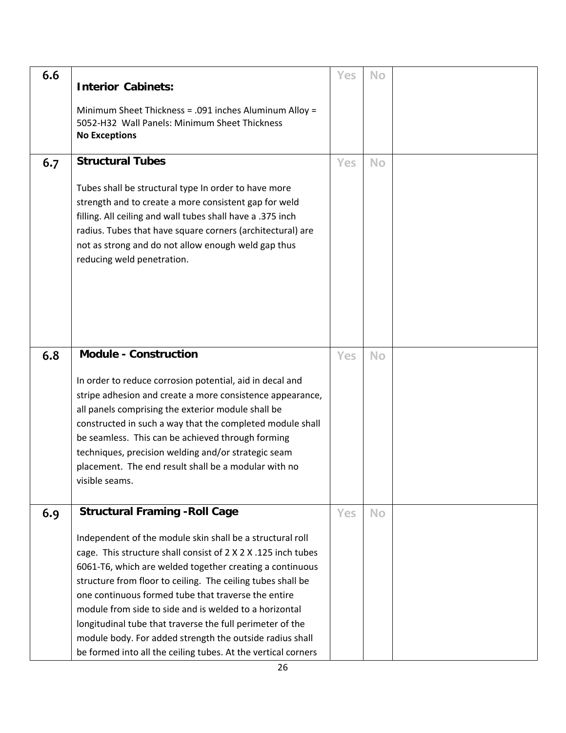| | | | | |
|---|---|---|---|---|
| 6.6 | **Interior Cabinets:**<br><br>Minimum Sheet Thickness = .091 inches Aluminum Alloy = 5052-H32 Wall Panels: Minimum Sheet Thickness<br>**No Exceptions** | Yes | No | |
| 6.7 | **Structural Tubes**<br><br>Tubes shall be structural type In order to have more strength and to create a more consistent gap for weld filling. All ceiling and wall tubes shall have a .375 inch radius. Tubes that have square corners (architectural) are not as strong and do not allow enough weld gap thus reducing weld penetration. | Yes | No | |
| 6.8 | **Module - Construction**<br><br>In order to reduce corrosion potential, aid in decal and stripe adhesion and create a more consistence appearance, all panels comprising the exterior module shall be constructed in such a way that the completed module shall be seamless. This can be achieved through forming techniques, precision welding and/or strategic seam placement. The end result shall be a modular with no visible seams. | Yes | No | |
| 6.9 | **Structural Framing -Roll Cage**<br><br>Independent of the module skin shall be a structural roll cage. This structure shall consist of 2 X 2 X .125 inch tubes 6061-T6, which are welded together creating a continuous structure from floor to ceiling. The ceiling tubes shall be one continuous formed tube that traverse the entire module from side to side and is welded to a horizontal longitudinal tube that traverse the full perimeter of the module body. For added strength the outside radius shall be formed into all the ceiling tubes. At the vertical corners | Yes | No | |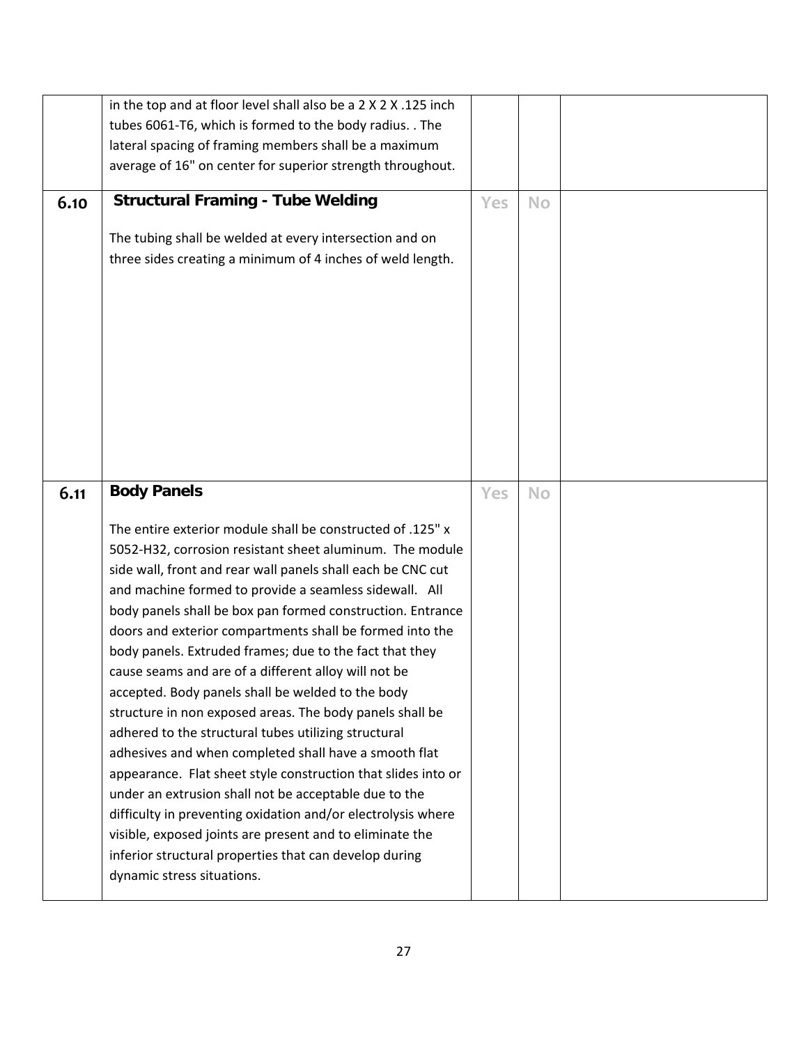| | | | | |
|---|---|---|---|---|
| | in the top and at floor level shall also be a 2 X 2 X .125 inch tubes 6061-T6, which is formed to the body radius. . The lateral spacing of framing members shall be a maximum average of 16" on center for superior strength throughout. | | | |
| **6.10** | **Structural Framing - Tube Welding**<br><br>The tubing shall be welded at every intersection and on three sides creating a minimum of 4 inches of weld length. | Yes | No | |
| **6.11** | **Body Panels**<br><br>The entire exterior module shall be constructed of .125" x 5052-H32, corrosion resistant sheet aluminum. The module side wall, front and rear wall panels shall each be CNC cut and machine formed to provide a seamless sidewall. All body panels shall be box pan formed construction. Entrance doors and exterior compartments shall be formed into the body panels. Extruded frames; due to the fact that they cause seams and are of a different alloy will not be accepted. Body panels shall be welded to the body structure in non exposed areas. The body panels shall be adhered to the structural tubes utilizing structural adhesives and when completed shall have a smooth flat appearance. Flat sheet style construction that slides into or under an extrusion shall not be acceptable due to the difficulty in preventing oxidation and/or electrolysis where visible, exposed joints are present and to eliminate the inferior structural properties that can develop during dynamic stress situations. | Yes | No | |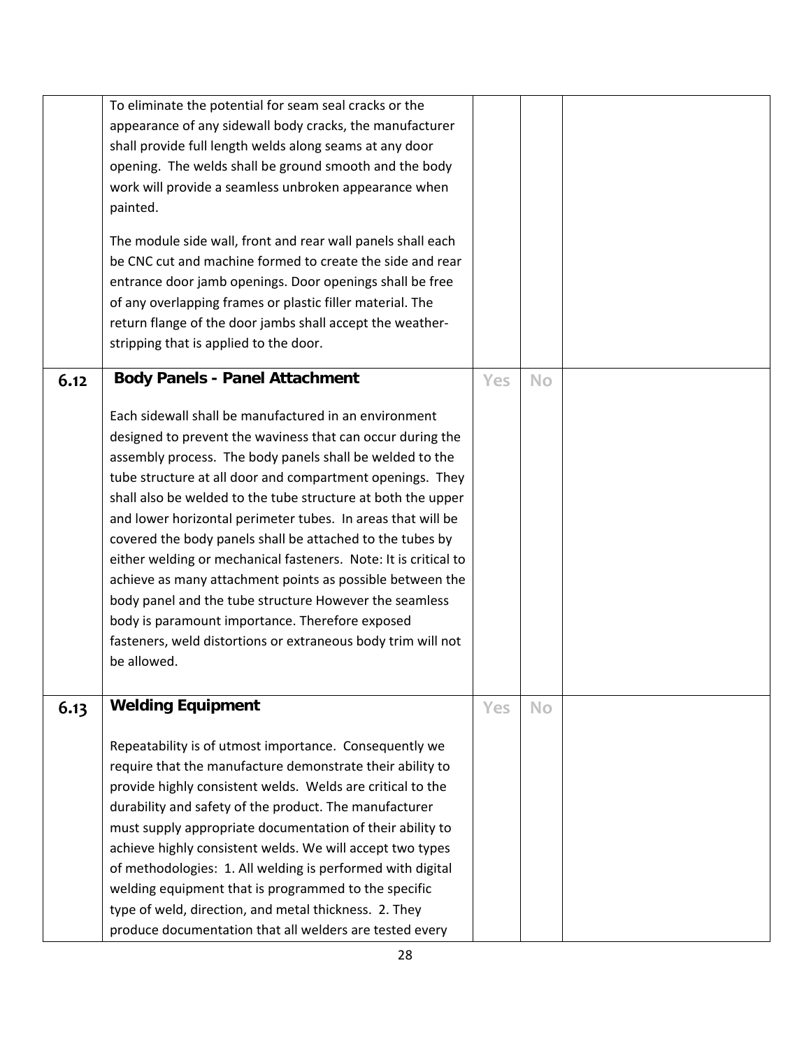| | | | | |
|---|---|---|---|---|
| | To eliminate the potential for seam seal cracks or the appearance of any sidewall body cracks, the manufacturer shall provide full length welds along seams at any door opening. The welds shall be ground smooth and the body work will provide a seamless unbroken appearance when painted.<br><br>The module side wall, front and rear wall panels shall each be CNC cut and machine formed to create the side and rear entrance door jamb openings. Door openings shall be free of any overlapping frames or plastic filler material. The return flange of the door jambs shall accept the weather-stripping that is applied to the door. | | | |
| **6.12** | **Body Panels - Panel Attachment**<br><br>Each sidewall shall be manufactured in an environment designed to prevent the waviness that can occur during the assembly process. The body panels shall be welded to the tube structure at all door and compartment openings. They shall also be welded to the tube structure at both the upper and lower horizontal perimeter tubes. In areas that will be covered the body panels shall be attached to the tubes by either welding or mechanical fasteners. Note: It is critical to achieve as many attachment points as possible between the body panel and the tube structure However the seamless body is paramount importance. Therefore exposed fasteners, weld distortions or extraneous body trim will not be allowed. | Yes | No | |
| **6.13** | **Welding Equipment**<br><br>Repeatability is of utmost importance. Consequently we require that the manufacture demonstrate their ability to provide highly consistent welds. Welds are critical to the durability and safety of the product. The manufacturer must supply appropriate documentation of their ability to achieve highly consistent welds. We will accept two types of methodologies: 1. All welding is performed with digital welding equipment that is programmed to the specific type of weld, direction, and metal thickness. 2. They produce documentation that all welders are tested every | Yes | No | |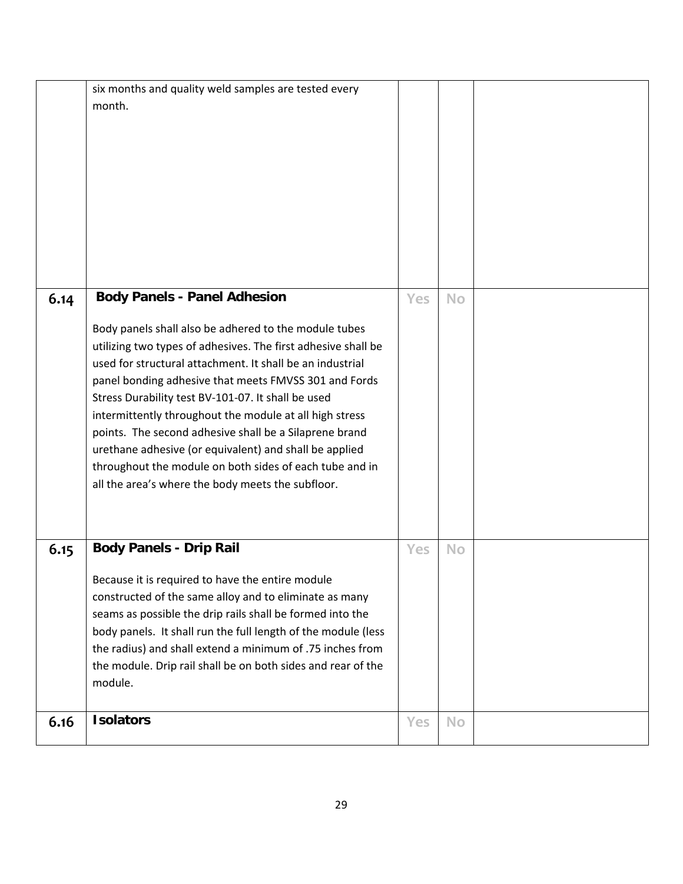|  |  |  |  |  |
|---|---|---|---|---|
|  | six months and quality weld samples are tested every month. |  |  |  |
| 6.14 | **Body Panels - Panel Adhesion**<br><br>Body panels shall also be adhered to the module tubes utilizing two types of adhesives. The first adhesive shall be used for structural attachment. It shall be an industrial panel bonding adhesive that meets FMVSS 301 and Fords Stress Durability test BV-101-07. It shall be used intermittently throughout the module at all high stress points. The second adhesive shall be a Silaprene brand urethane adhesive (or equivalent) and shall be applied throughout the module on both sides of each tube and in all the area's where the body meets the subfloor. | Yes | No |  |
| 6.15 | **Body Panels - Drip Rail**<br><br>Because it is required to have the entire module constructed of the same alloy and to eliminate as many seams as possible the drip rails shall be formed into the body panels. It shall run the full length of the module (less the radius) and shall extend a minimum of .75 inches from the module. Drip rail shall be on both sides and rear of the module. | Yes | No |  |
| 6.16 | **Isolators** | Yes | No |  |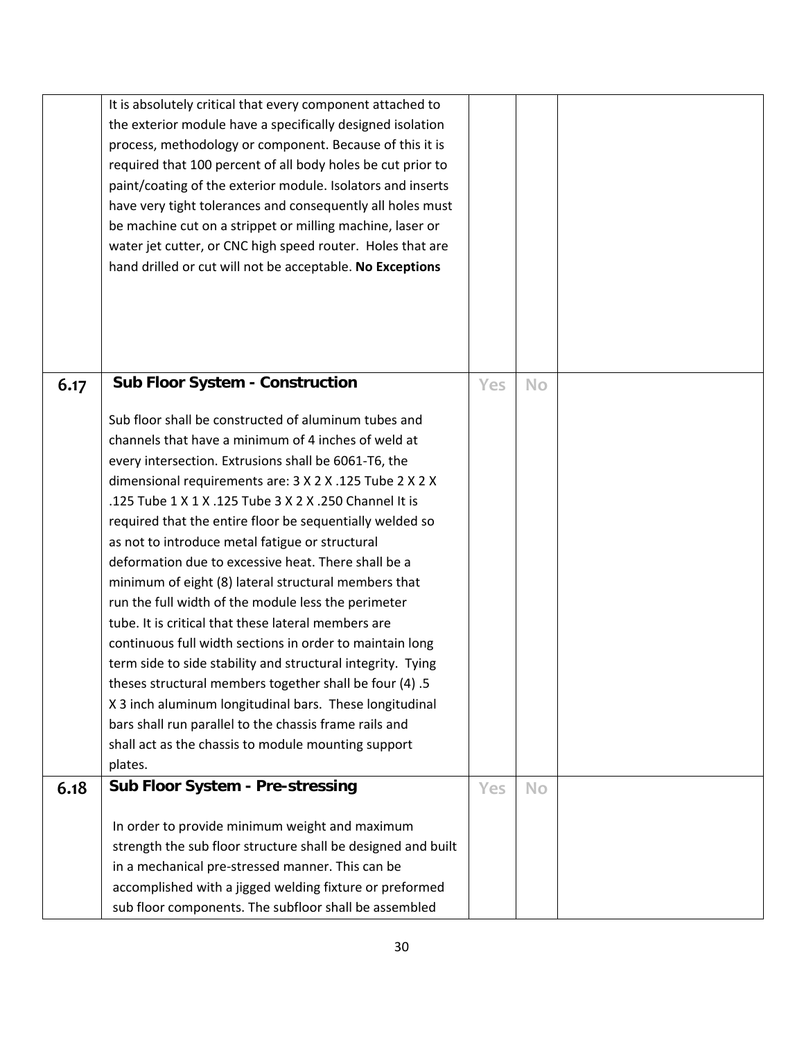| | | | | |
|---|---|---|---|---|
| | It is absolutely critical that every component attached to the exterior module have a specifically designed isolation process, methodology or component. Because of this it is required that 100 percent of all body holes be cut prior to paint/coating of the exterior module. Isolators and inserts have very tight tolerances and consequently all holes must be machine cut on a strippet or milling machine, laser or water jet cutter, or CNC high speed router. Holes that are hand drilled or cut will not be acceptable. **No Exceptions** | | | |
| **6.17** | **Sub Floor System - Construction**<br><br>Sub floor shall be constructed of aluminum tubes and channels that have a minimum of 4 inches of weld at every intersection. Extrusions shall be 6061-T6, the dimensional requirements are: 3 X 2 X .125 Tube 2 X 2 X .125 Tube 1 X 1 X .125 Tube 3 X 2 X .250 Channel It is required that the entire floor be sequentially welded so as not to introduce metal fatigue or structural deformation due to excessive heat. There shall be a minimum of eight (8) lateral structural members that run the full width of the module less the perimeter tube. It is critical that these lateral members are continuous full width sections in order to maintain long term side to side stability and structural integrity. Tying theses structural members together shall be four (4) .5 X 3 inch aluminum longitudinal bars. These longitudinal bars shall run parallel to the chassis frame rails and shall act as the chassis to module mounting support plates. | Yes | No | |
| **6.18** | **Sub Floor System - Pre-stressing**<br><br>In order to provide minimum weight and maximum strength the sub floor structure shall be designed and built in a mechanical pre-stressed manner. This can be accomplished with a jigged welding fixture or preformed sub floor components. The subfloor shall be assembled | Yes | No | |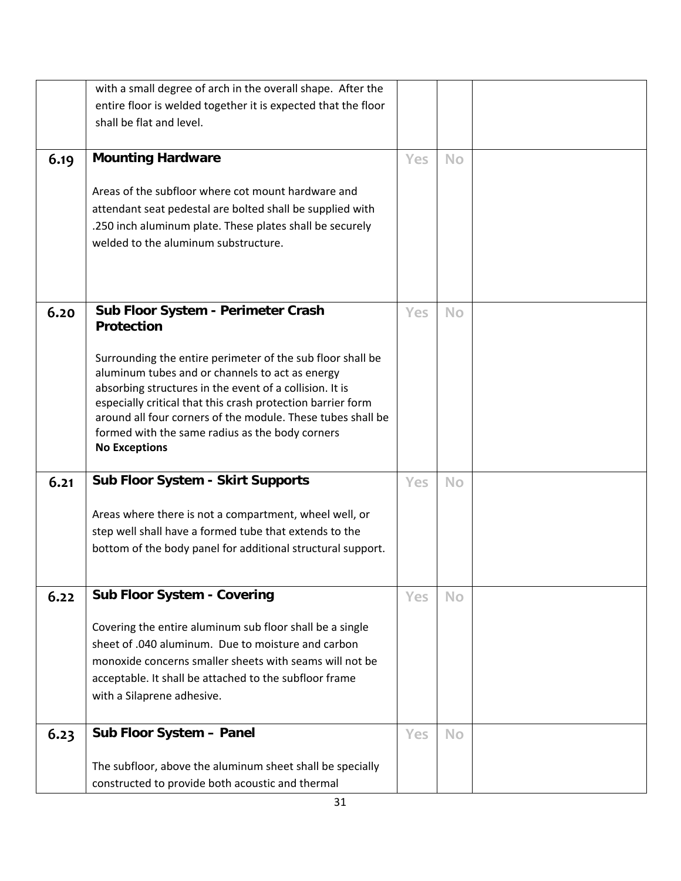|  |  |  |  |  |
|---|---|---|---|---|
|  | with a small degree of arch in the overall shape. After the entire floor is welded together it is expected that the floor shall be flat and level. |  |  |  |
| 6.19 | **Mounting Hardware**<br><br>Areas of the subfloor where cot mount hardware and attendant seat pedestal are bolted shall be supplied with .250 inch aluminum plate. These plates shall be securely welded to the aluminum substructure. | Yes | No |  |
| 6.20 | **Sub Floor System - Perimeter Crash Protection**<br><br>Surrounding the entire perimeter of the sub floor shall be aluminum tubes and or channels to act as energy absorbing structures in the event of a collision. It is especially critical that this crash protection barrier form around all four corners of the module. These tubes shall be formed with the same radius as the body corners<br>**No Exceptions** | Yes | No |  |
| 6.21 | **Sub Floor System - Skirt Supports**<br><br>Areas where there is not a compartment, wheel well, or step well shall have a formed tube that extends to the bottom of the body panel for additional structural support. | Yes | No |  |
| 6.22 | **Sub Floor System - Covering**<br><br>Covering the entire aluminum sub floor shall be a single sheet of .040 aluminum. Due to moisture and carbon monoxide concerns smaller sheets with seams will not be acceptable. It shall be attached to the subfloor frame with a Silaprene adhesive. | Yes | No |  |
| 6.23 | **Sub Floor System – Panel**<br><br>The subfloor, above the aluminum sheet shall be specially constructed to provide both acoustic and thermal | Yes | No |  |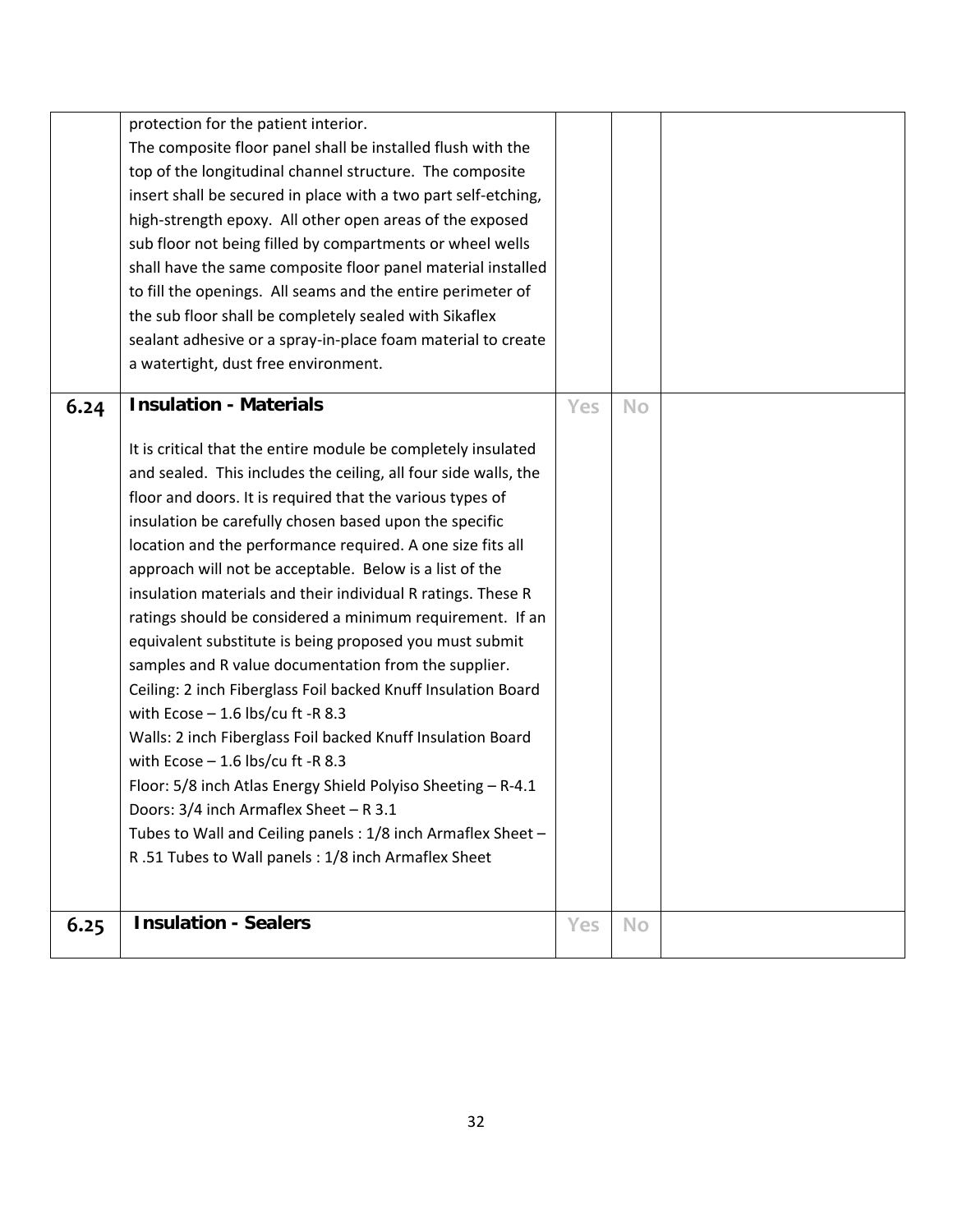| | | | | |
|---|---|---|---|---|
| | protection for the patient interior.<br>The composite floor panel shall be installed flush with the top of the longitudinal channel structure. The composite insert shall be secured in place with a two part self-etching, high-strength epoxy. All other open areas of the exposed sub floor not being filled by compartments or wheel wells shall have the same composite floor panel material installed to fill the openings. All seams and the entire perimeter of the sub floor shall be completely sealed with Sikaflex sealant adhesive or a spray-in-place foam material to create a watertight, dust free environment. | | | |
| **6.24** | **Insulation - Materials**<br><br>It is critical that the entire module be completely insulated and sealed. This includes the ceiling, all four side walls, the floor and doors. It is required that the various types of insulation be carefully chosen based upon the specific location and the performance required. A one size fits all approach will not be acceptable. Below is a list of the insulation materials and their individual R ratings. These R ratings should be considered a minimum requirement. If an equivalent substitute is being proposed you must submit samples and R value documentation from the supplier.<br>Ceiling: 2 inch Fiberglass Foil backed Knuff Insulation Board with Ecose – 1.6 lbs/cu ft -R 8.3<br>Walls: 2 inch Fiberglass Foil backed Knuff Insulation Board with Ecose – 1.6 lbs/cu ft -R 8.3<br>Floor: 5/8 inch Atlas Energy Shield Polyiso Sheeting – R-4.1<br>Doors: 3/4 inch Armaflex Sheet – R 3.1<br>Tubes to Wall and Ceiling panels : 1/8 inch Armaflex Sheet – R .51 Tubes to Wall panels : 1/8 inch Armaflex Sheet | Yes | No | |
| **6.25** | **Insulation - Sealers** | Yes | No | |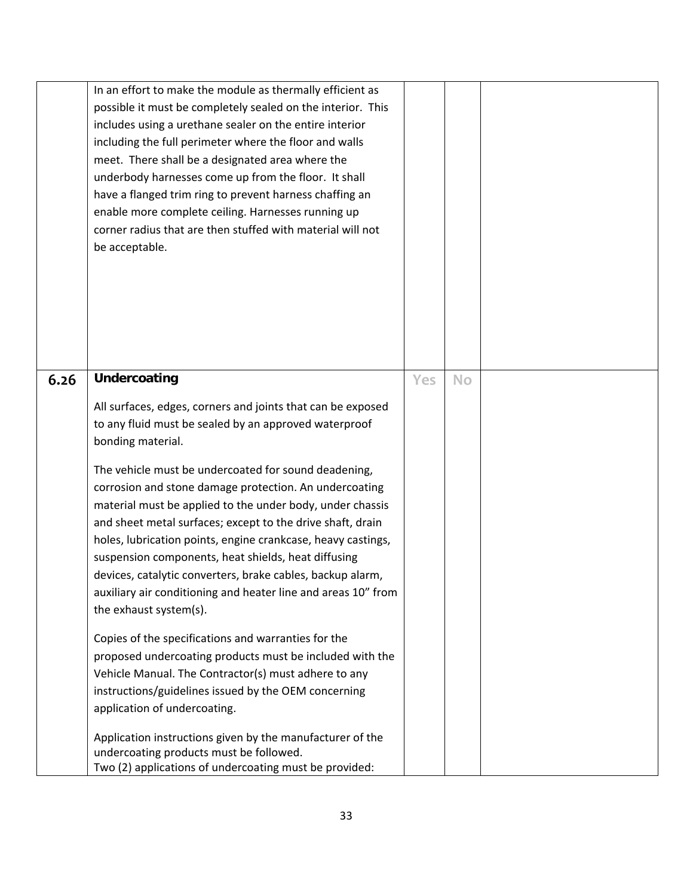| | | | | |
|---|---|---|---|---|
| | In an effort to make the module as thermally efficient as possible it must be completely sealed on the interior. This includes using a urethane sealer on the entire interior including the full perimeter where the floor and walls meet. There shall be a designated area where the underbody harnesses come up from the floor. It shall have a flanged trim ring to prevent harness chaffing an enable more complete ceiling. Harnesses running up corner radius that are then stuffed with material will not be acceptable. | | | |
| **6.26** | **Undercoating**<br><br>All surfaces, edges, corners and joints that can be exposed to any fluid must be sealed by an approved waterproof bonding material.<br><br>The vehicle must be undercoated for sound deadening, corrosion and stone damage protection. An undercoating material must be applied to the under body, under chassis and sheet metal surfaces; except to the drive shaft, drain holes, lubrication points, engine crankcase, heavy castings, suspension components, heat shields, heat diffusing devices, catalytic converters, brake cables, backup alarm, auxiliary air conditioning and heater line and areas 10" from the exhaust system(s).<br><br>Copies of the specifications and warranties for the proposed undercoating products must be included with the Vehicle Manual. The Contractor(s) must adhere to any instructions/guidelines issued by the OEM concerning application of undercoating.<br><br>Application instructions given by the manufacturer of the undercoating products must be followed.<br>Two (2) applications of undercoating must be provided: | Yes | No | |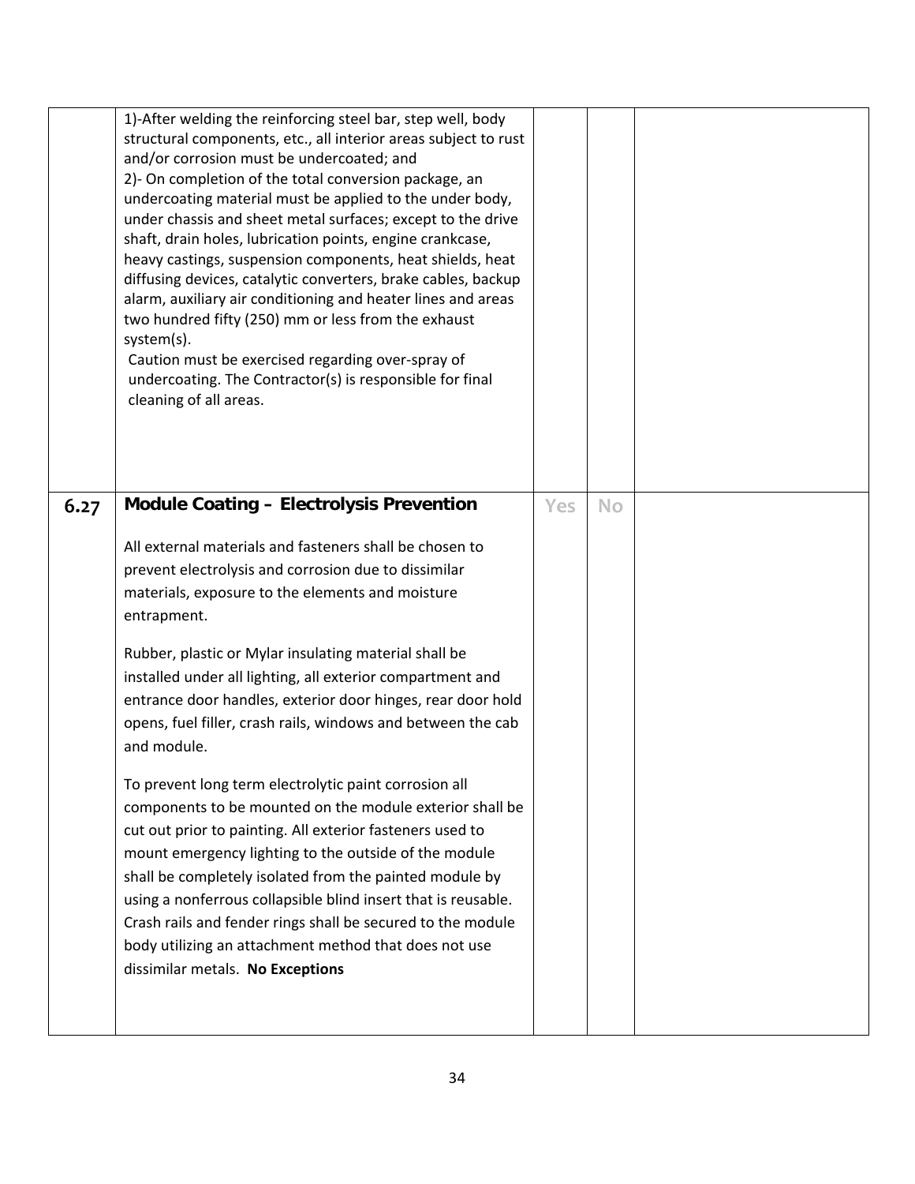| | | | | |
|---|---|---|---|---|
| | 1)-After welding the reinforcing steel bar, step well, body structural components, etc., all interior areas subject to rust and/or corrosion must be undercoated; and<br>2)- On completion of the total conversion package, an undercoating material must be applied to the under body, under chassis and sheet metal surfaces; except to the drive shaft, drain holes, lubrication points, engine crankcase, heavy castings, suspension components, heat shields, heat diffusing devices, catalytic converters, brake cables, backup alarm, auxiliary air conditioning and heater lines and areas two hundred fifty (250) mm or less from the exhaust system(s).<br>Caution must be exercised regarding over-spray of undercoating. The Contractor(s) is responsible for final cleaning of all areas. | | | |
| **6.27** | **Module Coating – Electrolysis Prevention**<br><br>All external materials and fasteners shall be chosen to prevent electrolysis and corrosion due to dissimilar materials, exposure to the elements and moisture entrapment.<br><br>Rubber, plastic or Mylar insulating material shall be installed under all lighting, all exterior compartment and entrance door handles, exterior door hinges, rear door hold opens, fuel filler, crash rails, windows and between the cab and module.<br><br>To prevent long term electrolytic paint corrosion all components to be mounted on the module exterior shall be cut out prior to painting. All exterior fasteners used to mount emergency lighting to the outside of the module shall be completely isolated from the painted module by using a nonferrous collapsible blind insert that is reusable. Crash rails and fender rings shall be secured to the module body utilizing an attachment method that does not use dissimilar metals. **No Exceptions** | Yes | No | |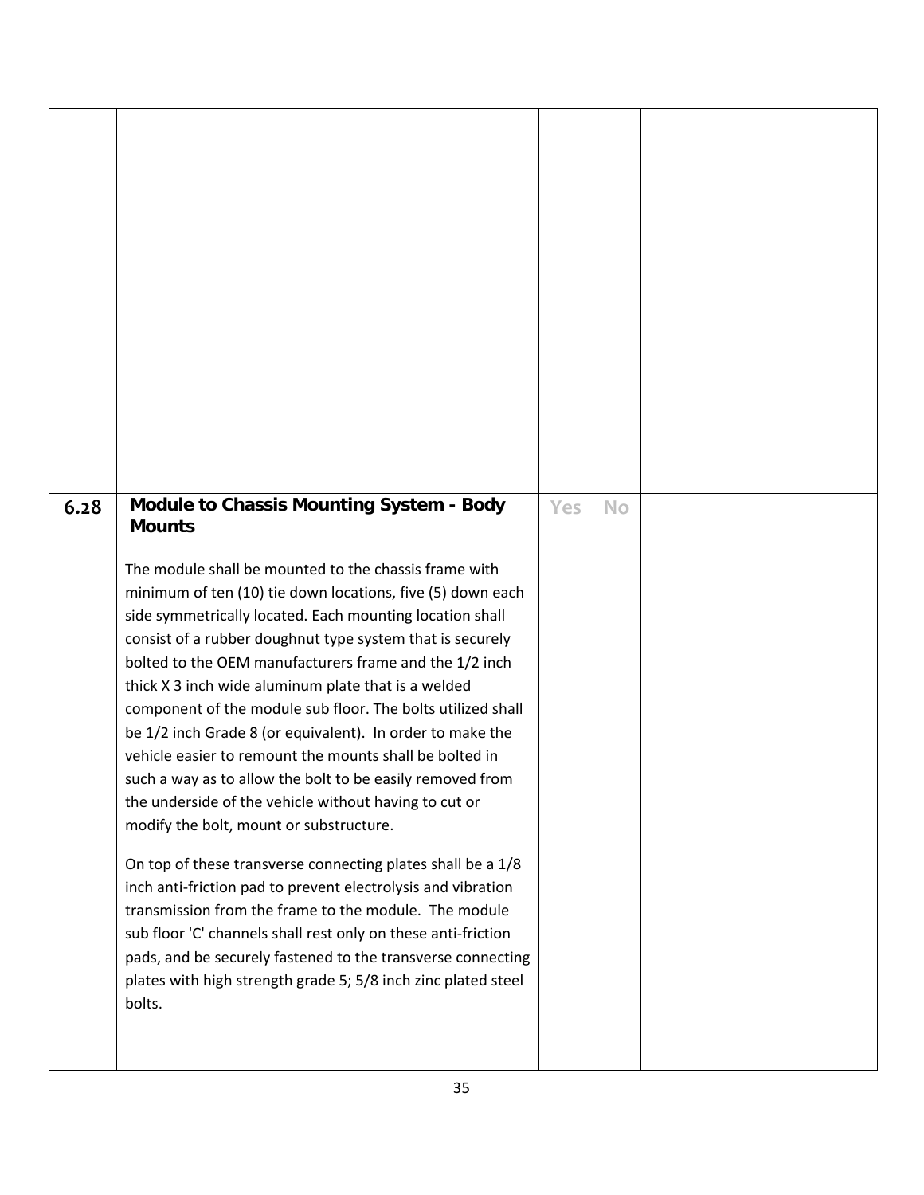| | | | | |
|---|---|---|---|---|
| | | | | |
| 6.28 | **Module to Chassis Mounting System - Body Mounts**<br><br>The module shall be mounted to the chassis frame with minimum of ten (10) tie down locations, five (5) down each side symmetrically located. Each mounting location shall consist of a rubber doughnut type system that is securely bolted to the OEM manufacturers frame and the 1/2 inch thick X 3 inch wide aluminum plate that is a welded component of the module sub floor. The bolts utilized shall be 1/2 inch Grade 8 (or equivalent). In order to make the vehicle easier to remount the mounts shall be bolted in such a way as to allow the bolt to be easily removed from the underside of the vehicle without having to cut or modify the bolt, mount or substructure.<br><br>On top of these transverse connecting plates shall be a 1/8 inch anti-friction pad to prevent electrolysis and vibration transmission from the frame to the module. The module sub floor 'C' channels shall rest only on these anti-friction pads, and be securely fastened to the transverse connecting plates with high strength grade 5; 5/8 inch zinc plated steel bolts. | Yes | No | |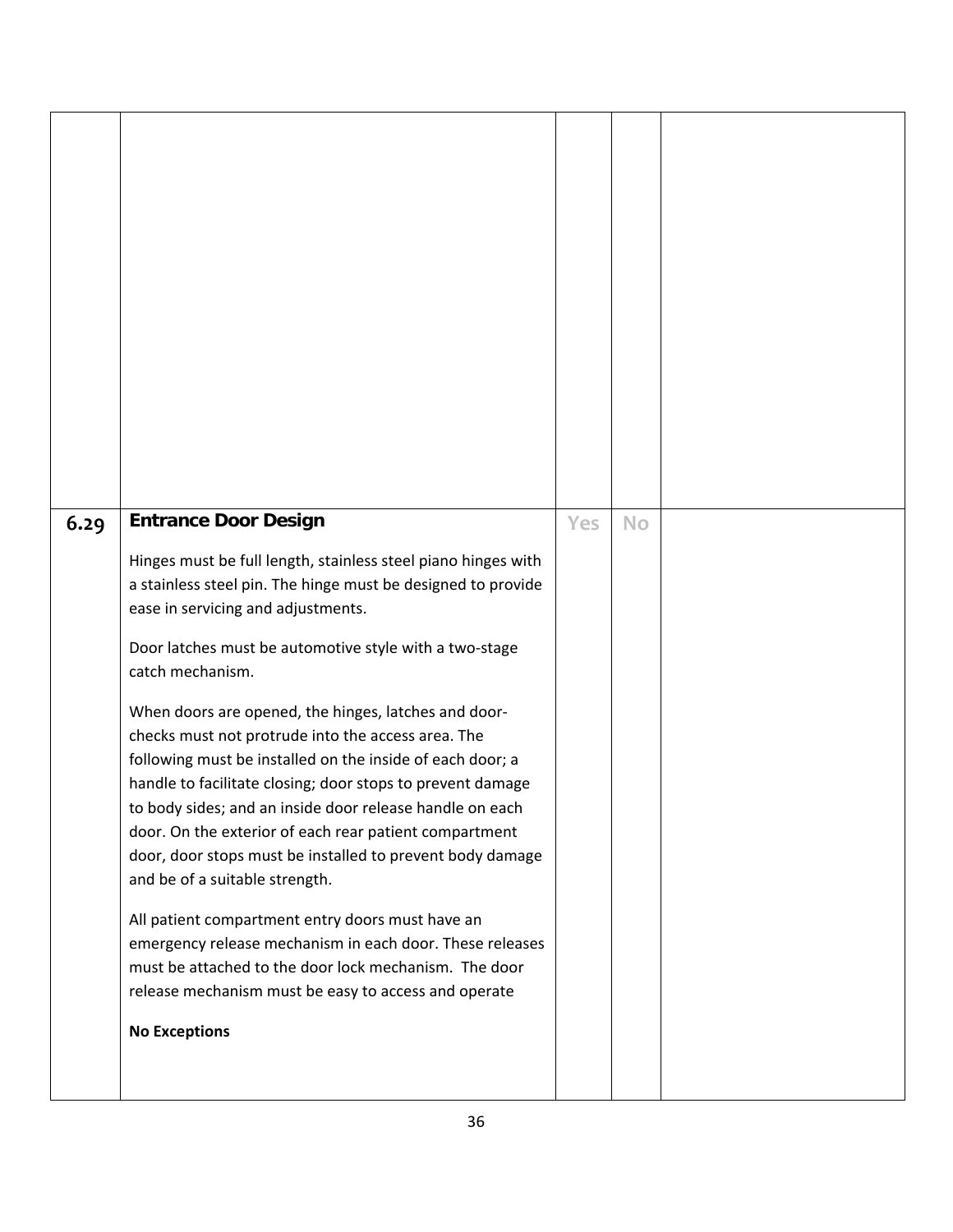| | | | | |
|---|---|---|---|---|
| | | | | |
| 6.29 | **Entrance Door Design**<br><br>Hinges must be full length, stainless steel piano hinges with a stainless steel pin. The hinge must be designed to provide ease in servicing and adjustments.<br><br>Door latches must be automotive style with a two-stage catch mechanism.<br><br>When doors are opened, the hinges, latches and door-checks must not protrude into the access area. The following must be installed on the inside of each door; a handle to facilitate closing; door stops to prevent damage to body sides; and an inside door release handle on each door. On the exterior of each rear patient compartment door, door stops must be installed to prevent body damage and be of a suitable strength.<br><br>All patient compartment entry doors must have an emergency release mechanism in each door. These releases must be attached to the door lock mechanism. The door release mechanism must be easy to access and operate<br><br>**No Exceptions** | Yes | No | |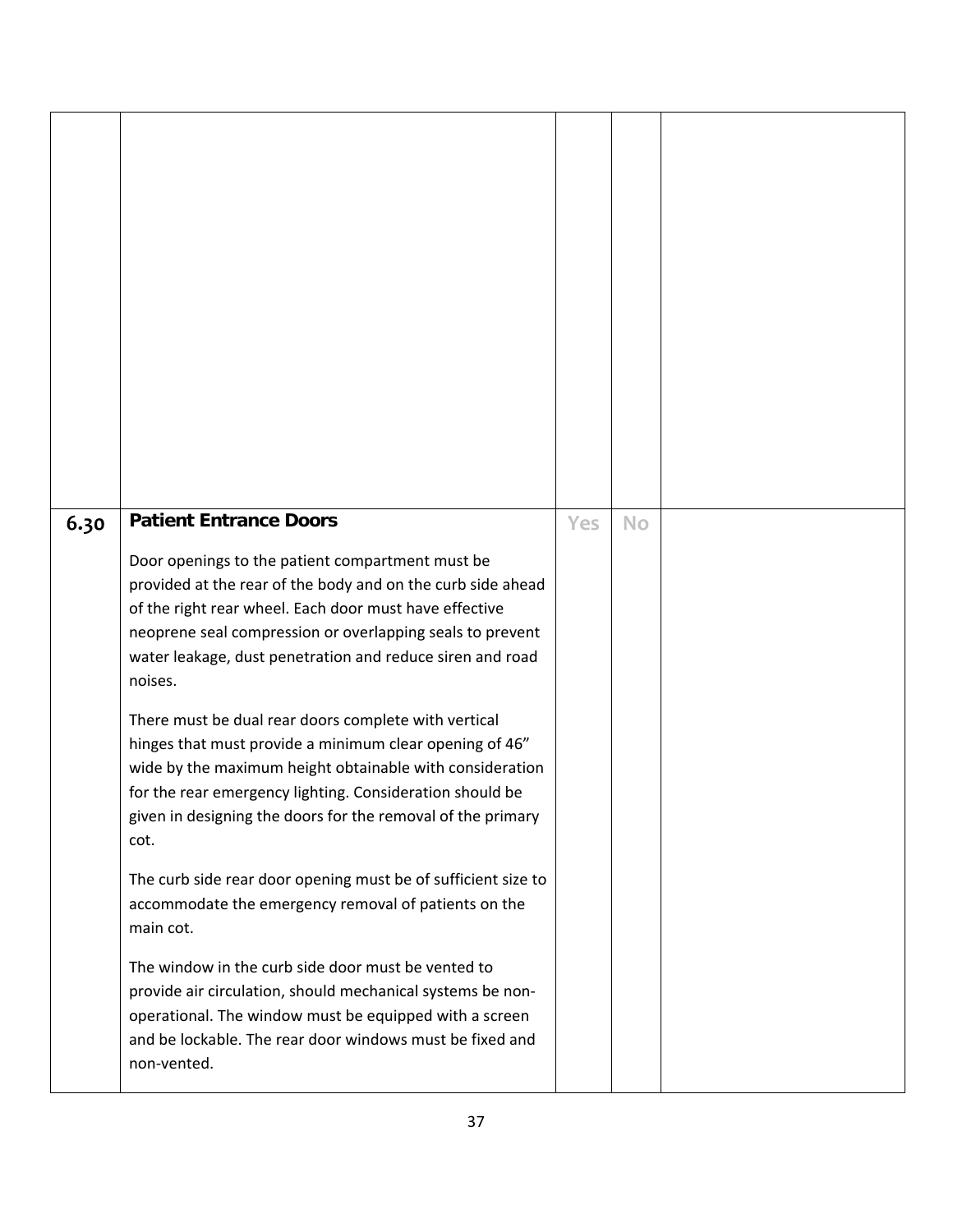| | | | | |
|---|---|---|---|---|
| | | | | |
| 6.30 | **Patient Entrance Doors**<br><br>Door openings to the patient compartment must be provided at the rear of the body and on the curb side ahead of the right rear wheel. Each door must have effective neoprene seal compression or overlapping seals to prevent water leakage, dust penetration and reduce siren and road noises.<br><br>There must be dual rear doors complete with vertical hinges that must provide a minimum clear opening of 46" wide by the maximum height obtainable with consideration for the rear emergency lighting. Consideration should be given in designing the doors for the removal of the primary cot.<br><br>The curb side rear door opening must be of sufficient size to accommodate the emergency removal of patients on the main cot.<br><br>The window in the curb side door must be vented to provide air circulation, should mechanical systems be non-operational. The window must be equipped with a screen and be lockable. The rear door windows must be fixed and non-vented. | Yes | No | |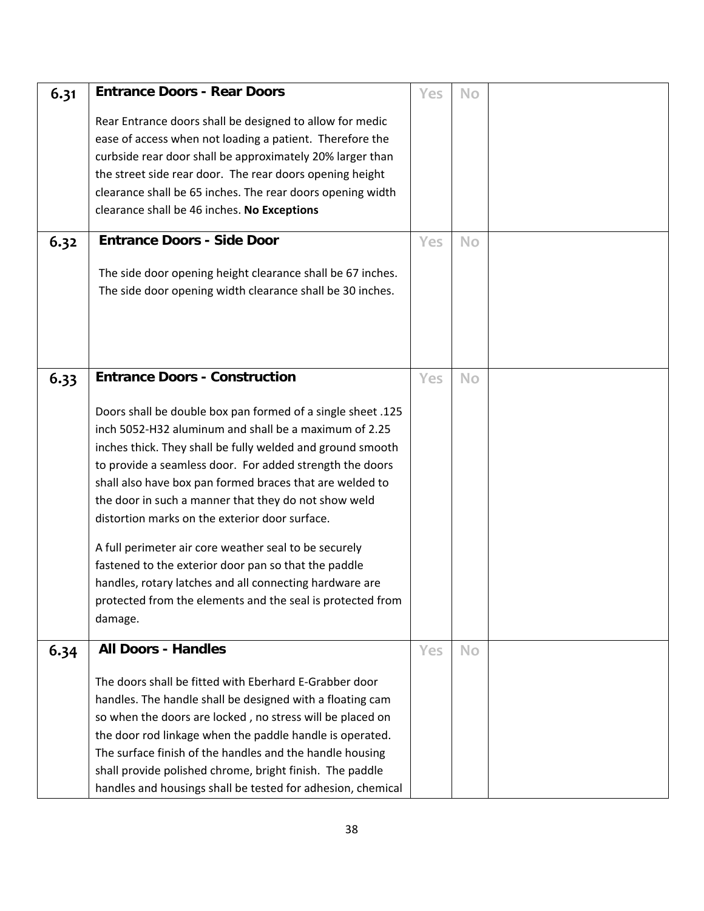| | | | | |
|---|---|---|---|---|
| 6.31 | **Entrance Doors - Rear Doors**<br><br>Rear Entrance doors shall be designed to allow for medic ease of access when not loading a patient. Therefore the curbside rear door shall be approximately 20% larger than the street side rear door. The rear doors opening height clearance shall be 65 inches. The rear doors opening width clearance shall be 46 inches. **No Exceptions** | Yes | No | |
| 6.32 | **Entrance Doors - Side Door**<br><br>The side door opening height clearance shall be 67 inches. The side door opening width clearance shall be 30 inches. | Yes | No | |
| 6.33 | **Entrance Doors - Construction**<br><br>Doors shall be double box pan formed of a single sheet .125 inch 5052-H32 aluminum and shall be a maximum of 2.25 inches thick. They shall be fully welded and ground smooth to provide a seamless door. For added strength the doors shall also have box pan formed braces that are welded to the door in such a manner that they do not show weld distortion marks on the exterior door surface.<br><br>A full perimeter air core weather seal to be securely fastened to the exterior door pan so that the paddle handles, rotary latches and all connecting hardware are protected from the elements and the seal is protected from damage. | Yes | No | |
| 6.34 | **All Doors - Handles**<br><br>The doors shall be fitted with Eberhard E-Grabber door handles. The handle shall be designed with a floating cam so when the doors are locked , no stress will be placed on the door rod linkage when the paddle handle is operated. The surface finish of the handles and the handle housing shall provide polished chrome, bright finish. The paddle handles and housings shall be tested for adhesion, chemical | Yes | No | |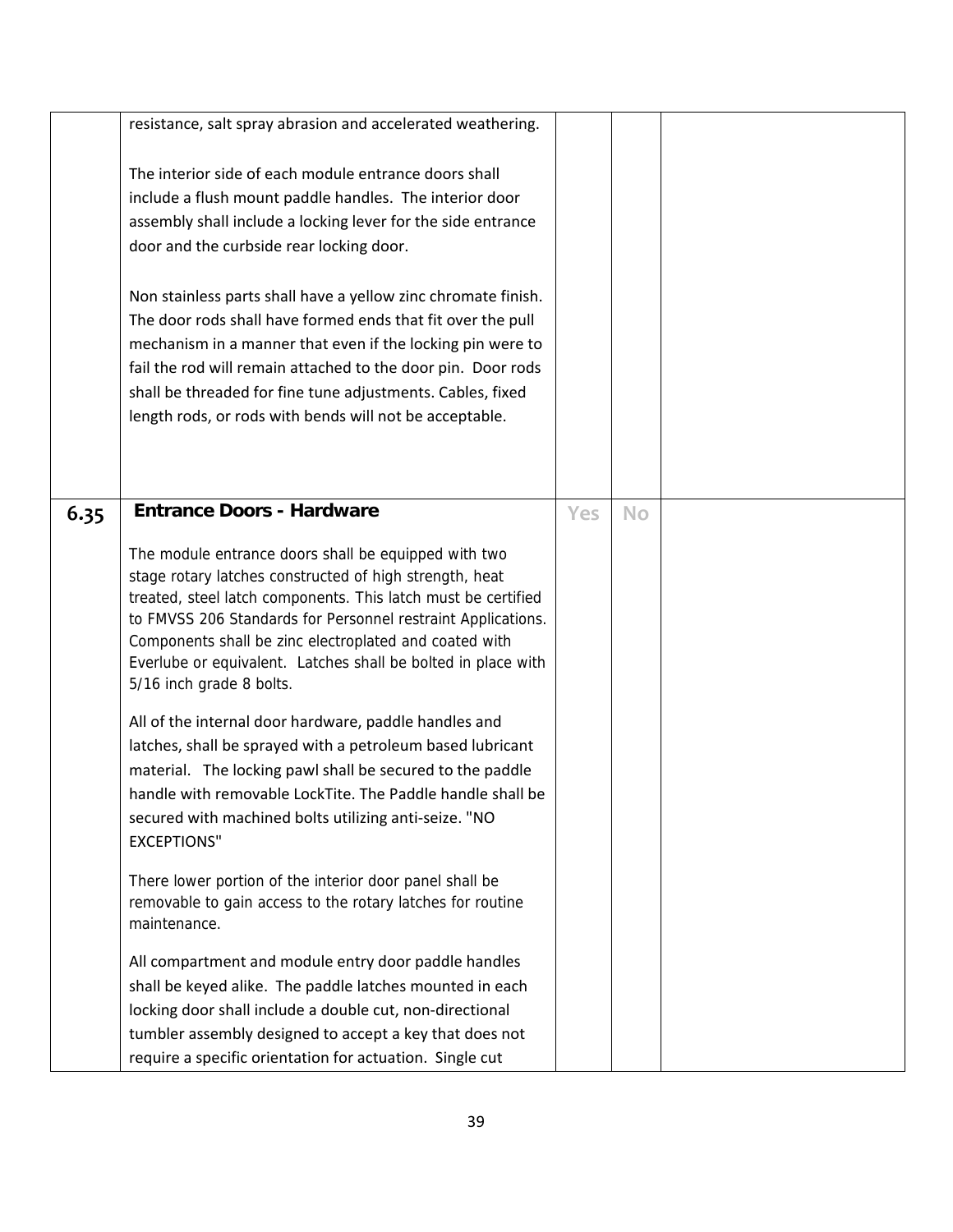| | | | | |
|---|---|---|---|---|
| | resistance, salt spray abrasion and accelerated weathering.<br><br>The interior side of each module entrance doors shall include a flush mount paddle handles. The interior door assembly shall include a locking lever for the side entrance door and the curbside rear locking door.<br><br>Non stainless parts shall have a yellow zinc chromate finish. The door rods shall have formed ends that fit over the pull mechanism in a manner that even if the locking pin were to fail the rod will remain attached to the door pin. Door rods shall be threaded for fine tune adjustments. Cables, fixed length rods, or rods with bends will not be acceptable. | | | |
| **6.35** | **Entrance Doors - Hardware**<br><br>The module entrance doors shall be equipped with two stage rotary latches constructed of high strength, heat treated, steel latch components. This latch must be certified to FMVSS 206 Standards for Personnel restraint Applications. Components shall be zinc electroplated and coated with Everlube or equivalent. Latches shall be bolted in place with 5/16 inch grade 8 bolts.<br><br>All of the internal door hardware, paddle handles and latches, shall be sprayed with a petroleum based lubricant material. The locking pawl shall be secured to the paddle handle with removable LockTite. The Paddle handle shall be secured with machined bolts utilizing anti-seize. "NO EXCEPTIONS"<br><br>There lower portion of the interior door panel shall be removable to gain access to the rotary latches for routine maintenance.<br><br>All compartment and module entry door paddle handles shall be keyed alike. The paddle latches mounted in each locking door shall include a double cut, non-directional tumbler assembly designed to accept a key that does not require a specific orientation for actuation. Single cut | Yes | No | |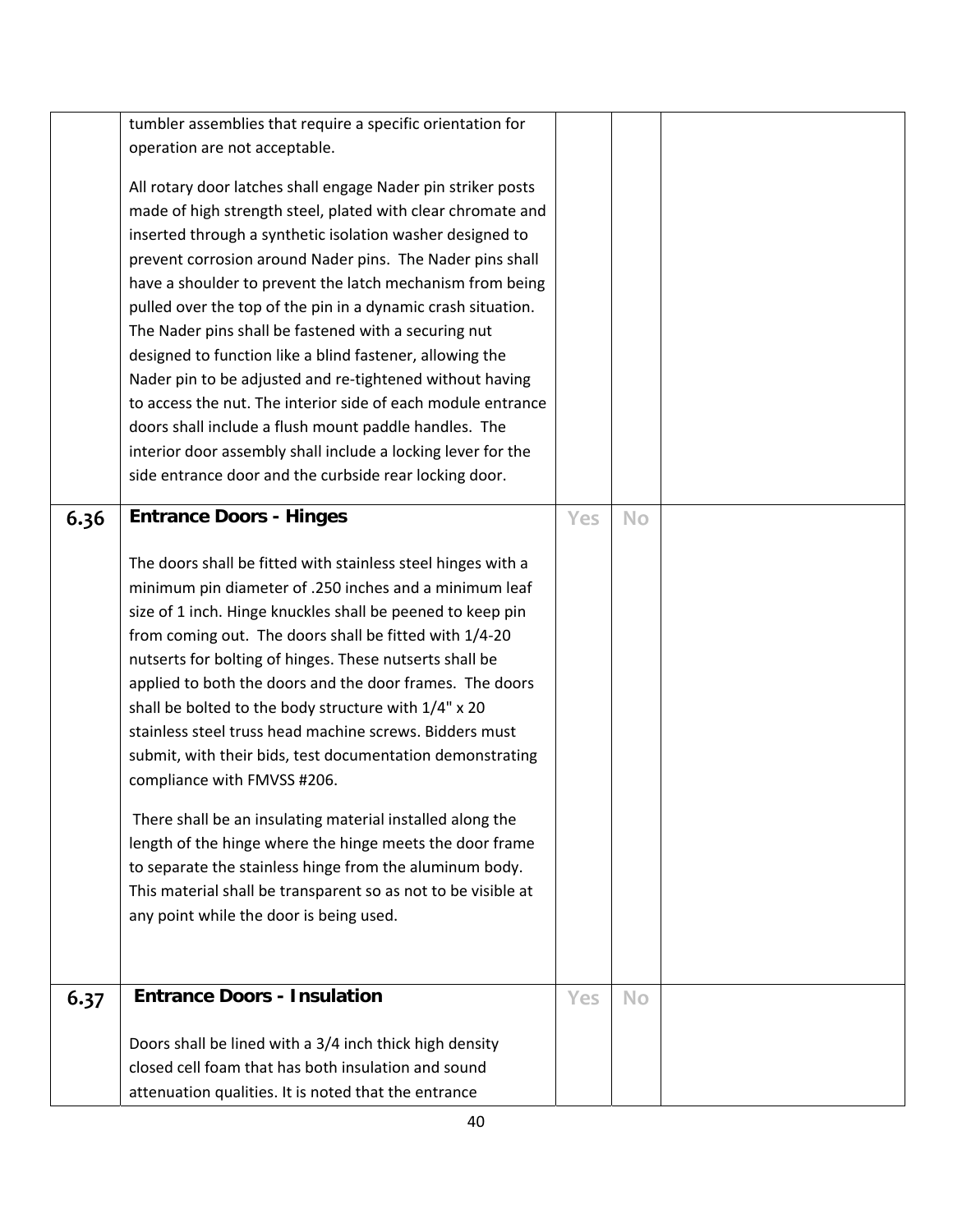| | | | | |
|---|---|---|---|---|
| | tumbler assemblies that require a specific orientation for operation are not acceptable.<br><br>All rotary door latches shall engage Nader pin striker posts made of high strength steel, plated with clear chromate and inserted through a synthetic isolation washer designed to prevent corrosion around Nader pins. The Nader pins shall have a shoulder to prevent the latch mechanism from being pulled over the top of the pin in a dynamic crash situation. The Nader pins shall be fastened with a securing nut designed to function like a blind fastener, allowing the Nader pin to be adjusted and re-tightened without having to access the nut. The interior side of each module entrance doors shall include a flush mount paddle handles. The interior door assembly shall include a locking lever for the side entrance door and the curbside rear locking door. | | | |
| **6.36** | **Entrance Doors - Hinges**<br><br>The doors shall be fitted with stainless steel hinges with a minimum pin diameter of .250 inches and a minimum leaf size of 1 inch. Hinge knuckles shall be peened to keep pin from coming out. The doors shall be fitted with 1/4-20 nutserts for bolting of hinges. These nutserts shall be applied to both the doors and the door frames. The doors shall be bolted to the body structure with 1/4" x 20 stainless steel truss head machine screws. Bidders must submit, with their bids, test documentation demonstrating compliance with FMVSS #206.<br><br>There shall be an insulating material installed along the length of the hinge where the hinge meets the door frame to separate the stainless hinge from the aluminum body. This material shall be transparent so as not to be visible at any point while the door is being used. | Yes | No | |
| **6.37** | **Entrance Doors - Insulation**<br><br>Doors shall be lined with a 3/4 inch thick high density closed cell foam that has both insulation and sound attenuation qualities. It is noted that the entrance | Yes | No | |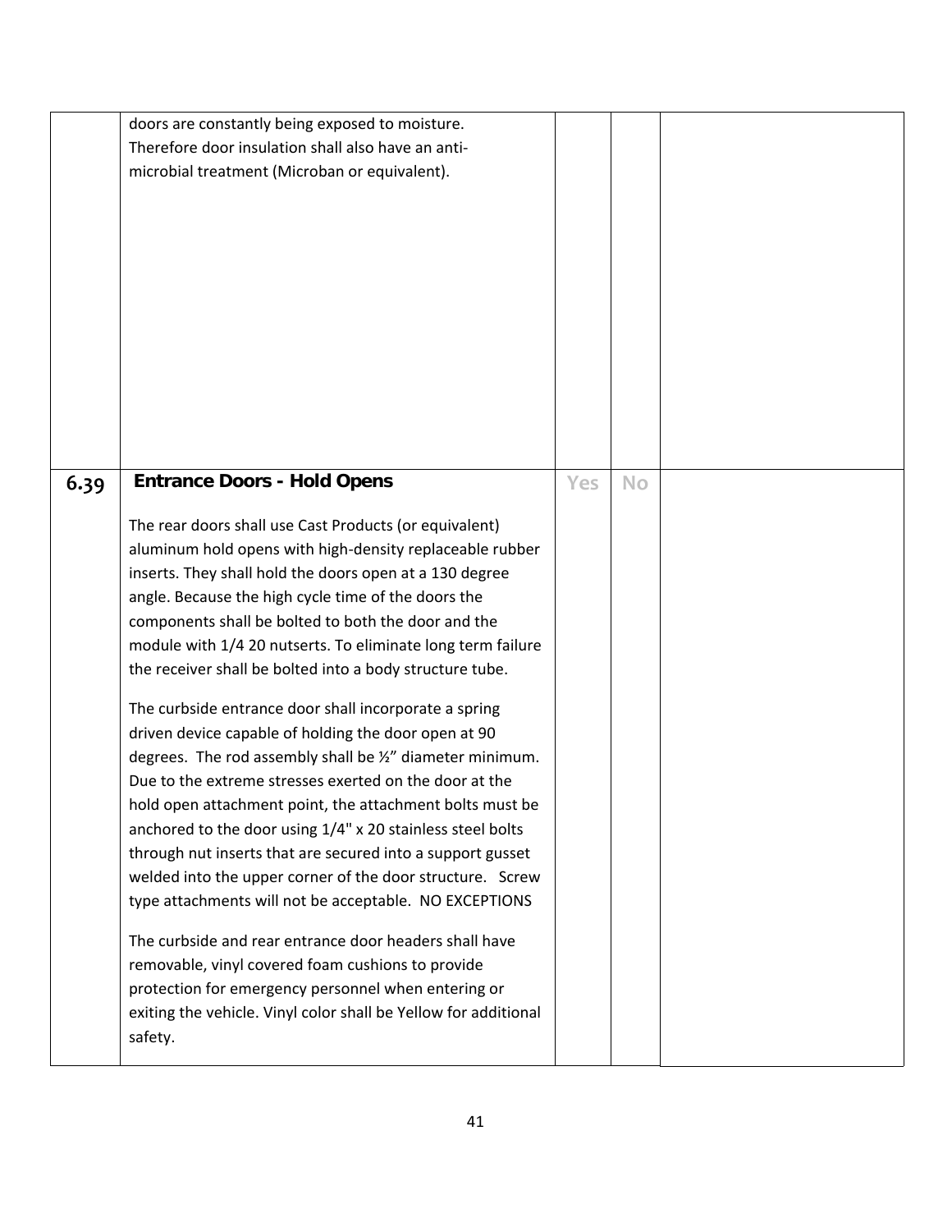|  |  |  |  |  |
|---|---|---|---|---|
|  | doors are constantly being exposed to moisture. Therefore door insulation shall also have an anti-microbial treatment (Microban or equivalent). |  |  |  |
| 6.39 | **Entrance Doors - Hold Opens**<br><br>The rear doors shall use Cast Products (or equivalent) aluminum hold opens with high-density replaceable rubber inserts. They shall hold the doors open at a 130 degree angle. Because the high cycle time of the doors the components shall be bolted to both the door and the module with 1/4 20 nutserts. To eliminate long term failure the receiver shall be bolted into a body structure tube.<br><br>The curbside entrance door shall incorporate a spring driven device capable of holding the door open at 90 degrees. The rod assembly shall be ½" diameter minimum. Due to the extreme stresses exerted on the door at the hold open attachment point, the attachment bolts must be anchored to the door using 1/4" x 20 stainless steel bolts through nut inserts that are secured into a support gusset welded into the upper corner of the door structure. Screw type attachments will not be acceptable. NO EXCEPTIONS<br><br>The curbside and rear entrance door headers shall have removable, vinyl covered foam cushions to provide protection for emergency personnel when entering or exiting the vehicle. Vinyl color shall be Yellow for additional safety. | Yes | No |  |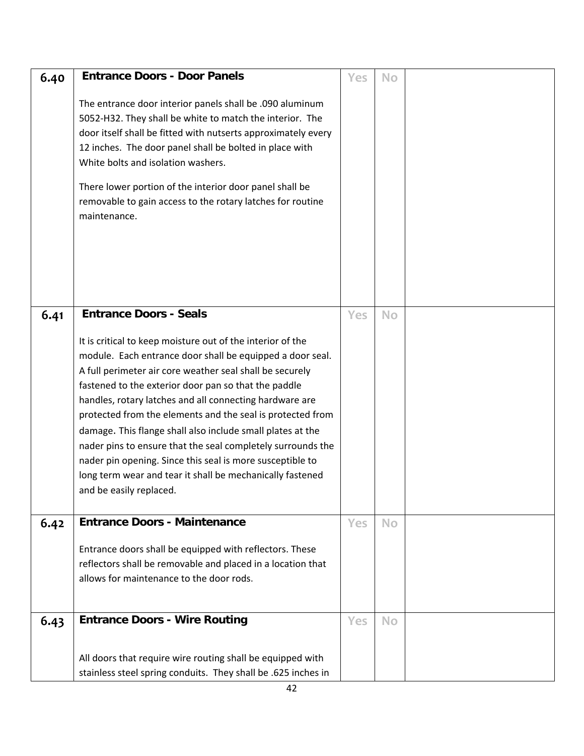| | | | | |
|---|---|---|---|---|
| **6.40** | **Entrance Doors - Door Panels**<br><br>The entrance door interior panels shall be .090 aluminum 5052-H32. They shall be white to match the interior. The door itself shall be fitted with nutserts approximately every 12 inches. The door panel shall be bolted in place with White bolts and isolation washers.<br><br>There lower portion of the interior door panel shall be removable to gain access to the rotary latches for routine maintenance. | Yes | No | |
| **6.41** | **Entrance Doors - Seals**<br><br>It is critical to keep moisture out of the interior of the module. Each entrance door shall be equipped a door seal. A full perimeter air core weather seal shall be securely fastened to the exterior door pan so that the paddle handles, rotary latches and all connecting hardware are protected from the elements and the seal is protected from damage. This flange shall also include small plates at the nader pins to ensure that the seal completely surrounds the nader pin opening. Since this seal is more susceptible to long term wear and tear it shall be mechanically fastened and be easily replaced. | Yes | No | |
| **6.42** | **Entrance Doors - Maintenance**<br><br>Entrance doors shall be equipped with reflectors. These reflectors shall be removable and placed in a location that allows for maintenance to the door rods. | Yes | No | |
| **6.43** | **Entrance Doors - Wire Routing**<br><br>All doors that require wire routing shall be equipped with stainless steel spring conduits. They shall be .625 inches in | Yes | No | |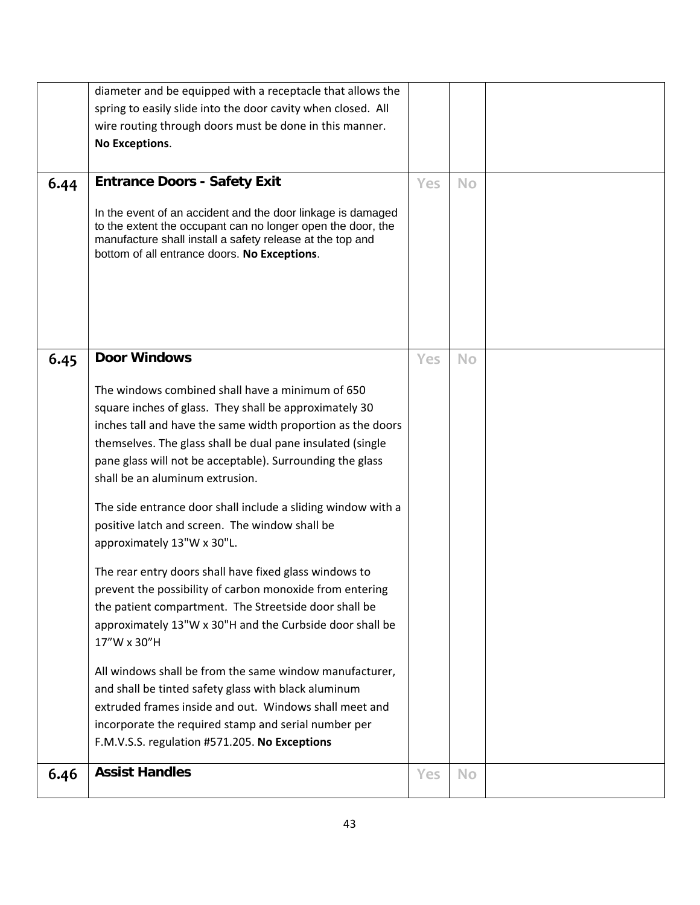| | | | | |
|---|---|---|---|---|
| | diameter and be equipped with a receptacle that allows the spring to easily slide into the door cavity when closed. All wire routing through doors must be done in this manner. **No Exceptions**. | | | |
| **6.44** | **Entrance Doors - Safety Exit**<br><br>In the event of an accident and the door linkage is damaged to the extent the occupant can no longer open the door, the manufacture shall install a safety release at the top and bottom of all entrance doors. **No Exceptions**. | Yes | No | |
| **6.45** | **Door Windows**<br><br>The windows combined shall have a minimum of 650 square inches of glass. They shall be approximately 30 inches tall and have the same width proportion as the doors themselves. The glass shall be dual pane insulated (single pane glass will not be acceptable). Surrounding the glass shall be an aluminum extrusion.<br><br>The side entrance door shall include a sliding window with a positive latch and screen. The window shall be approximately 13"W x 30"L.<br><br>The rear entry doors shall have fixed glass windows to prevent the possibility of carbon monoxide from entering the patient compartment. The Streetside door shall be approximately 13"W x 30"H and the Curbside door shall be 17"W x 30"H<br><br>All windows shall be from the same window manufacturer, and shall be tinted safety glass with black aluminum extruded frames inside and out. Windows shall meet and incorporate the required stamp and serial number per F.M.V.S.S. regulation #571.205. **No Exceptions** | Yes | No | |
| **6.46** | **Assist Handles** | Yes | No | |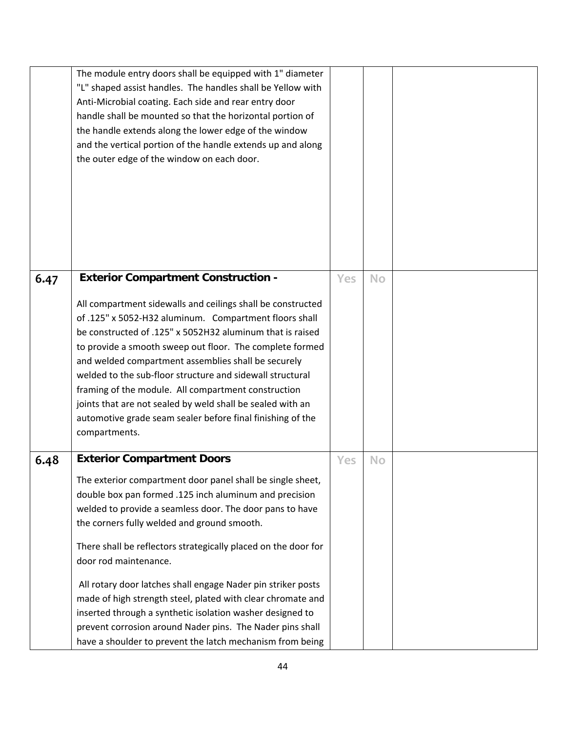| | | | | |
|---|---|---|---|---|
| | The module entry doors shall be equipped with 1" diameter "L" shaped assist handles. The handles shall be Yellow with Anti-Microbial coating. Each side and rear entry door handle shall be mounted so that the horizontal portion of the handle extends along the lower edge of the window and the vertical portion of the handle extends up and along the outer edge of the window on each door. | | | |
| **6.47** | **Exterior Compartment Construction -**<br><br>All compartment sidewalls and ceilings shall be constructed of .125" x 5052-H32 aluminum. Compartment floors shall be constructed of .125" x 5052H32 aluminum that is raised to provide a smooth sweep out floor. The complete formed and welded compartment assemblies shall be securely welded to the sub-floor structure and sidewall structural framing of the module. All compartment construction joints that are not sealed by weld shall be sealed with an automotive grade seam sealer before final finishing of the compartments. | Yes | No | |
| **6.48** | **Exterior Compartment Doors**<br><br>The exterior compartment door panel shall be single sheet, double box pan formed .125 inch aluminum and precision welded to provide a seamless door. The door pans to have the corners fully welded and ground smooth.<br><br>There shall be reflectors strategically placed on the door for door rod maintenance.<br><br>All rotary door latches shall engage Nader pin striker posts made of high strength steel, plated with clear chromate and inserted through a synthetic isolation washer designed to prevent corrosion around Nader pins. The Nader pins shall have a shoulder to prevent the latch mechanism from being | Yes | No | |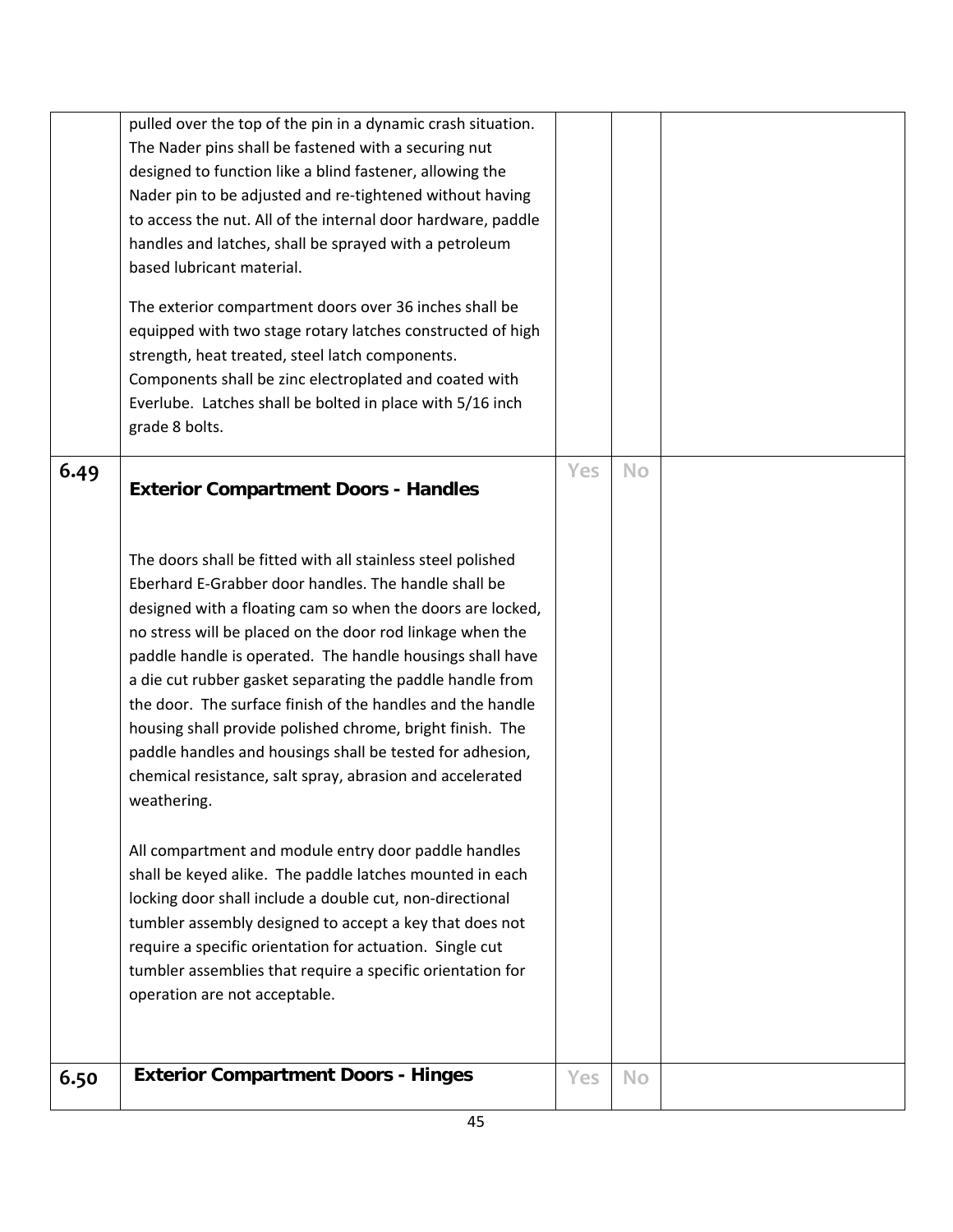| | | | | |
|---|---|---|---|---|
| | pulled over the top of the pin in a dynamic crash situation. The Nader pins shall be fastened with a securing nut designed to function like a blind fastener, allowing the Nader pin to be adjusted and re-tightened without having to access the nut. All of the internal door hardware, paddle handles and latches, shall be sprayed with a petroleum based lubricant material.<br><br>The exterior compartment doors over 36 inches shall be equipped with two stage rotary latches constructed of high strength, heat treated, steel latch components. Components shall be zinc electroplated and coated with Everlube. Latches shall be bolted in place with 5/16 inch grade 8 bolts. | | | |
| **6.49** | **Exterior Compartment Doors - Handles**<br><br>The doors shall be fitted with all stainless steel polished Eberhard E-Grabber door handles. The handle shall be designed with a floating cam so when the doors are locked, no stress will be placed on the door rod linkage when the paddle handle is operated. The handle housings shall have a die cut rubber gasket separating the paddle handle from the door. The surface finish of the handles and the handle housing shall provide polished chrome, bright finish. The paddle handles and housings shall be tested for adhesion, chemical resistance, salt spray, abrasion and accelerated weathering.<br><br>All compartment and module entry door paddle handles shall be keyed alike. The paddle latches mounted in each locking door shall include a double cut, non-directional tumbler assembly designed to accept a key that does not require a specific orientation for actuation. Single cut tumbler assemblies that require a specific orientation for operation are not acceptable. | Yes | No | |
| **6.50** | **Exterior Compartment Doors - Hinges** | Yes | No | |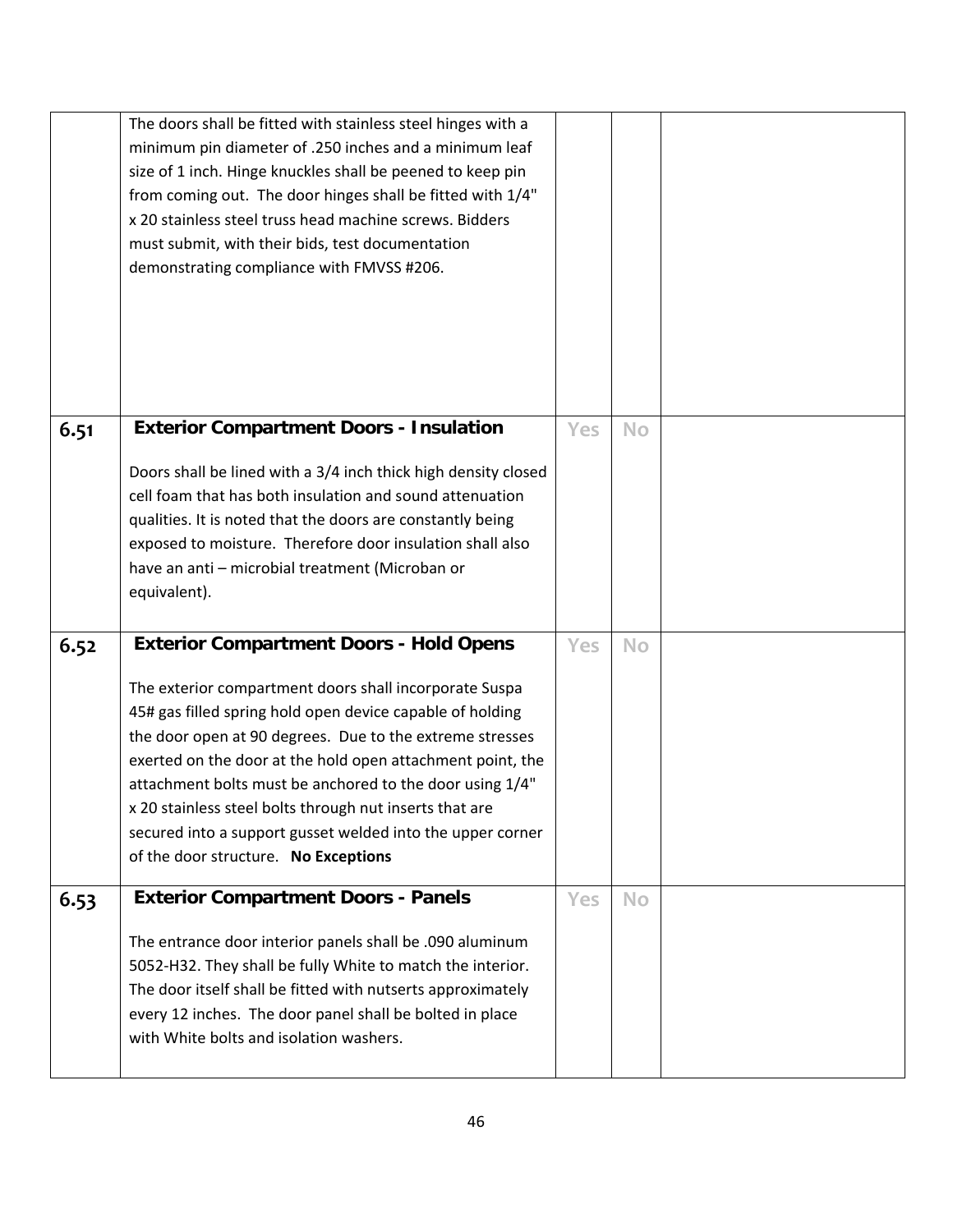| | | | | |
|---|---|---|---|---|
| | The doors shall be fitted with stainless steel hinges with a minimum pin diameter of .250 inches and a minimum leaf size of 1 inch. Hinge knuckles shall be peened to keep pin from coming out. The door hinges shall be fitted with 1/4" x 20 stainless steel truss head machine screws. Bidders must submit, with their bids, test documentation demonstrating compliance with FMVSS #206. | | | |
| 6.51 | **Exterior Compartment Doors - Insulation**<br><br>Doors shall be lined with a 3/4 inch thick high density closed cell foam that has both insulation and sound attenuation qualities. It is noted that the doors are constantly being exposed to moisture. Therefore door insulation shall also have an anti – microbial treatment (Microban or equivalent). | Yes | No | |
| 6.52 | **Exterior Compartment Doors - Hold Opens**<br><br>The exterior compartment doors shall incorporate Suspa 45# gas filled spring hold open device capable of holding the door open at 90 degrees. Due to the extreme stresses exerted on the door at the hold open attachment point, the attachment bolts must be anchored to the door using 1/4" x 20 stainless steel bolts through nut inserts that are secured into a support gusset welded into the upper corner of the door structure. **No Exceptions** | Yes | No | |
| 6.53 | **Exterior Compartment Doors - Panels**<br><br>The entrance door interior panels shall be .090 aluminum 5052-H32. They shall be fully White to match the interior. The door itself shall be fitted with nutserts approximately every 12 inches. The door panel shall be bolted in place with White bolts and isolation washers. | Yes | No | |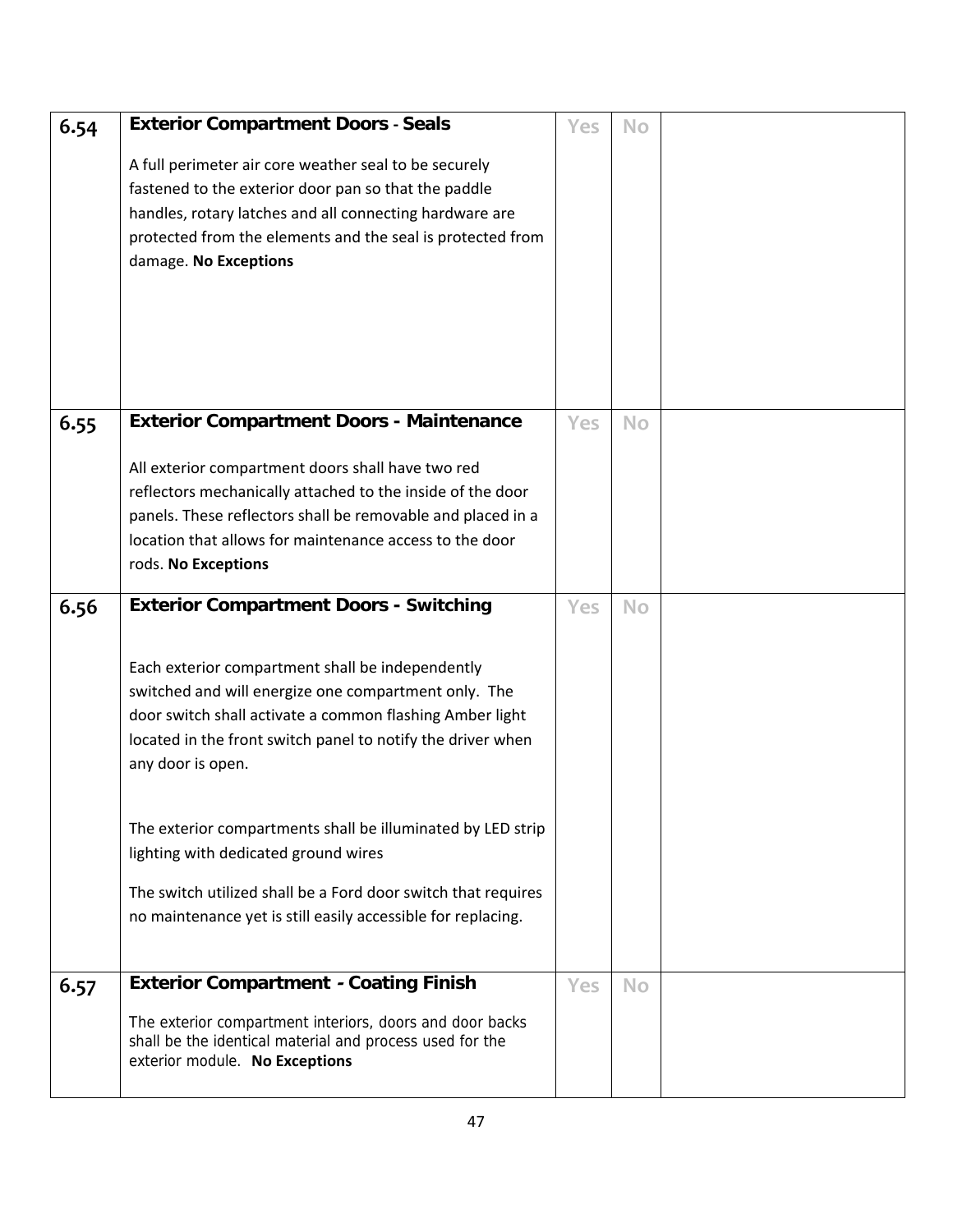| | | | | |
|---|---|---|---|---|
| 6.54 | **Exterior Compartment Doors - Seals**<br><br>A full perimeter air core weather seal to be securely fastened to the exterior door pan so that the paddle handles, rotary latches and all connecting hardware are protected from the elements and the seal is protected from damage. **No Exceptions** | Yes | No | |
| 6.55 | **Exterior Compartment Doors - Maintenance**<br><br>All exterior compartment doors shall have two red reflectors mechanically attached to the inside of the door panels. These reflectors shall be removable and placed in a location that allows for maintenance access to the door rods. **No Exceptions** | Yes | No | |
| 6.56 | **Exterior Compartment Doors - Switching**<br><br>Each exterior compartment shall be independently switched and will energize one compartment only. The door switch shall activate a common flashing Amber light located in the front switch panel to notify the driver when any door is open.<br><br>The exterior compartments shall be illuminated by LED strip lighting with dedicated ground wires<br><br>The switch utilized shall be a Ford door switch that requires no maintenance yet is still easily accessible for replacing. | Yes | No | |
| 6.57 | **Exterior Compartment - Coating Finish**<br><br>The exterior compartment interiors, doors and door backs shall be the identical material and process used for the exterior module. **No Exceptions** | Yes | No | |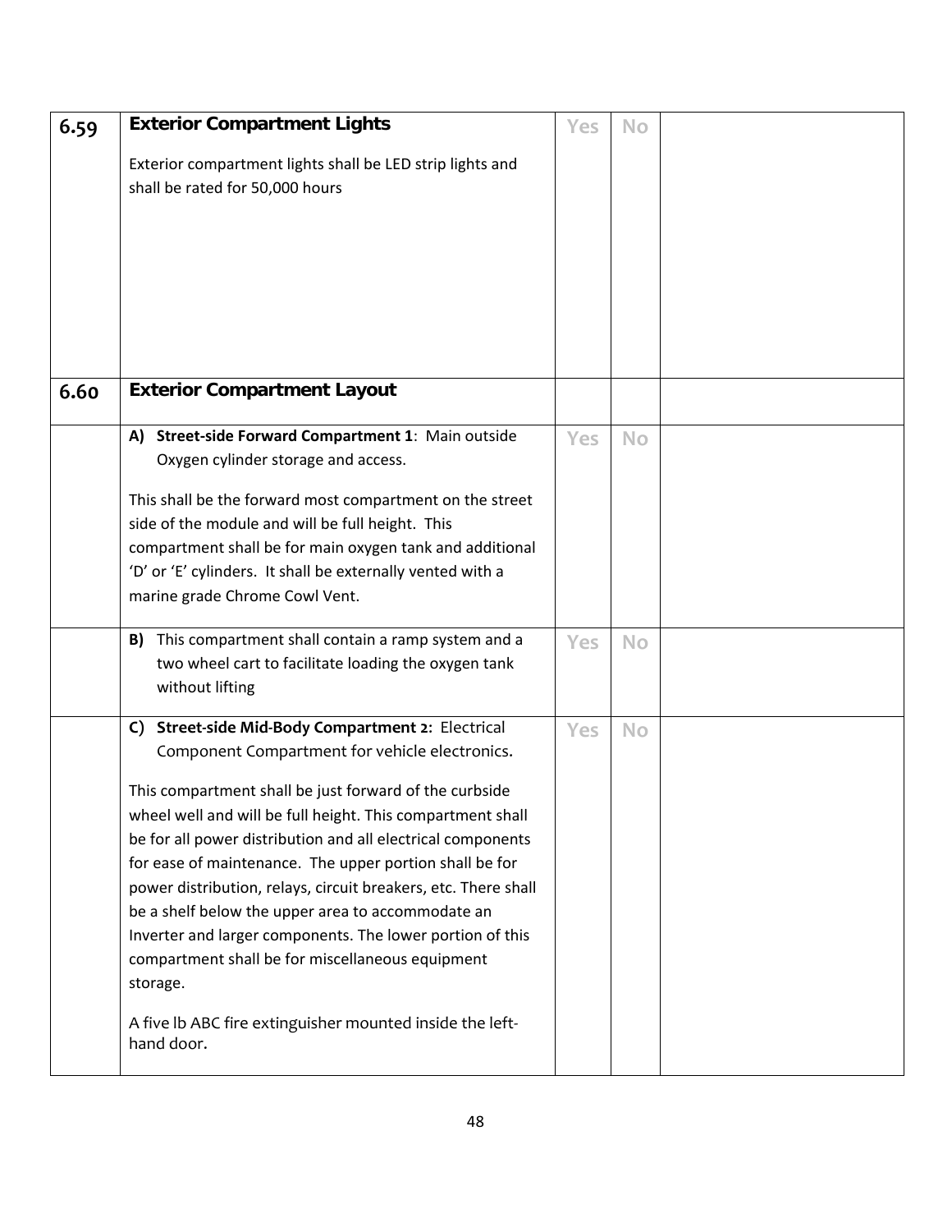| | | | | |
|---|---|---|---|---|
| **6.59** | **Exterior Compartment Lights**<br><br>Exterior compartment lights shall be LED strip lights and shall be rated for 50,000 hours | Yes | No | |
| **6.60** | **Exterior Compartment Layout** | | | |
| | **A) Street-side Forward Compartment 1**: Main outside Oxygen cylinder storage and access.<br><br>This shall be the forward most compartment on the street side of the module and will be full height. This compartment shall be for main oxygen tank and additional 'D' or 'E' cylinders. It shall be externally vented with a marine grade Chrome Cowl Vent. | Yes | No | |
| | **B)** This compartment shall contain a ramp system and a two wheel cart to facilitate loading the oxygen tank without lifting | Yes | No | |
| | **C) Street-side Mid-Body Compartment 2:** Electrical Component Compartment for vehicle electronics.<br><br>This compartment shall be just forward of the curbside wheel well and will be full height. This compartment shall be for all power distribution and all electrical components for ease of maintenance. The upper portion shall be for power distribution, relays, circuit breakers, etc. There shall be a shelf below the upper area to accommodate an Inverter and larger components. The lower portion of this compartment shall be for miscellaneous equipment storage.<br><br>A five lb ABC fire extinguisher mounted inside the left-hand door. | Yes | No | |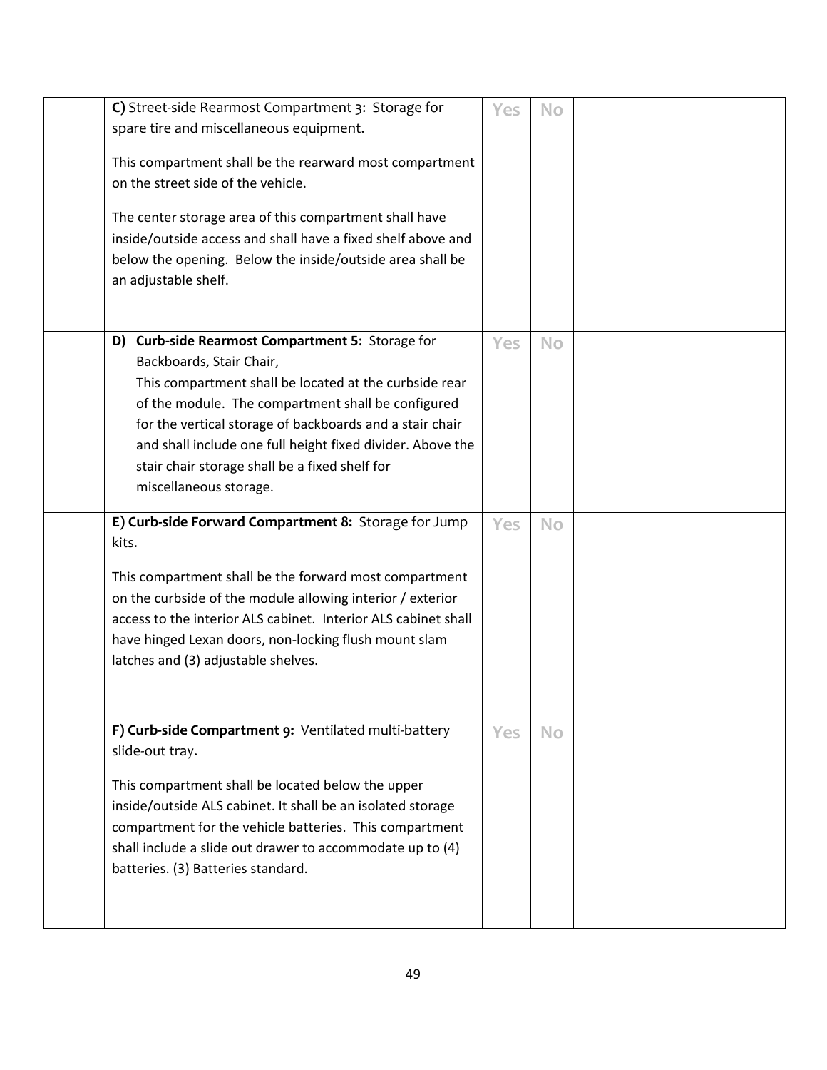|  |  |  |  |  |
| --- | --- | --- | --- | --- |
|  | **C)** Street-side Rearmost Compartment 3: Storage for spare tire and miscellaneous equipment.<br><br>This compartment shall be the rearward most compartment on the street side of the vehicle.<br><br>The center storage area of this compartment shall have inside/outside access and shall have a fixed shelf above and below the opening. Below the inside/outside area shall be an adjustable shelf. | Yes | No |  |
|  | **D) Curb-side Rearmost Compartment 5:** Storage for Backboards, Stair Chair,<br>This compartment shall be located at the curbside rear of the module. The compartment shall be configured for the vertical storage of backboards and a stair chair and shall include one full height fixed divider. Above the stair chair storage shall be a fixed shelf for miscellaneous storage. | Yes | No |  |
|  | **E) Curb-side Forward Compartment 8:** Storage for Jump kits.<br><br>This compartment shall be the forward most compartment on the curbside of the module allowing interior / exterior access to the interior ALS cabinet. Interior ALS cabinet shall have hinged Lexan doors, non-locking flush mount slam latches and (3) adjustable shelves. | Yes | No |  |
|  | **F) Curb-side Compartment 9:** Ventilated multi-battery slide-out tray.<br><br>This compartment shall be located below the upper inside/outside ALS cabinet. It shall be an isolated storage compartment for the vehicle batteries. This compartment shall include a slide out drawer to accommodate up to (4) batteries. (3) Batteries standard. | Yes | No |  |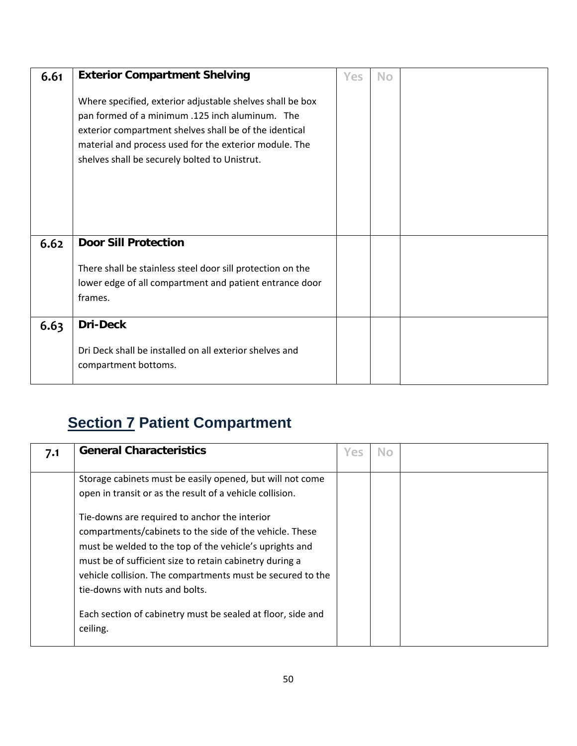| 6.61 | **Exterior Compartment Shelving**<br><br>Where specified, exterior adjustable shelves shall be box pan formed of a minimum .125 inch aluminum. The exterior compartment shelves shall be of the identical material and process used for the exterior module. The shelves shall be securely bolted to Unistrut. | Yes | No | |
|---|---|---|---|---|
| 6.62 | **Door Sill Protection**<br><br>There shall be stainless steel door sill protection on the lower edge of all compartment and patient entrance door frames. | | | |
| 6.63 | **Dri-Deck**<br><br>Dri Deck shall be installed on all exterior shelves and compartment bottoms. | | | |

## Section 7 Patient Compartment

| 7.1 | **General Characteristics** | Yes | No | |
|---|---|---|---|---|
| | Storage cabinets must be easily opened, but will not come open in transit or as the result of a vehicle collision.<br><br>Tie-downs are required to anchor the interior compartments/cabinets to the side of the vehicle. These must be welded to the top of the vehicle's uprights and must be of sufficient size to retain cabinetry during a vehicle collision. The compartments must be secured to the tie-downs with nuts and bolts.<br><br>Each section of cabinetry must be sealed at floor, side and ceiling. | | | |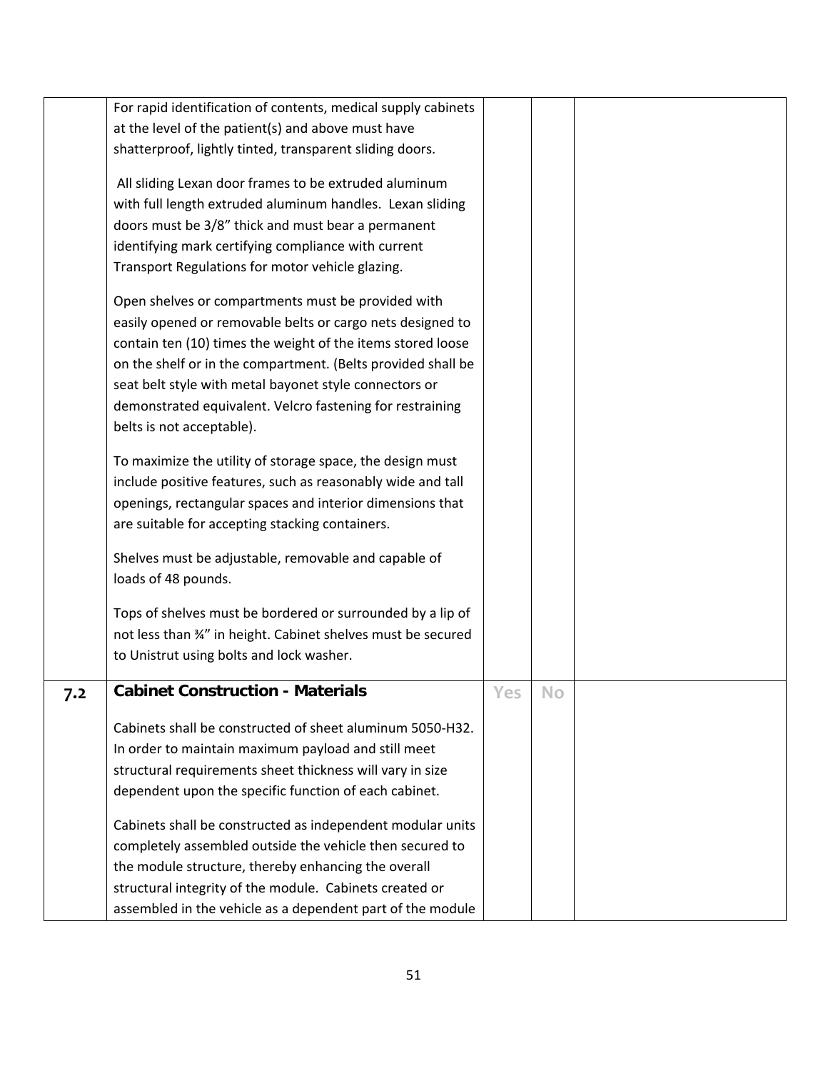| | | | | |
|---|---|---|---|---|
| | For rapid identification of contents, medical supply cabinets at the level of the patient(s) and above must have shatterproof, lightly tinted, transparent sliding doors.<br><br>All sliding Lexan door frames to be extruded aluminum with full length extruded aluminum handles. Lexan sliding doors must be 3/8" thick and must bear a permanent identifying mark certifying compliance with current Transport Regulations for motor vehicle glazing.<br><br>Open shelves or compartments must be provided with easily opened or removable belts or cargo nets designed to contain ten (10) times the weight of the items stored loose on the shelf or in the compartment. (Belts provided shall be seat belt style with metal bayonet style connectors or demonstrated equivalent. Velcro fastening for restraining belts is not acceptable).<br><br>To maximize the utility of storage space, the design must include positive features, such as reasonably wide and tall openings, rectangular spaces and interior dimensions that are suitable for accepting stacking containers.<br><br>Shelves must be adjustable, removable and capable of loads of 48 pounds.<br><br>Tops of shelves must be bordered or surrounded by a lip of not less than ¾" in height. Cabinet shelves must be secured to Unistrut using bolts and lock washer. | | | |
| **7.2** | **Cabinet Construction - Materials**<br><br>Cabinets shall be constructed of sheet aluminum 5050-H32. In order to maintain maximum payload and still meet structural requirements sheet thickness will vary in size dependent upon the specific function of each cabinet.<br><br>Cabinets shall be constructed as independent modular units completely assembled outside the vehicle then secured to the module structure, thereby enhancing the overall structural integrity of the module. Cabinets created or assembled in the vehicle as a dependent part of the module | Yes | No | |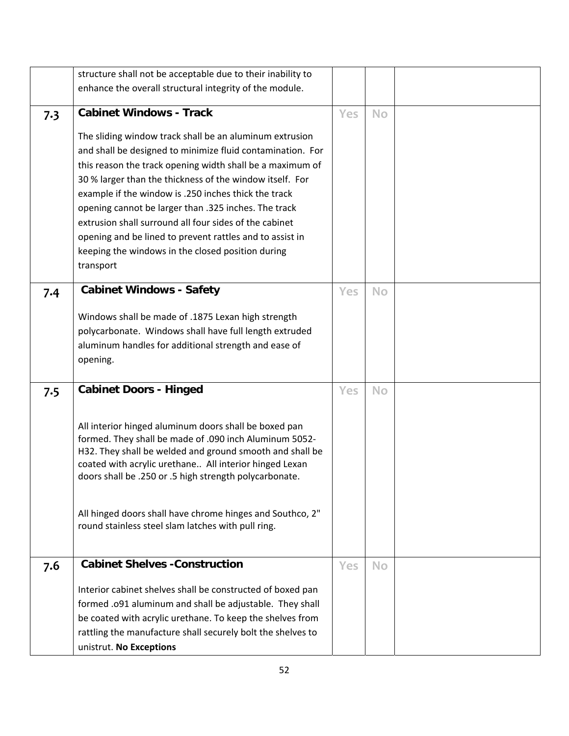| | | | | |
|---|---|---|---|---|
| | structure shall not be acceptable due to their inability to enhance the overall structural integrity of the module. | | | |
| 7.3 | **Cabinet Windows - Track**<br><br>The sliding window track shall be an aluminum extrusion and shall be designed to minimize fluid contamination. For this reason the track opening width shall be a maximum of 30 % larger than the thickness of the window itself. For example if the window is .250 inches thick the track opening cannot be larger than .325 inches. The track extrusion shall surround all four sides of the cabinet opening and be lined to prevent rattles and to assist in keeping the windows in the closed position during transport | Yes | No | |
| 7.4 | **Cabinet Windows - Safety**<br><br>Windows shall be made of .1875 Lexan high strength polycarbonate. Windows shall have full length extruded aluminum handles for additional strength and ease of opening. | Yes | No | |
| 7.5 | **Cabinet Doors - Hinged**<br><br>All interior hinged aluminum doors shall be boxed pan formed. They shall be made of .090 inch Aluminum 5052-H32. They shall be welded and ground smooth and shall be coated with acrylic urethane.. All interior hinged Lexan doors shall be .250 or .5 high strength polycarbonate.<br><br>All hinged doors shall have chrome hinges and Southco, 2" round stainless steel slam latches with pull ring. | Yes | No | |
| 7.6 | **Cabinet Shelves -Construction**<br><br>Interior cabinet shelves shall be constructed of boxed pan formed .o91 aluminum and shall be adjustable. They shall be coated with acrylic urethane. To keep the shelves from rattling the manufacture shall securely bolt the shelves to unistrut. **No Exceptions** | Yes | No | |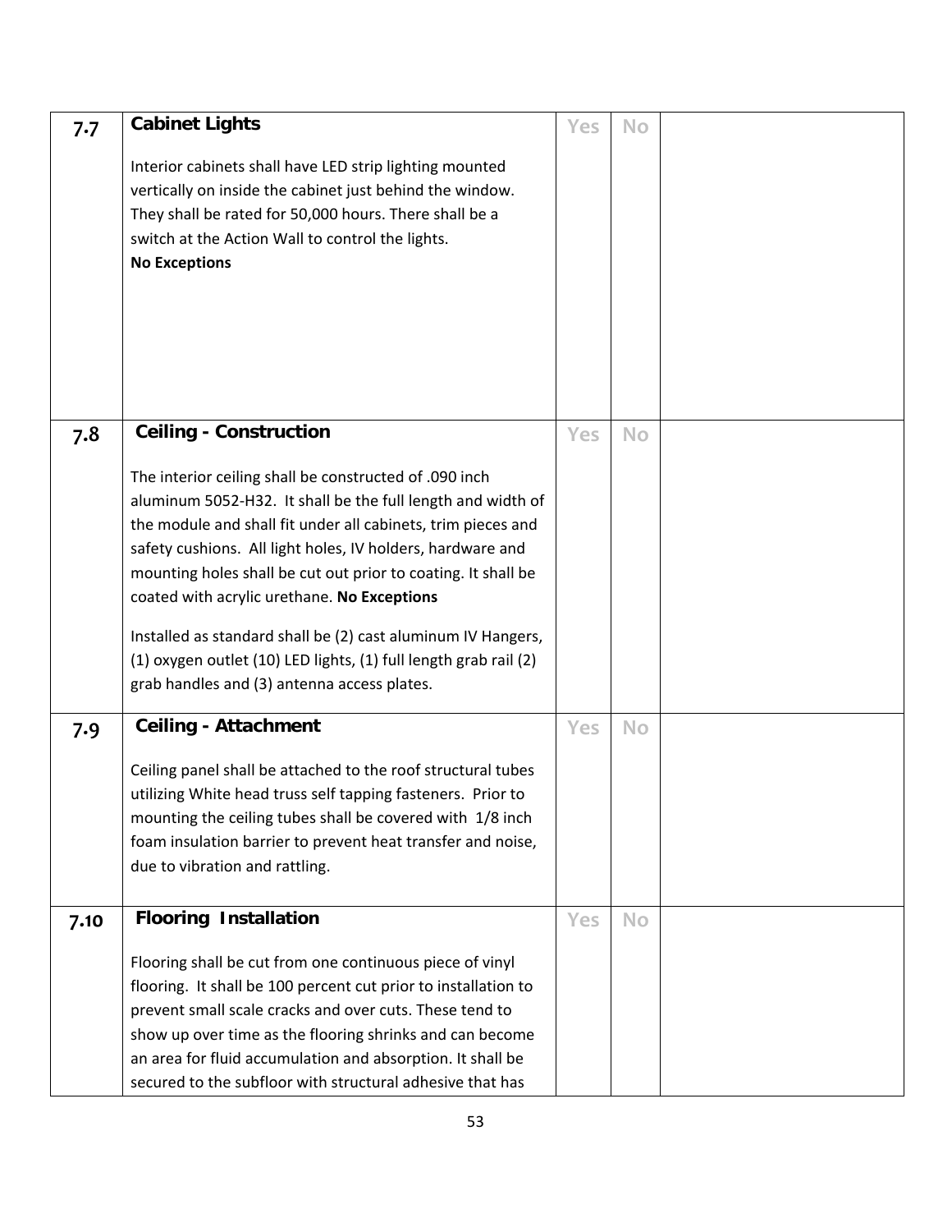| | | | | |
|---|---|---|---|---|
| 7.7 | **Cabinet Lights**<br><br>Interior cabinets shall have LED strip lighting mounted vertically on inside the cabinet just behind the window. They shall be rated for 50,000 hours. There shall be a switch at the Action Wall to control the lights.<br>**No Exceptions** | Yes | No | |
| 7.8 | **Ceiling - Construction**<br><br>The interior ceiling shall be constructed of .090 inch aluminum 5052-H32. It shall be the full length and width of the module and shall fit under all cabinets, trim pieces and safety cushions. All light holes, IV holders, hardware and mounting holes shall be cut out prior to coating. It shall be coated with acrylic urethane. **No Exceptions**<br><br>Installed as standard shall be (2) cast aluminum IV Hangers, (1) oxygen outlet (10) LED lights, (1) full length grab rail (2) grab handles and (3) antenna access plates. | Yes | No | |
| 7.9 | **Ceiling - Attachment**<br><br>Ceiling panel shall be attached to the roof structural tubes utilizing White head truss self tapping fasteners. Prior to mounting the ceiling tubes shall be covered with 1/8 inch foam insulation barrier to prevent heat transfer and noise, due to vibration and rattling. | Yes | No | |
| 7.10 | **Flooring Installation**<br><br>Flooring shall be cut from one continuous piece of vinyl flooring. It shall be 100 percent cut prior to installation to prevent small scale cracks and over cuts. These tend to show up over time as the flooring shrinks and can become an area for fluid accumulation and absorption. It shall be secured to the subfloor with structural adhesive that has | Yes | No | |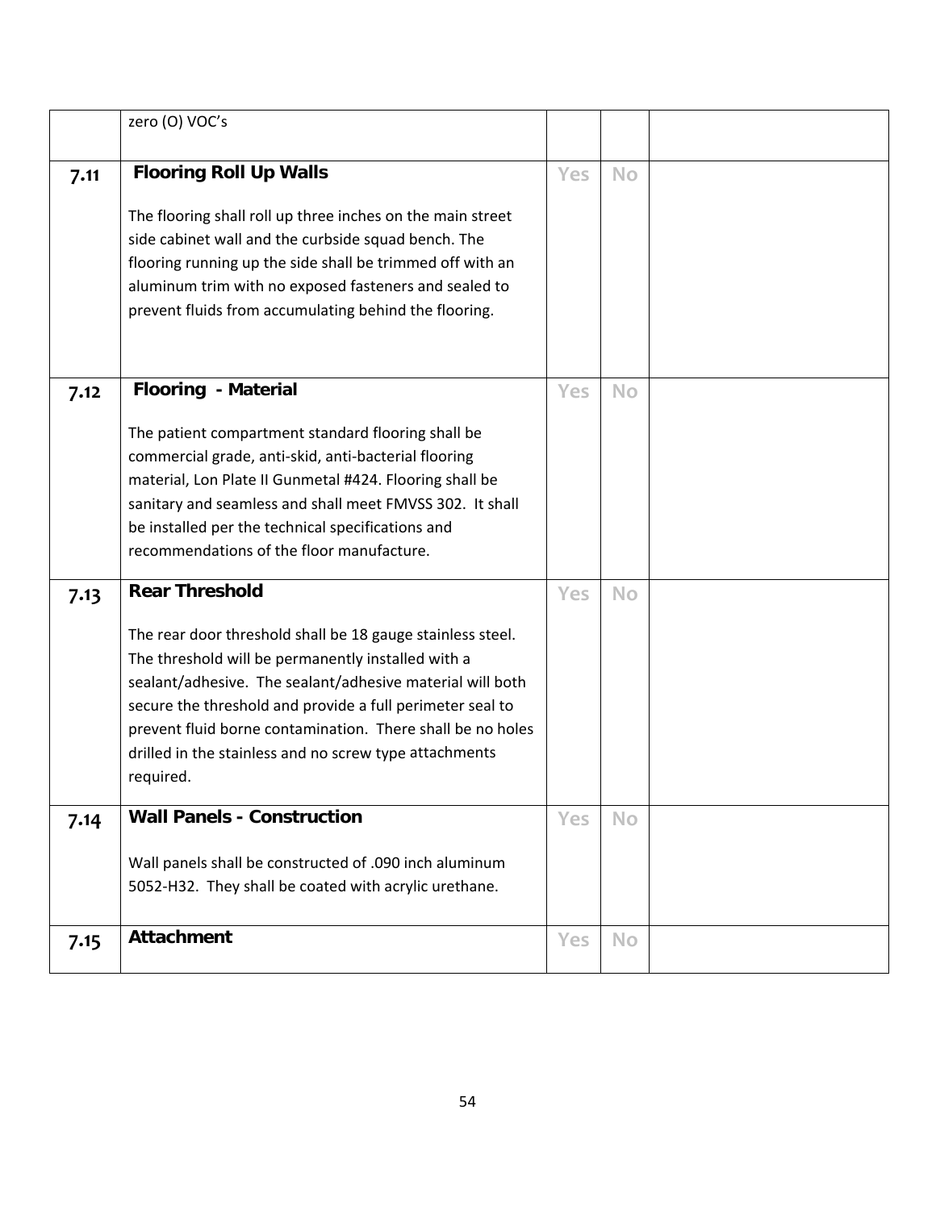| | | | | |
|---|---|---|---|---|
| | zero (O) VOC's | | | |
| 7.11 | **Flooring Roll Up Walls**<br><br>The flooring shall roll up three inches on the main street side cabinet wall and the curbside squad bench. The flooring running up the side shall be trimmed off with an aluminum trim with no exposed fasteners and sealed to prevent fluids from accumulating behind the flooring. | Yes | No | |
| 7.12 | **Flooring - Material**<br><br>The patient compartment standard flooring shall be commercial grade, anti-skid, anti-bacterial flooring material, Lon Plate II Gunmetal #424. Flooring shall be sanitary and seamless and shall meet FMVSS 302. It shall be installed per the technical specifications and recommendations of the floor manufacture. | Yes | No | |
| 7.13 | **Rear Threshold**<br><br>The rear door threshold shall be 18 gauge stainless steel. The threshold will be permanently installed with a sealant/adhesive. The sealant/adhesive material will both secure the threshold and provide a full perimeter seal to prevent fluid borne contamination. There shall be no holes drilled in the stainless and no screw type attachments required. | Yes | No | |
| 7.14 | **Wall Panels - Construction**<br><br>Wall panels shall be constructed of .090 inch aluminum 5052-H32. They shall be coated with acrylic urethane. | Yes | No | |
| 7.15 | **Attachment** | Yes | No | |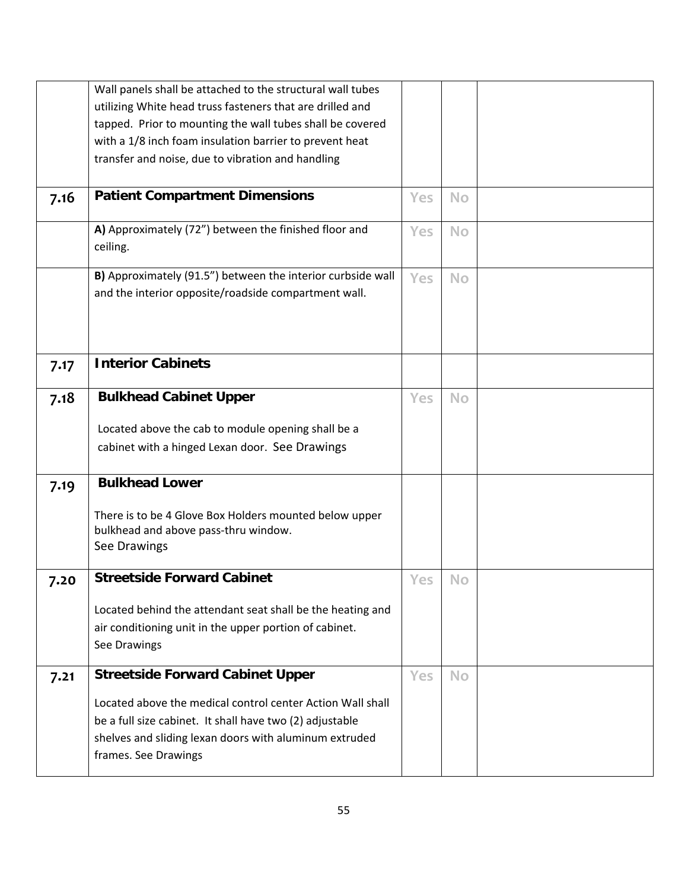| | | | | |
|---|---|---|---|---|
| | Wall panels shall be attached to the structural wall tubes utilizing White head truss fasteners that are drilled and tapped. Prior to mounting the wall tubes shall be covered with a 1/8 inch foam insulation barrier to prevent heat transfer and noise, due to vibration and handling | | | |
| 7.16 | **Patient Compartment Dimensions** | Yes | No | |
| | **A)** Approximately (72") between the finished floor and ceiling. | Yes | No | |
| | **B)** Approximately (91.5") between the interior curbside wall and the interior opposite/roadside compartment wall. | Yes | No | |
| 7.17 | **Interior Cabinets** | | | |
| 7.18 | **Bulkhead Cabinet Upper**<br><br>Located above the cab to module opening shall be a cabinet with a hinged Lexan door. See Drawings | Yes | No | |
| 7.19 | **Bulkhead Lower**<br><br>There is to be 4 Glove Box Holders mounted below upper bulkhead and above pass-thru window.<br>See Drawings | | | |
| 7.20 | **Streetside Forward Cabinet**<br><br>Located behind the attendant seat shall be the heating and air conditioning unit in the upper portion of cabinet.<br>See Drawings | Yes | No | |
| 7.21 | **Streetside Forward Cabinet Upper**<br><br>Located above the medical control center Action Wall shall be a full size cabinet. It shall have two (2) adjustable shelves and sliding lexan doors with aluminum extruded frames. See Drawings | Yes | No | |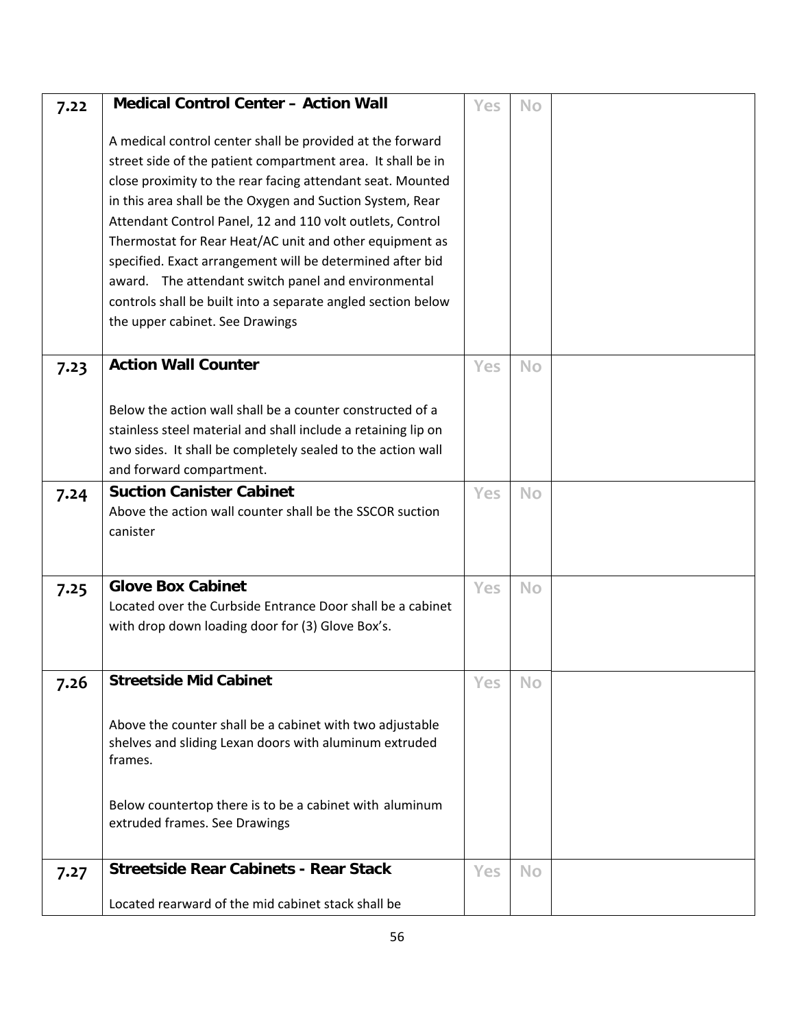| | | | | |
|---|---|---|---|---|
| 7.22 | **Medical Control Center – Action Wall**<br><br>A medical control center shall be provided at the forward street side of the patient compartment area. It shall be in close proximity to the rear facing attendant seat. Mounted in this area shall be the Oxygen and Suction System, Rear Attendant Control Panel, 12 and 110 volt outlets, Control Thermostat for Rear Heat/AC unit and other equipment as specified. Exact arrangement will be determined after bid award. The attendant switch panel and environmental controls shall be built into a separate angled section below the upper cabinet. See Drawings | Yes | No | |
| 7.23 | **Action Wall Counter**<br><br>Below the action wall shall be a counter constructed of a stainless steel material and shall include a retaining lip on two sides. It shall be completely sealed to the action wall and forward compartment. | Yes | No | |
| 7.24 | **Suction Canister Cabinet**<br>Above the action wall counter shall be the SSCOR suction canister | Yes | No | |
| 7.25 | **Glove Box Cabinet**<br>Located over the Curbside Entrance Door shall be a cabinet with drop down loading door for (3) Glove Box's. | Yes | No | |
| 7.26 | **Streetside Mid Cabinet**<br><br>Above the counter shall be a cabinet with two adjustable shelves and sliding Lexan doors with aluminum extruded frames.<br><br>Below countertop there is to be a cabinet with aluminum extruded frames. See Drawings | Yes | No | |
| 7.27 | **Streetside Rear Cabinets - Rear Stack**<br><br>Located rearward of the mid cabinet stack shall be | Yes | No | |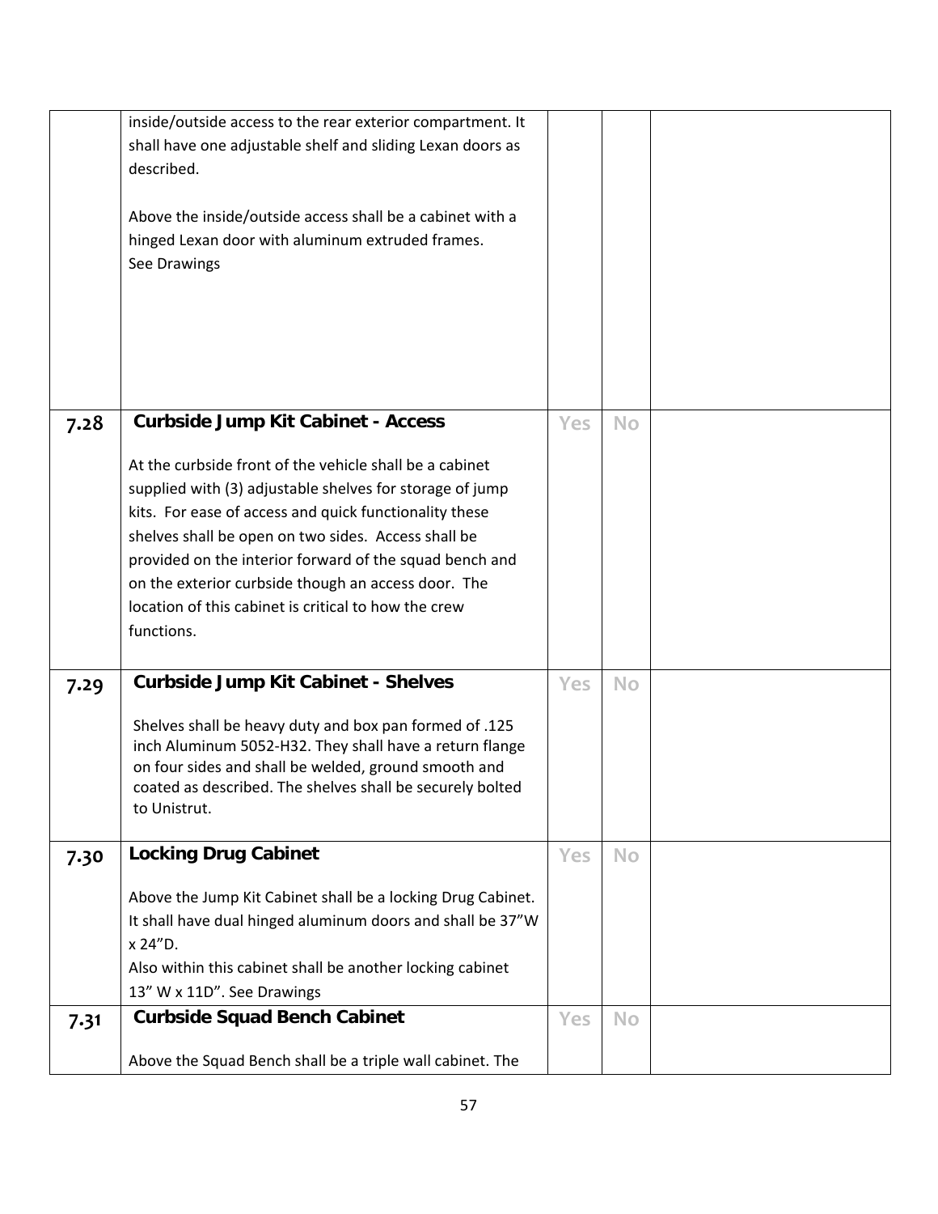| | | | | |
|---|---|---|---|---|
| | inside/outside access to the rear exterior compartment. It shall have one adjustable shelf and sliding Lexan doors as described.<br><br>Above the inside/outside access shall be a cabinet with a hinged Lexan door with aluminum extruded frames.<br>See Drawings | | | |
| 7.28 | **Curbside Jump Kit Cabinet - Access**<br><br>At the curbside front of the vehicle shall be a cabinet supplied with (3) adjustable shelves for storage of jump kits. For ease of access and quick functionality these shelves shall be open on two sides. Access shall be provided on the interior forward of the squad bench and on the exterior curbside though an access door. The location of this cabinet is critical to how the crew functions. | Yes | No | |
| 7.29 | **Curbside Jump Kit Cabinet - Shelves**<br><br>Shelves shall be heavy duty and box pan formed of .125 inch Aluminum 5052-H32. They shall have a return flange on four sides and shall be welded, ground smooth and coated as described. The shelves shall be securely bolted to Unistrut. | Yes | No | |
| 7.30 | **Locking Drug Cabinet**<br><br>Above the Jump Kit Cabinet shall be a locking Drug Cabinet. It shall have dual hinged aluminum doors and shall be 37"W x 24"D.<br>Also within this cabinet shall be another locking cabinet 13" W x 11D". See Drawings | Yes | No | |
| 7.31 | **Curbside Squad Bench Cabinet**<br><br>Above the Squad Bench shall be a triple wall cabinet. The | Yes | No | |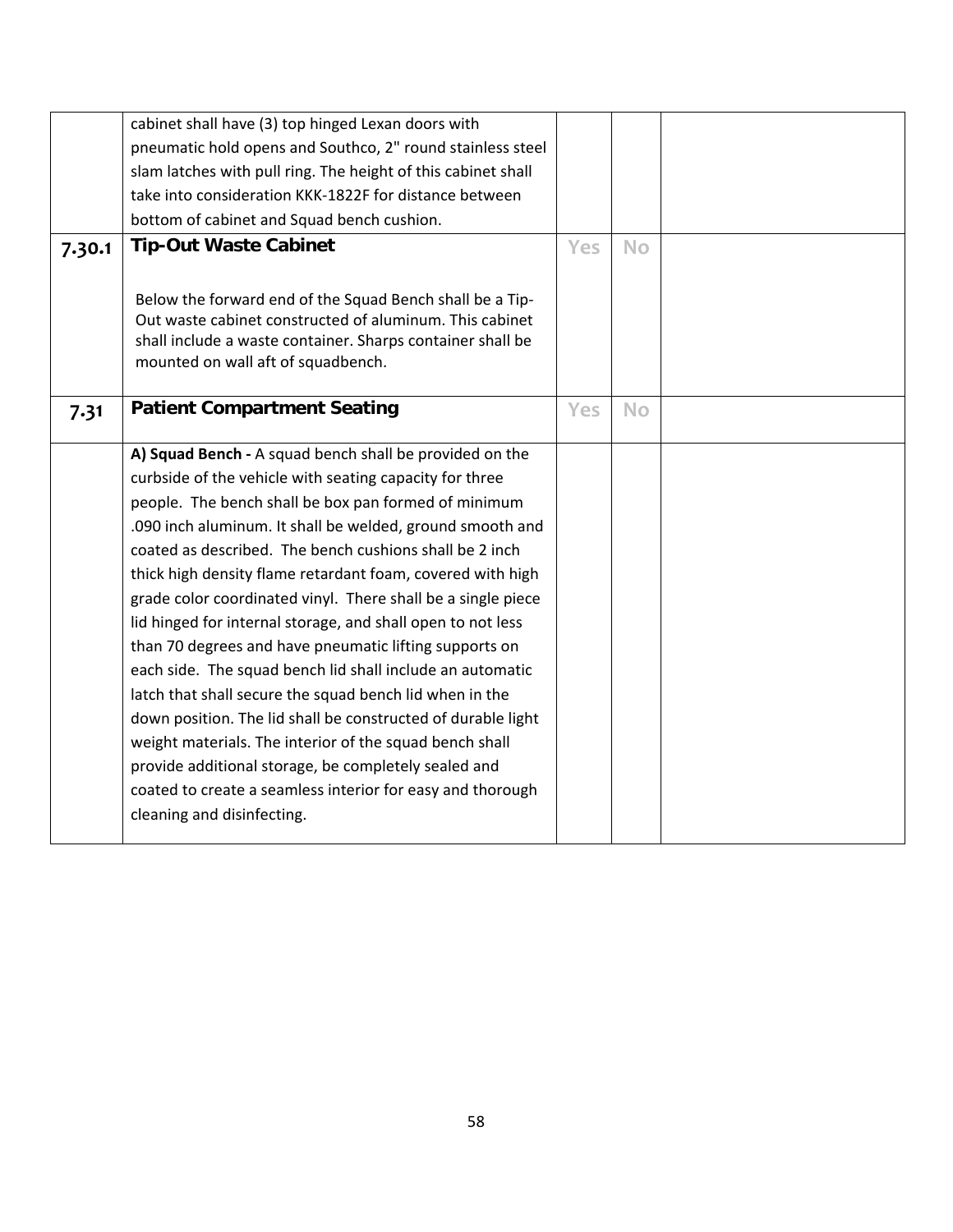| | | | | |
|---|---|---|---|---|
| | cabinet shall have (3) top hinged Lexan doors with pneumatic hold opens and Southco, 2" round stainless steel slam latches with pull ring. The height of this cabinet shall take into consideration KKK-1822F for distance between bottom of cabinet and Squad bench cushion. | | | |
| **7.30.1** | **Tip-Out Waste Cabinet**<br><br>Below the forward end of the Squad Bench shall be a Tip-Out waste cabinet constructed of aluminum. This cabinet shall include a waste container. Sharps container shall be mounted on wall aft of squadbench. | Yes | No | |
| **7.31** | **Patient Compartment Seating** | Yes | No | |
| | **A) Squad Bench -** A squad bench shall be provided on the curbside of the vehicle with seating capacity for three people. The bench shall be box pan formed of minimum .090 inch aluminum. It shall be welded, ground smooth and coated as described. The bench cushions shall be 2 inch thick high density flame retardant foam, covered with high grade color coordinated vinyl. There shall be a single piece lid hinged for internal storage, and shall open to not less than 70 degrees and have pneumatic lifting supports on each side. The squad bench lid shall include an automatic latch that shall secure the squad bench lid when in the down position. The lid shall be constructed of durable light weight materials. The interior of the squad bench shall provide additional storage, be completely sealed and coated to create a seamless interior for easy and thorough cleaning and disinfecting. | | | |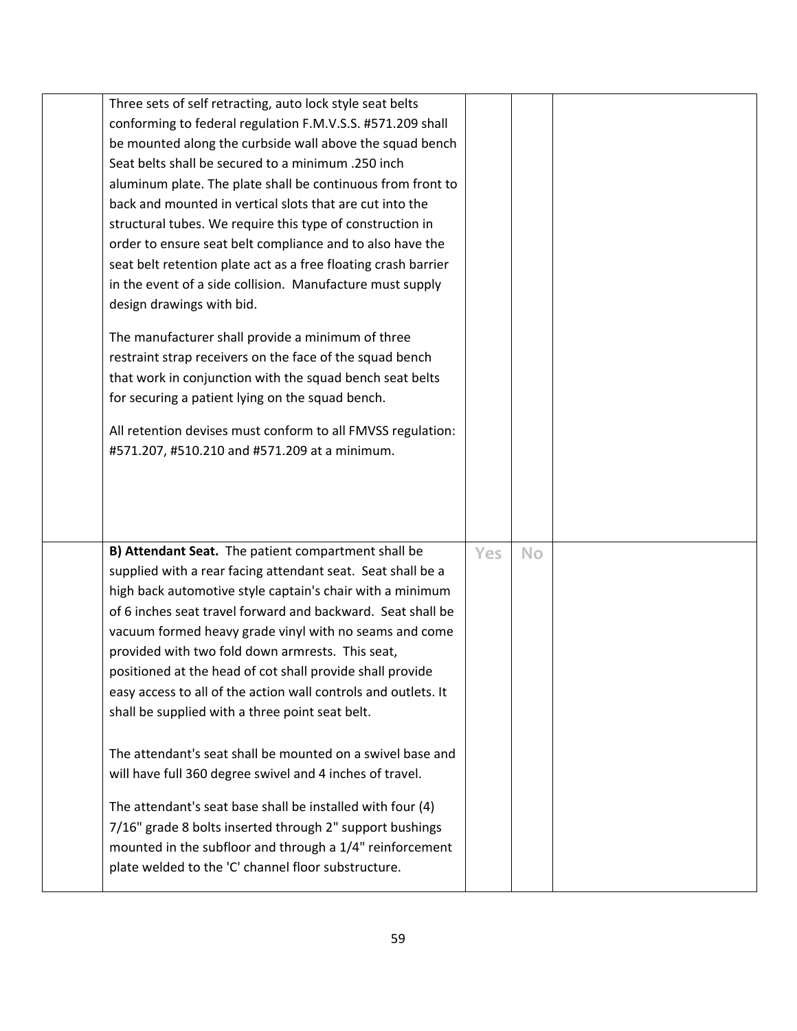| | | | | |
|---|---|---|---|---|
| | Three sets of self retracting, auto lock style seat belts conforming to federal regulation F.M.V.S.S. #571.209 shall be mounted along the curbside wall above the squad bench Seat belts shall be secured to a minimum .250 inch aluminum plate. The plate shall be continuous from front to back and mounted in vertical slots that are cut into the structural tubes. We require this type of construction in order to ensure seat belt compliance and to also have the seat belt retention plate act as a free floating crash barrier in the event of a side collision. Manufacture must supply design drawings with bid.<br><br>The manufacturer shall provide a minimum of three restraint strap receivers on the face of the squad bench that work in conjunction with the squad bench seat belts for securing a patient lying on the squad bench.<br><br>All retention devises must conform to all FMVSS regulation: #571.207, #510.210 and #571.209 at a minimum. | | | |
| | **B) Attendant Seat.** The patient compartment shall be supplied with a rear facing attendant seat. Seat shall be a high back automotive style captain's chair with a minimum of 6 inches seat travel forward and backward. Seat shall be vacuum formed heavy grade vinyl with no seams and come provided with two fold down armrests. This seat, positioned at the head of cot shall provide shall provide easy access to all of the action wall controls and outlets. It shall be supplied with a three point seat belt.<br><br>The attendant's seat shall be mounted on a swivel base and will have full 360 degree swivel and 4 inches of travel.<br><br>The attendant's seat base shall be installed with four (4) 7/16" grade 8 bolts inserted through 2" support bushings mounted in the subfloor and through a 1/4" reinforcement plate welded to the 'C' channel floor substructure. | Yes | No | |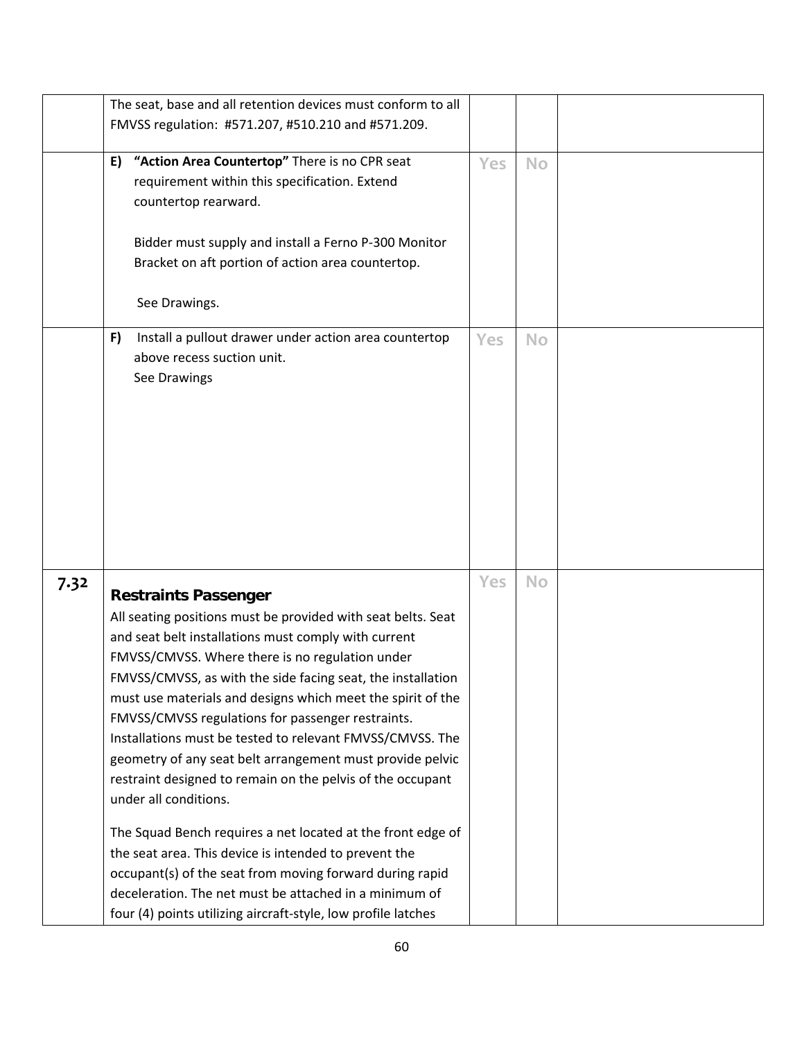| | | | | |
|---|---|---|---|---|
| | The seat, base and all retention devices must conform to all FMVSS regulation: #571.207, #510.210 and #571.209. | | | |
| | **E)** **"Action Area Countertop"** There is no CPR seat requirement within this specification. Extend countertop rearward.<br><br>Bidder must supply and install a Ferno P-300 Monitor Bracket on aft portion of action area countertop.<br><br>See Drawings. | Yes | No | |
| | **F)** Install a pullout drawer under action area countertop above recess suction unit.<br>See Drawings | Yes | No | |
| **7.32** | **Restraints Passenger**<br>All seating positions must be provided with seat belts. Seat and seat belt installations must comply with current FMVSS/CMVSS. Where there is no regulation under FMVSS/CMVSS, as with the side facing seat, the installation must use materials and designs which meet the spirit of the FMVSS/CMVSS regulations for passenger restraints. Installations must be tested to relevant FMVSS/CMVSS. The geometry of any seat belt arrangement must provide pelvic restraint designed to remain on the pelvis of the occupant under all conditions.<br><br>The Squad Bench requires a net located at the front edge of the seat area. This device is intended to prevent the occupant(s) of the seat from moving forward during rapid deceleration. The net must be attached in a minimum of four (4) points utilizing aircraft-style, low profile latches | Yes | No | |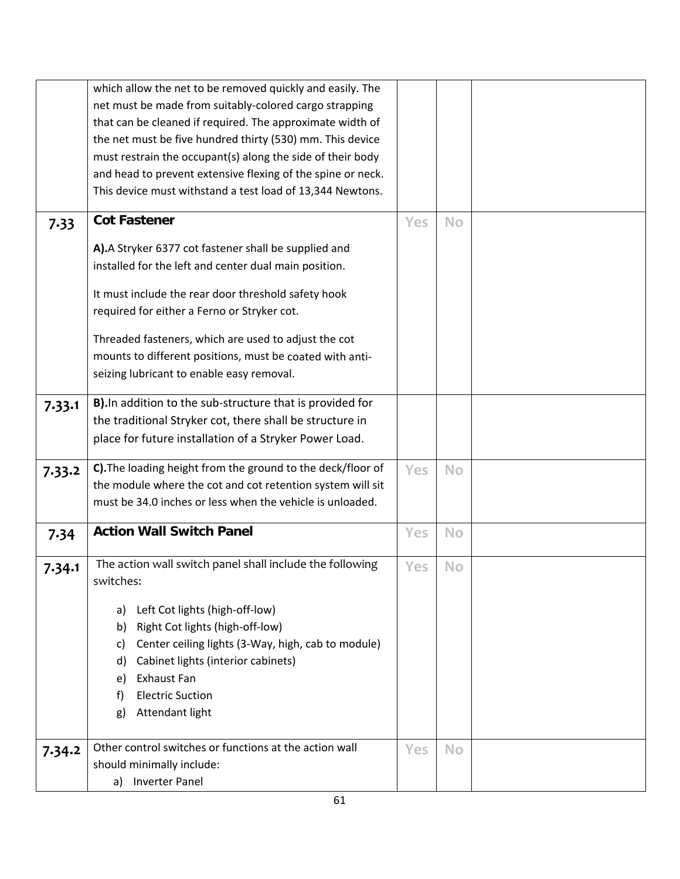| | | | | |
|---|---|---|---|---|
| | which allow the net to be removed quickly and easily. The net must be made from suitably-colored cargo strapping that can be cleaned if required. The approximate width of the net must be five hundred thirty (530) mm. This device must restrain the occupant(s) along the side of their body and head to prevent extensive flexing of the spine or neck. This device must withstand a test load of 13,344 Newtons. | | | |
| **7.33** | **Cot Fastener**<br><br>**A).**A Stryker 6377 cot fastener shall be supplied and installed for the left and center dual main position.<br><br>It must include the rear door threshold safety hook required for either a Ferno or Stryker cot.<br><br>Threaded fasteners, which are used to adjust the cot mounts to different positions, must be coated with anti-seizing lubricant to enable easy removal. | Yes | No | |
| **7.33.1** | **B).**In addition to the sub-structure that is provided for the traditional Stryker cot, there shall be structure in place for future installation of a Stryker Power Load. | | | |
| **7.33.2** | **C).**The loading height from the ground to the deck/floor of the module where the cot and cot retention system will sit must be 34.0 inches or less when the vehicle is unloaded. | Yes | No | |
| **7.34** | **Action Wall Switch Panel** | Yes | No | |
| **7.34.1** | The action wall switch panel shall include the following switches:<br><br>a) Left Cot lights (high-off-low)<br>b) Right Cot lights (high-off-low)<br>c) Center ceiling lights (3-Way, high, cab to module)<br>d) Cabinet lights (interior cabinets)<br>e) Exhaust Fan<br>f) Electric Suction<br>g) Attendant light | Yes | No | |
| **7.34.2** | Other control switches or functions at the action wall should minimally include:<br>a) Inverter Panel | Yes | No | |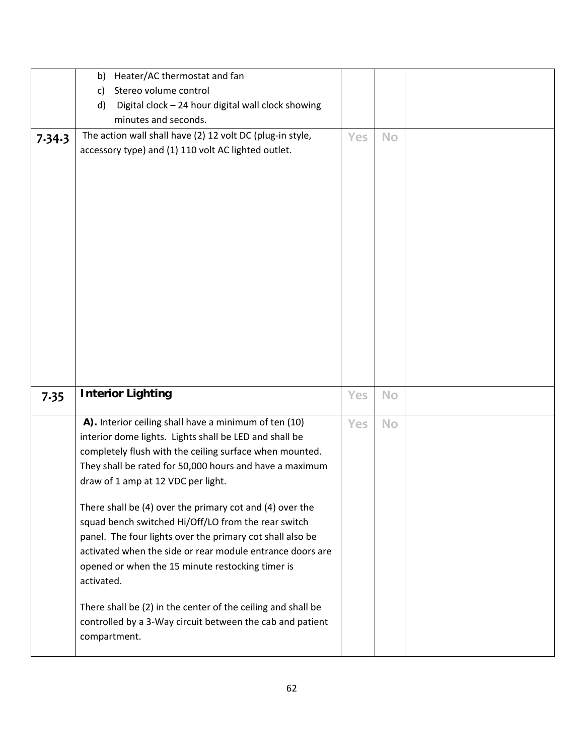| | | | | |
|---|---|---|---|---|
| | b) Heater/AC thermostat and fan<br>c) Stereo volume control<br>d) Digital clock – 24 hour digital wall clock showing minutes and seconds. | | | |
| **7.34.3** | The action wall shall have (2) 12 volt DC (plug-in style, accessory type) and (1) 110 volt AC lighted outlet. | Yes | No | |
| **7.35** | **Interior Lighting** | Yes | No | |
| | **A).** Interior ceiling shall have a minimum of ten (10) interior dome lights. Lights shall be LED and shall be completely flush with the ceiling surface when mounted. They shall be rated for 50,000 hours and have a maximum draw of 1 amp at 12 VDC per light.<br><br>There shall be (4) over the primary cot and (4) over the squad bench switched Hi/Off/LO from the rear switch panel. The four lights over the primary cot shall also be activated when the side or rear module entrance doors are opened or when the 15 minute restocking timer is activated.<br><br>There shall be (2) in the center of the ceiling and shall be controlled by a 3-Way circuit between the cab and patient compartment. | Yes | No | |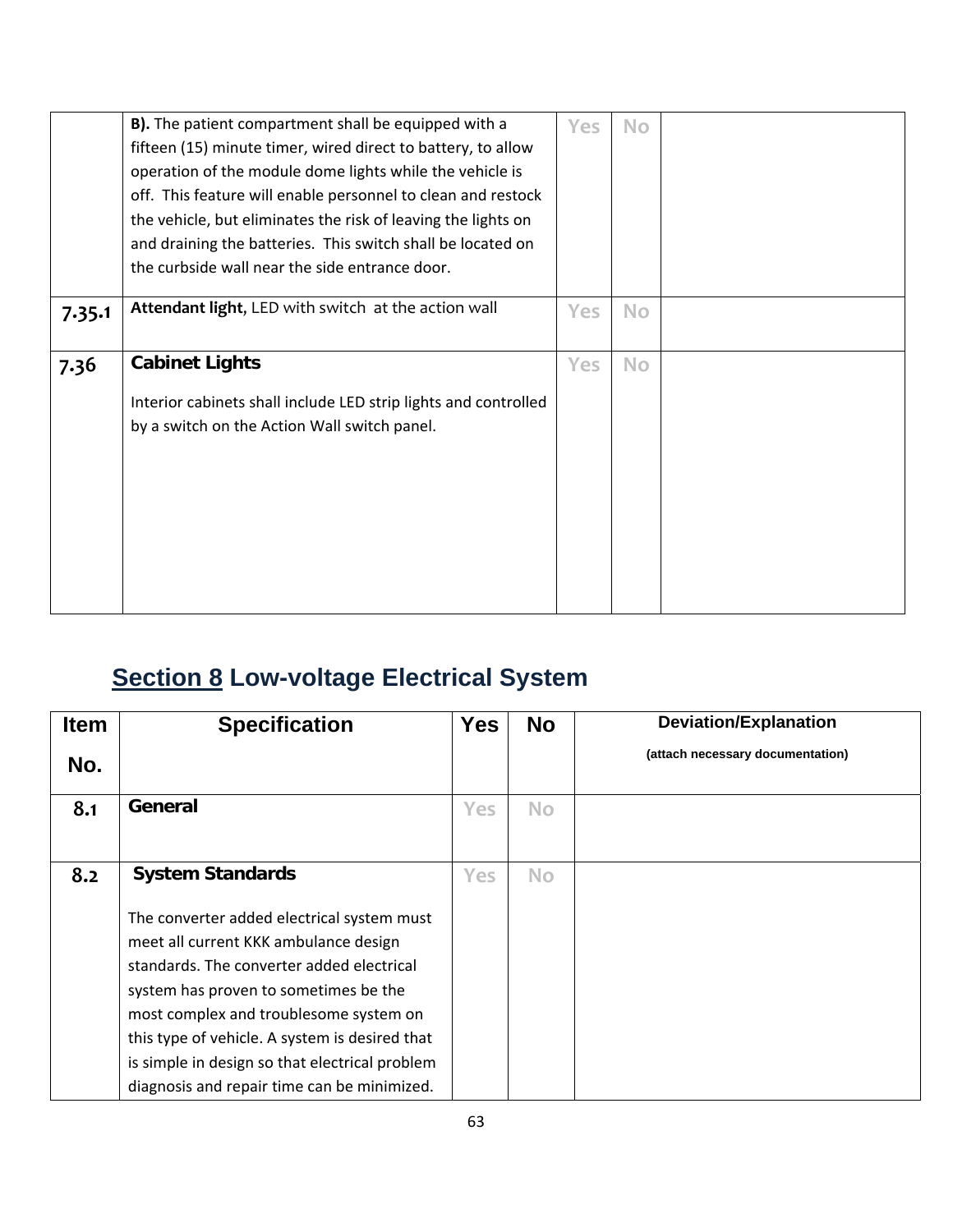| | | | | |
|---|---|---|---|---|
| | **B).** The patient compartment shall be equipped with a fifteen (15) minute timer, wired direct to battery, to allow operation of the module dome lights while the vehicle is off. This feature will enable personnel to clean and restock the vehicle, but eliminates the risk of leaving the lights on and draining the batteries. This switch shall be located on the curbside wall near the side entrance door. | Yes | No | |
| **7.35.1** | **Attendant light**, LED with switch at the action wall | Yes | No | |
| **7.36** | **Cabinet Lights**<br><br>Interior cabinets shall include LED strip lights and controlled by a switch on the Action Wall switch panel. | Yes | No | |

## Section 8 Low-voltage Electrical System

| Item No. | Specification | Yes | No | Deviation/Explanation (attach necessary documentation) |
|---|---|---|---|---|
| **8.1** | **General** | Yes | No | |
| **8.2** | **System Standards**<br><br>The converter added electrical system must meet all current KKK ambulance design standards. The converter added electrical system has proven to sometimes be the most complex and troublesome system on this type of vehicle. A system is desired that is simple in design so that electrical problem diagnosis and repair time can be minimized. | Yes | No | |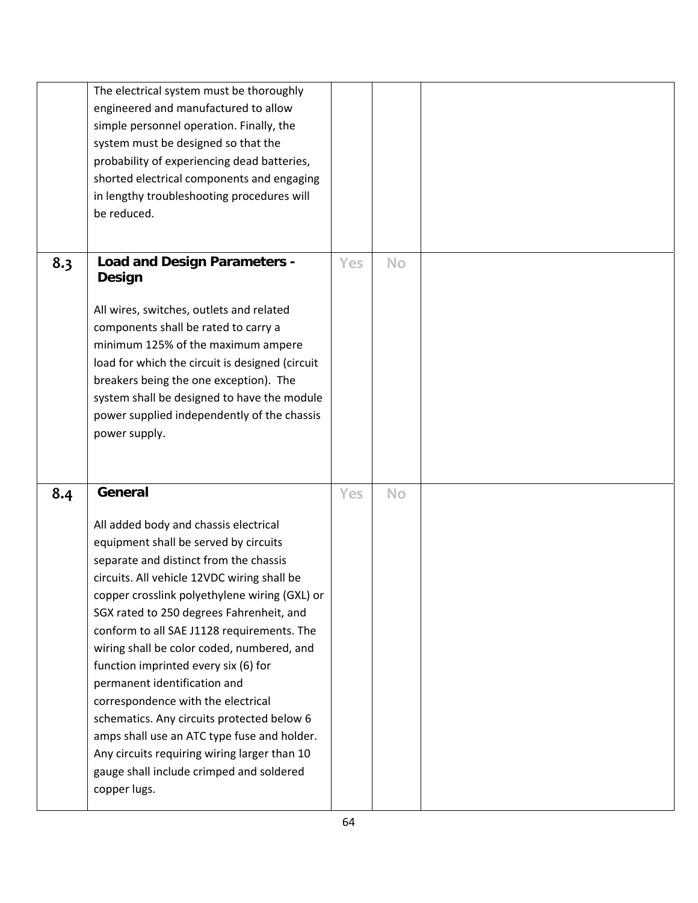|  |  |  |  |  |
|---|---|---|---|---|
|  | The electrical system must be thoroughly engineered and manufactured to allow simple personnel operation. Finally, the system must be designed so that the probability of experiencing dead batteries, shorted electrical components and engaging in lengthy troubleshooting procedures will be reduced. |  |  |  |
| 8.3 | **Load and Design Parameters - Design**<br><br>All wires, switches, outlets and related components shall be rated to carry a minimum 125% of the maximum ampere load for which the circuit is designed (circuit breakers being the one exception). The system shall be designed to have the module power supplied independently of the chassis power supply. | Yes | No |  |
| 8.4 | **General**<br><br>All added body and chassis electrical equipment shall be served by circuits separate and distinct from the chassis circuits. All vehicle 12VDC wiring shall be copper crosslink polyethylene wiring (GXL) or SGX rated to 250 degrees Fahrenheit, and conform to all SAE J1128 requirements. The wiring shall be color coded, numbered, and function imprinted every six (6) for permanent identification and correspondence with the electrical schematics. Any circuits protected below 6 amps shall use an ATC type fuse and holder. Any circuits requiring wiring larger than 10 gauge shall include crimped and soldered copper lugs. | Yes | No |  |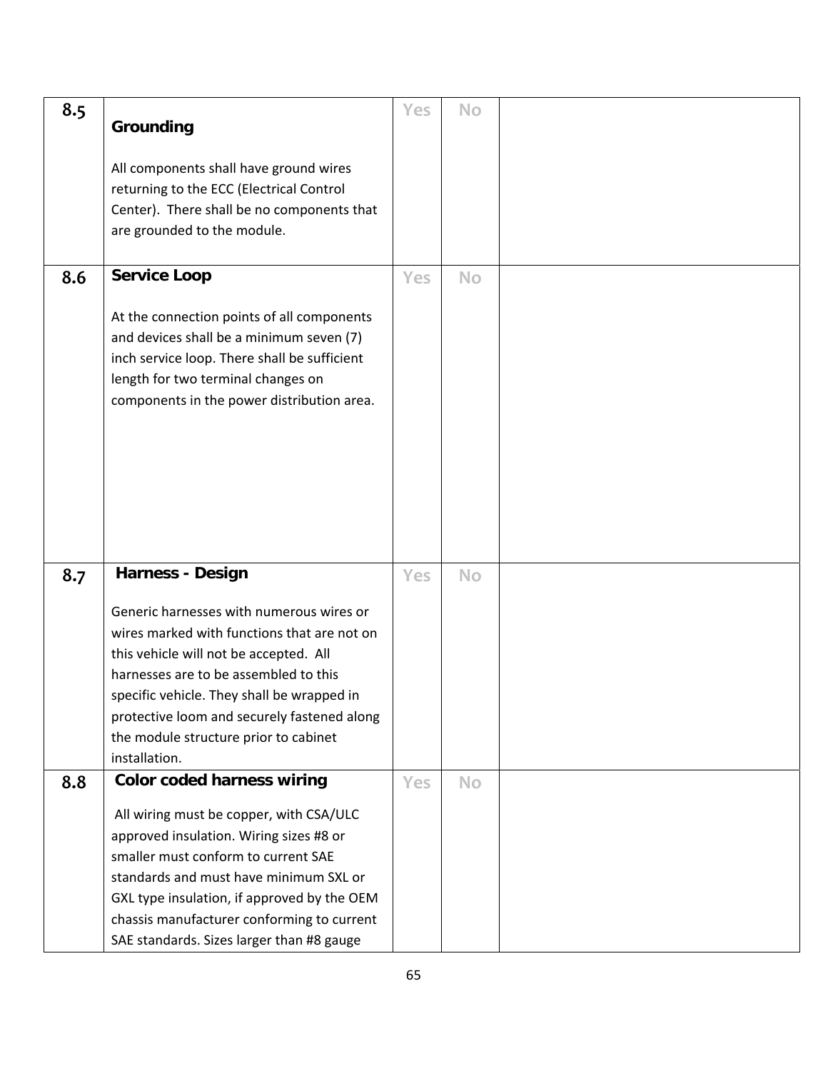| 8.5 | **Grounding**<br><br>All components shall have ground wires returning to the ECC (Electrical Control Center). There shall be no components that are grounded to the module. | Yes | No | |
|---|---|---|---|---|
| 8.6 | **Service Loop**<br><br>At the connection points of all components and devices shall be a minimum seven (7) inch service loop. There shall be sufficient length for two terminal changes on components in the power distribution area. | Yes | No | |
| 8.7 | **Harness - Design**<br><br>Generic harnesses with numerous wires or wires marked with functions that are not on this vehicle will not be accepted. All harnesses are to be assembled to this specific vehicle. They shall be wrapped in protective loom and securely fastened along the module structure prior to cabinet installation. | Yes | No | |
| 8.8 | **Color coded harness wiring**<br><br>All wiring must be copper, with CSA/ULC approved insulation. Wiring sizes #8 or smaller must conform to current SAE standards and must have minimum SXL or GXL type insulation, if approved by the OEM chassis manufacturer conforming to current SAE standards. Sizes larger than #8 gauge | Yes | No | |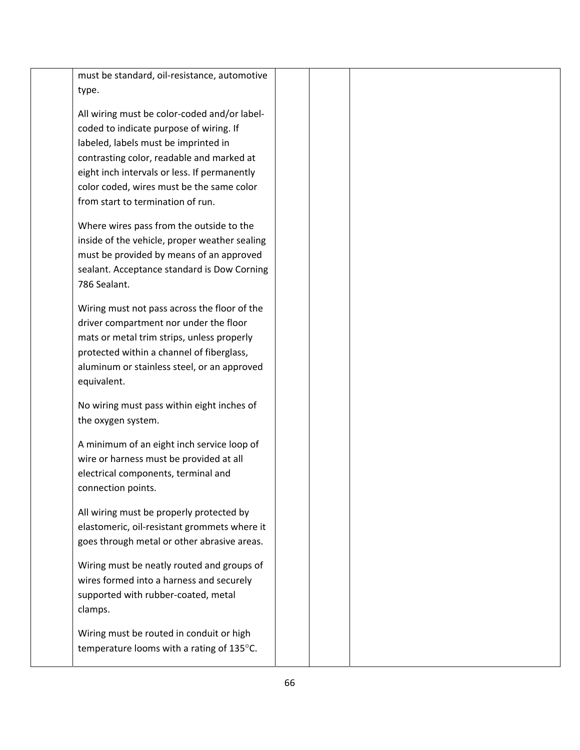| | | | | |
|---|---|---|---|---|
| | must be standard, oil-resistance, automotive type.<br><br>All wiring must be color-coded and/or label-coded to indicate purpose of wiring. If labeled, labels must be imprinted in contrasting color, readable and marked at eight inch intervals or less. If permanently color coded, wires must be the same color from start to termination of run.<br><br>Where wires pass from the outside to the inside of the vehicle, proper weather sealing must be provided by means of an approved sealant. Acceptance standard is Dow Corning 786 Sealant.<br><br>Wiring must not pass across the floor of the driver compartment nor under the floor mats or metal trim strips, unless properly protected within a channel of fiberglass, aluminum or stainless steel, or an approved equivalent.<br><br>No wiring must pass within eight inches of the oxygen system.<br><br>A minimum of an eight inch service loop of wire or harness must be provided at all electrical components, terminal and connection points.<br><br>All wiring must be properly protected by elastomeric, oil-resistant grommets where it goes through metal or other abrasive areas.<br><br>Wiring must be neatly routed and groups of wires formed into a harness and securely supported with rubber-coated, metal clamps.<br><br>Wiring must be routed in conduit or high temperature looms with a rating of 135°C. | | | |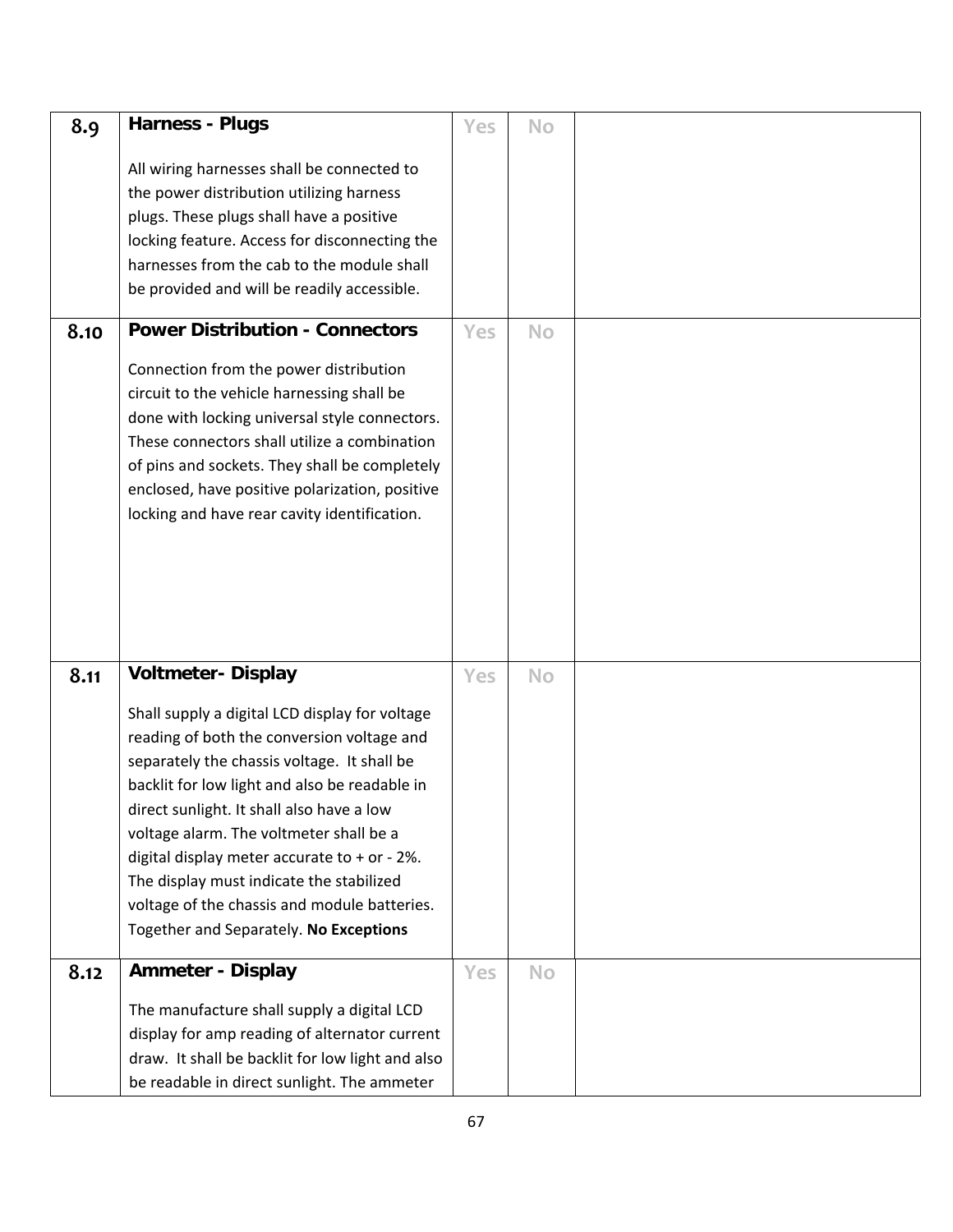| | | | | |
|---|---|---|---|---|
| 8.9 | **Harness - Plugs**<br><br>All wiring harnesses shall be connected to the power distribution utilizing harness plugs. These plugs shall have a positive locking feature. Access for disconnecting the harnesses from the cab to the module shall be provided and will be readily accessible. | Yes | No | |
| 8.10 | **Power Distribution - Connectors**<br><br>Connection from the power distribution circuit to the vehicle harnessing shall be done with locking universal style connectors. These connectors shall utilize a combination of pins and sockets. They shall be completely enclosed, have positive polarization, positive locking and have rear cavity identification. | Yes | No | |
| 8.11 | **Voltmeter- Display**<br><br>Shall supply a digital LCD display for voltage reading of both the conversion voltage and separately the chassis voltage. It shall be backlit for low light and also be readable in direct sunlight. It shall also have a low voltage alarm. The voltmeter shall be a digital display meter accurate to + or - 2%. The display must indicate the stabilized voltage of the chassis and module batteries. Together and Separately. **No Exceptions** | Yes | No | |
| 8.12 | **Ammeter - Display**<br><br>The manufacture shall supply a digital LCD display for amp reading of alternator current draw. It shall be backlit for low light and also be readable in direct sunlight. The ammeter | Yes | No | |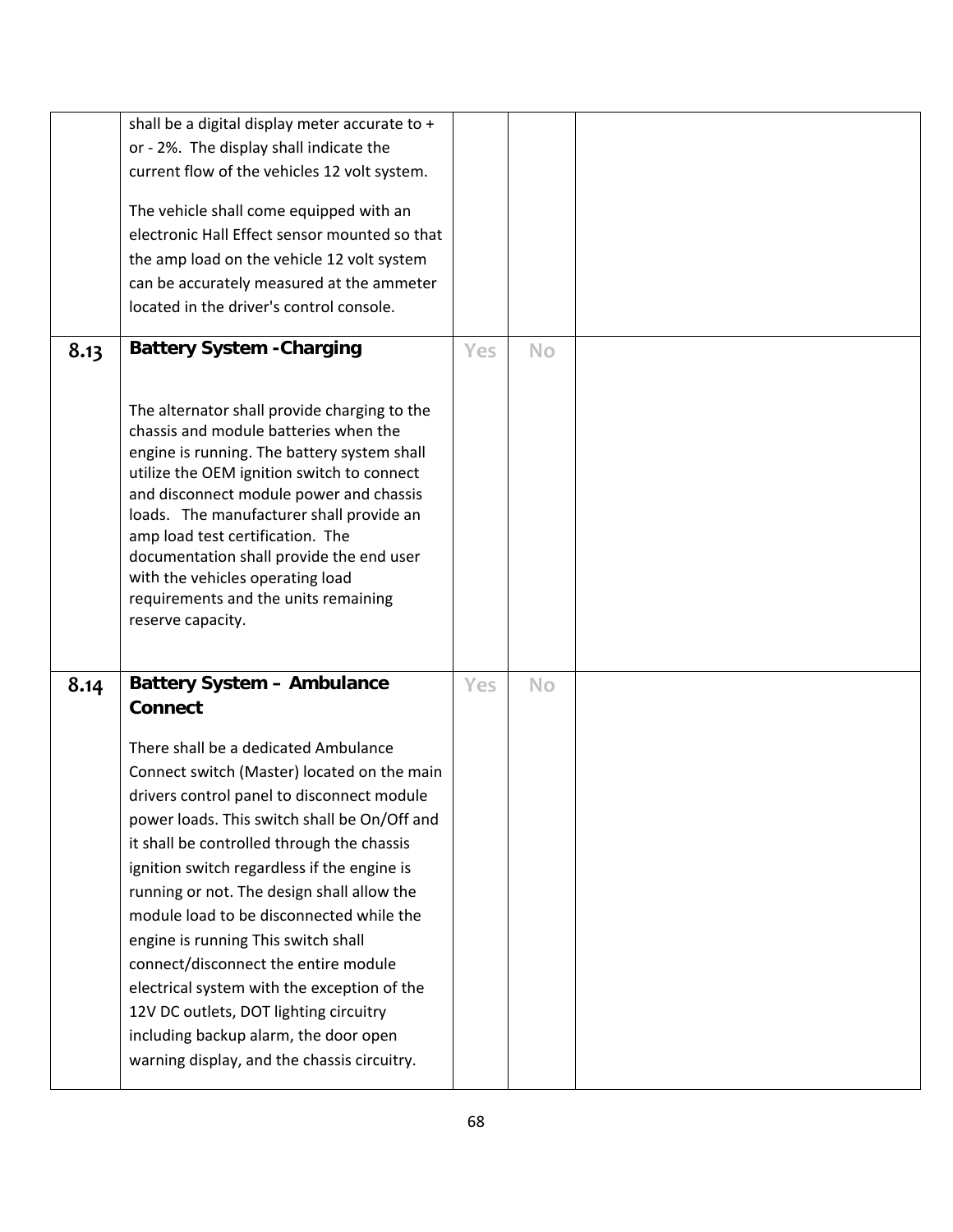| | | | | |
|---|---|---|---|---|
| | shall be a digital display meter accurate to + or - 2%. The display shall indicate the current flow of the vehicles 12 volt system.<br><br>The vehicle shall come equipped with an electronic Hall Effect sensor mounted so that the amp load on the vehicle 12 volt system can be accurately measured at the ammeter located in the driver's control console. | | | |
| 8.13 | **Battery System -Charging**<br><br>The alternator shall provide charging to the chassis and module batteries when the engine is running. The battery system shall utilize the OEM ignition switch to connect and disconnect module power and chassis loads. The manufacturer shall provide an amp load test certification. The documentation shall provide the end user with the vehicles operating load requirements and the units remaining reserve capacity. | Yes | No | |
| 8.14 | **Battery System – Ambulance Connect**<br><br>There shall be a dedicated Ambulance Connect switch (Master) located on the main drivers control panel to disconnect module power loads. This switch shall be On/Off and it shall be controlled through the chassis ignition switch regardless if the engine is running or not. The design shall allow the module load to be disconnected while the engine is running This switch shall connect/disconnect the entire module electrical system with the exception of the 12V DC outlets, DOT lighting circuitry including backup alarm, the door open warning display, and the chassis circuitry. | Yes | No | |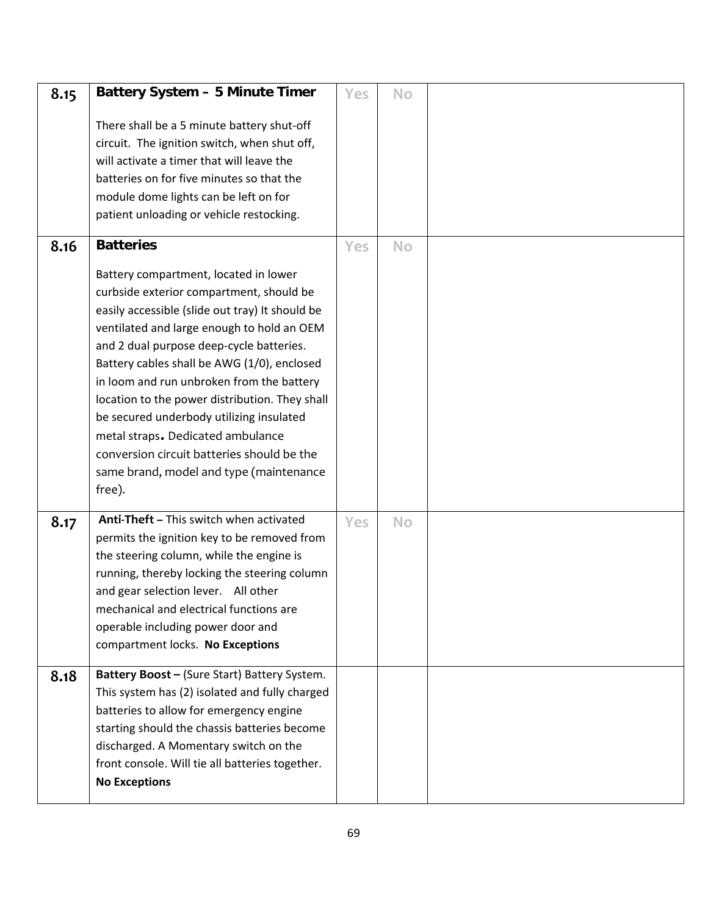| 8.15 | **Battery System – 5 Minute Timer**<br><br>There shall be a 5 minute battery shut-off circuit. The ignition switch, when shut off, will activate a timer that will leave the batteries on for five minutes so that the module dome lights can be left on for patient unloading or vehicle restocking. | Yes | No | |
|---|---|---|---|---|
| 8.16 | **Batteries**<br><br>Battery compartment, located in lower curbside exterior compartment, should be easily accessible (slide out tray) It should be ventilated and large enough to hold an OEM and 2 dual purpose deep-cycle batteries. Battery cables shall be AWG (1/0), enclosed in loom and run unbroken from the battery location to the power distribution. They shall be secured underbody utilizing insulated metal straps**.** Dedicated ambulance conversion circuit batteries should be the same brand, model and type (maintenance free). | Yes | No | |
| 8.17 | **Anti-Theft –** This switch when activated permits the ignition key to be removed from the steering column, while the engine is running, thereby locking the steering column and gear selection lever. All other mechanical and electrical functions are operable including power door and compartment locks. **No Exceptions** | Yes | No | |
| 8.18 | **Battery Boost –** (Sure Start) Battery System. This system has (2) isolated and fully charged batteries to allow for emergency engine starting should the chassis batteries become discharged. A Momentary switch on the front console. Will tie all batteries together. **No Exceptions** | | | |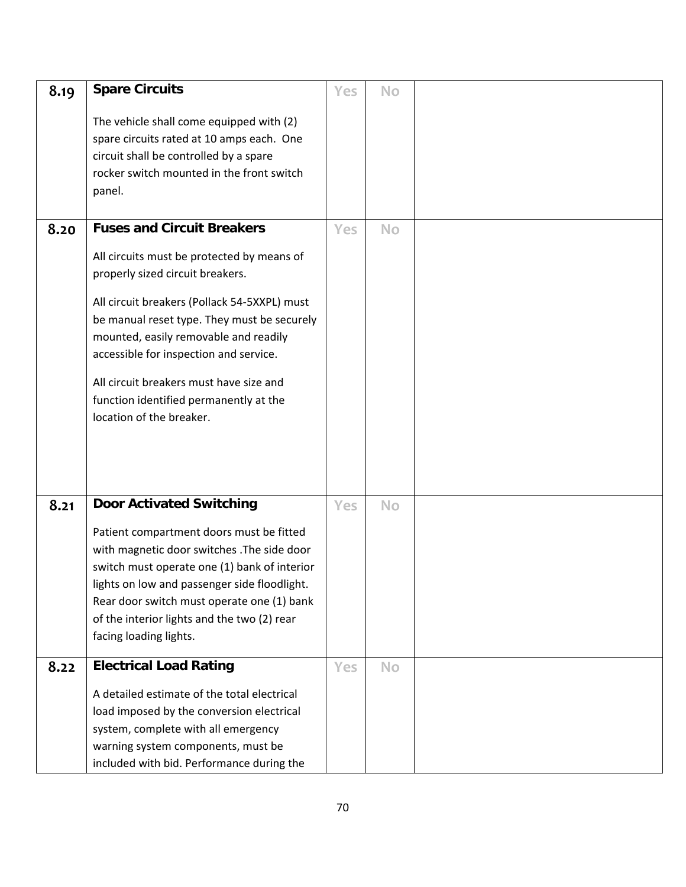| | | | | |
|---|---|---|---|---|
| 8.19 | **Spare Circuits**<br><br>The vehicle shall come equipped with (2) spare circuits rated at 10 amps each. One circuit shall be controlled by a spare rocker switch mounted in the front switch panel. | Yes | No | |
| 8.20 | **Fuses and Circuit Breakers**<br><br>All circuits must be protected by means of properly sized circuit breakers.<br><br>All circuit breakers (Pollack 54-5XXPL) must be manual reset type. They must be securely mounted, easily removable and readily accessible for inspection and service.<br><br>All circuit breakers must have size and function identified permanently at the location of the breaker. | Yes | No | |
| 8.21 | **Door Activated Switching**<br><br>Patient compartment doors must be fitted with magnetic door switches .The side door switch must operate one (1) bank of interior lights on low and passenger side floodlight. Rear door switch must operate one (1) bank of the interior lights and the two (2) rear facing loading lights. | Yes | No | |
| 8.22 | **Electrical Load Rating**<br><br>A detailed estimate of the total electrical load imposed by the conversion electrical system, complete with all emergency warning system components, must be included with bid. Performance during the | Yes | No | |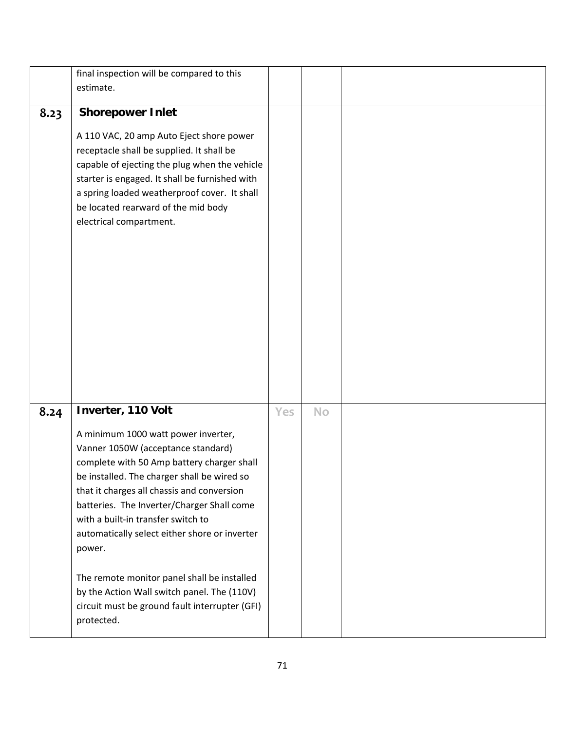| | | | | |
|---|---|---|---|---|
| | final inspection will be compared to this estimate. | | | |
| 8.23 | **Shorepower Inlet**<br><br>A 110 VAC, 20 amp Auto Eject shore power receptacle shall be supplied. It shall be capable of ejecting the plug when the vehicle starter is engaged. It shall be furnished with a spring loaded weatherproof cover. It shall be located rearward of the mid body electrical compartment. | | | |
| 8.24 | **Inverter, 110 Volt**<br><br>A minimum 1000 watt power inverter, Vanner 1050W (acceptance standard) complete with 50 Amp battery charger shall be installed. The charger shall be wired so that it charges all chassis and conversion batteries. The Inverter/Charger Shall come with a built-in transfer switch to automatically select either shore or inverter power.<br><br>The remote monitor panel shall be installed by the Action Wall switch panel. The (110V) circuit must be ground fault interrupter (GFI) protected. | Yes | No | |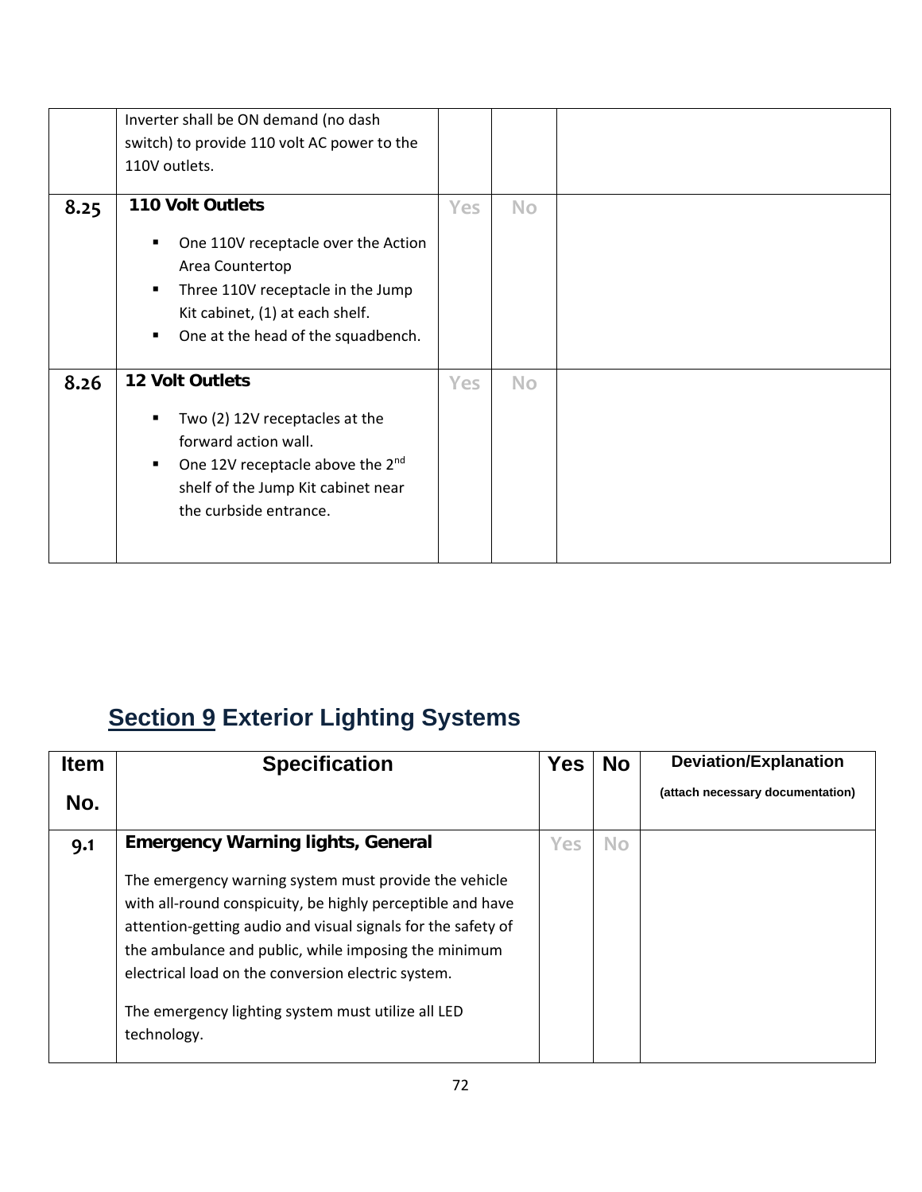| | | | | |
|---|---|---|---|---|
| | Inverter shall be ON demand (no dash switch) to provide 110 volt AC power to the 110V outlets. | | | |
| **8.25** | **110 Volt Outlets**<br><br>▪ One 110V receptacle over the Action Area Countertop<br>▪ Three 110V receptacle in the Jump Kit cabinet, (1) at each shelf.<br>▪ One at the head of the squadbench. | Yes | No | |
| **8.26** | **12 Volt Outlets**<br><br>▪ Two (2) 12V receptacles at the forward action wall.<br>▪ One 12V receptacle above the 2nd shelf of the Jump Kit cabinet near the curbside entrance. | Yes | No | |

## Section 9 Exterior Lighting Systems

| Item No. | Specification | Yes | No | Deviation/Explanation (attach necessary documentation) |
|---|---|---|---|---|
| **9.1** | **Emergency Warning lights, General**<br><br>The emergency warning system must provide the vehicle with all-round conspicuity, be highly perceptible and have attention-getting audio and visual signals for the safety of the ambulance and public, while imposing the minimum electrical load on the conversion electric system.<br><br>The emergency lighting system must utilize all LED technology. | Yes | No | |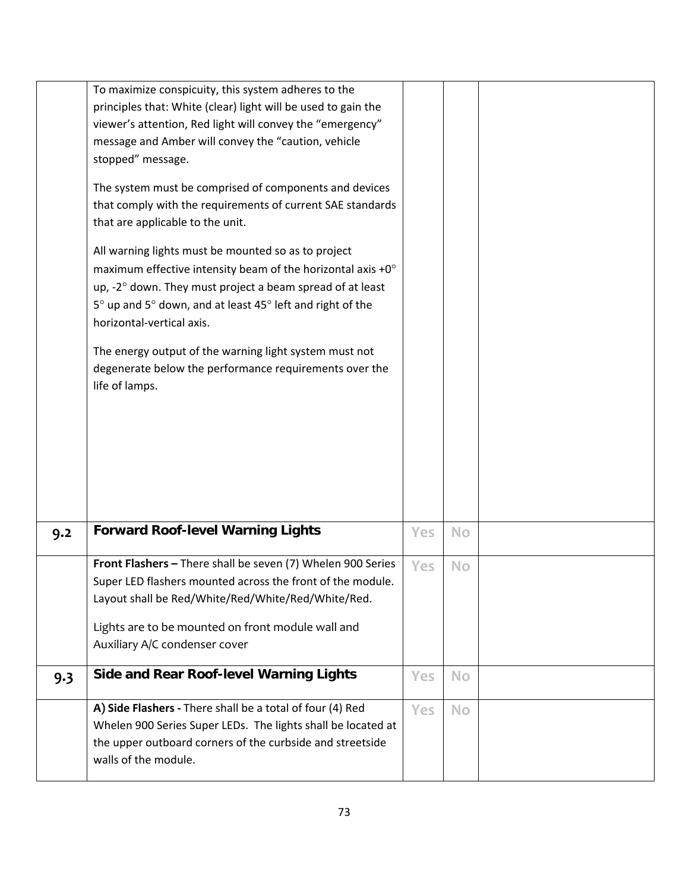| | | | | |
|---|---|---|---|---|
| | To maximize conspicuity, this system adheres to the principles that: White (clear) light will be used to gain the viewer's attention, Red light will convey the "emergency" message and Amber will convey the "caution, vehicle stopped" message.<br><br>The system must be comprised of components and devices that comply with the requirements of current SAE standards that are applicable to the unit.<br><br>All warning lights must be mounted so as to project maximum effective intensity beam of the horizontal axis +0° up, -2° down. They must project a beam spread of at least 5° up and 5° down, and at least 45° left and right of the horizontal-vertical axis.<br><br>The energy output of the warning light system must not degenerate below the performance requirements over the life of lamps. | | | |
| 9.2 | **Forward Roof-level Warning Lights** | Yes | No | |
| | **Front Flashers –** There shall be seven (7) Whelen 900 Series Super LED flashers mounted across the front of the module. Layout shall be Red/White/Red/White/Red/White/Red.<br><br>Lights are to be mounted on front module wall and Auxiliary A/C condenser cover | Yes | No | |
| 9.3 | **Side and Rear Roof-level Warning Lights** | Yes | No | |
| | **A) Side Flashers -** There shall be a total of four (4) Red Whelen 900 Series Super LEDs. The lights shall be located at the upper outboard corners of the curbside and streetside walls of the module. | Yes | No | |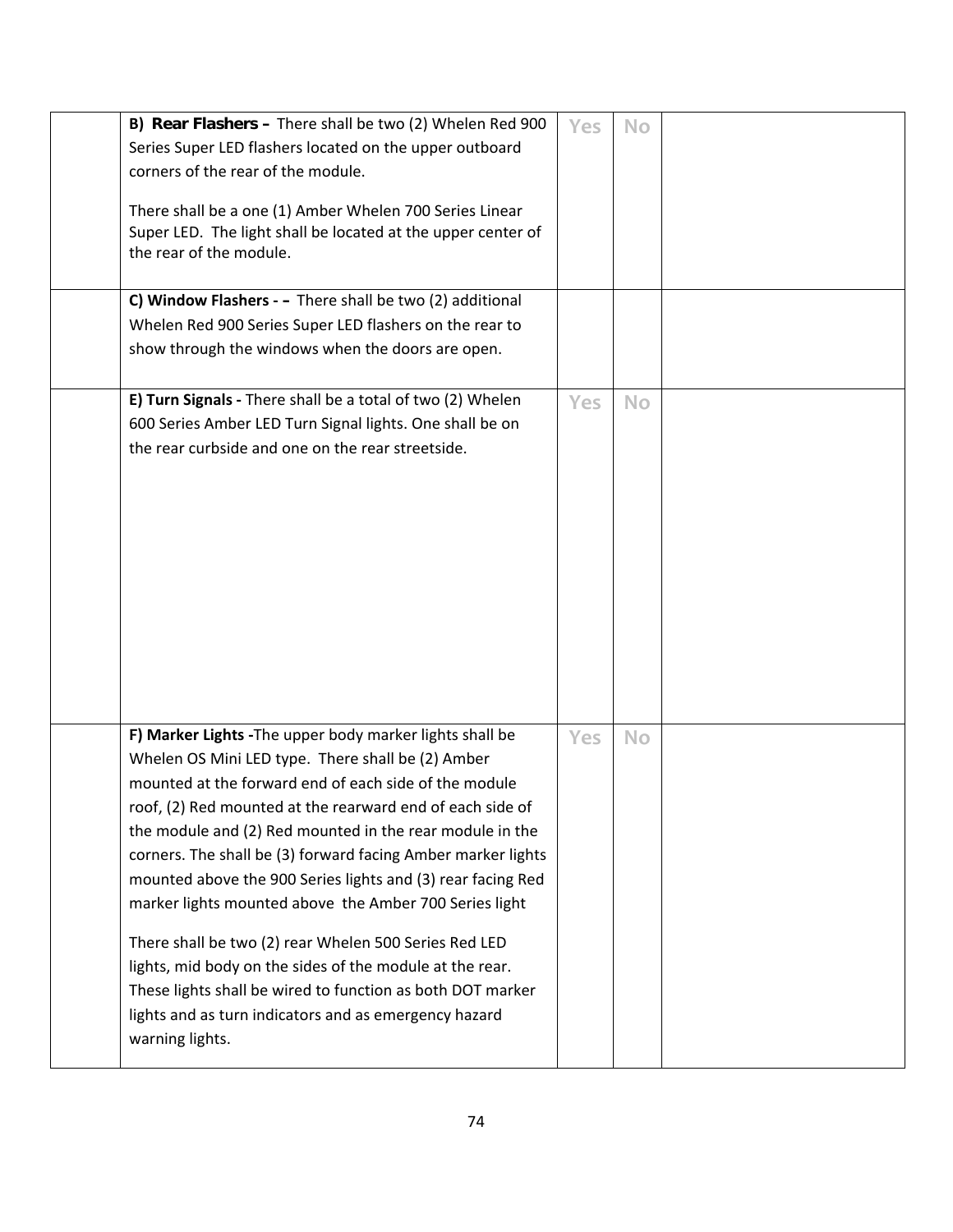| | | | | |
|---|---|---|---|---|
| | **B) Rear Flashers –** There shall be two (2) Whelen Red 900 Series Super LED flashers located on the upper outboard corners of the rear of the module.<br><br>There shall be a one (1) Amber Whelen 700 Series Linear Super LED. The light shall be located at the upper center of the rear of the module. | Yes | No | |
| | **C) Window Flashers - –** There shall be two (2) additional Whelen Red 900 Series Super LED flashers on the rear to show through the windows when the doors are open. | | | |
| | **E) Turn Signals -** There shall be a total of two (2) Whelen 600 Series Amber LED Turn Signal lights. One shall be on the rear curbside and one on the rear streetside. | Yes | No | |
| | **F) Marker Lights -**The upper body marker lights shall be Whelen OS Mini LED type. There shall be (2) Amber mounted at the forward end of each side of the module roof, (2) Red mounted at the rearward end of each side of the module and (2) Red mounted in the rear module in the corners. The shall be (3) forward facing Amber marker lights mounted above the 900 Series lights and (3) rear facing Red marker lights mounted above the Amber 700 Series light<br><br>There shall be two (2) rear Whelen 500 Series Red LED lights, mid body on the sides of the module at the rear. These lights shall be wired to function as both DOT marker lights and as turn indicators and as emergency hazard warning lights. | Yes | No | |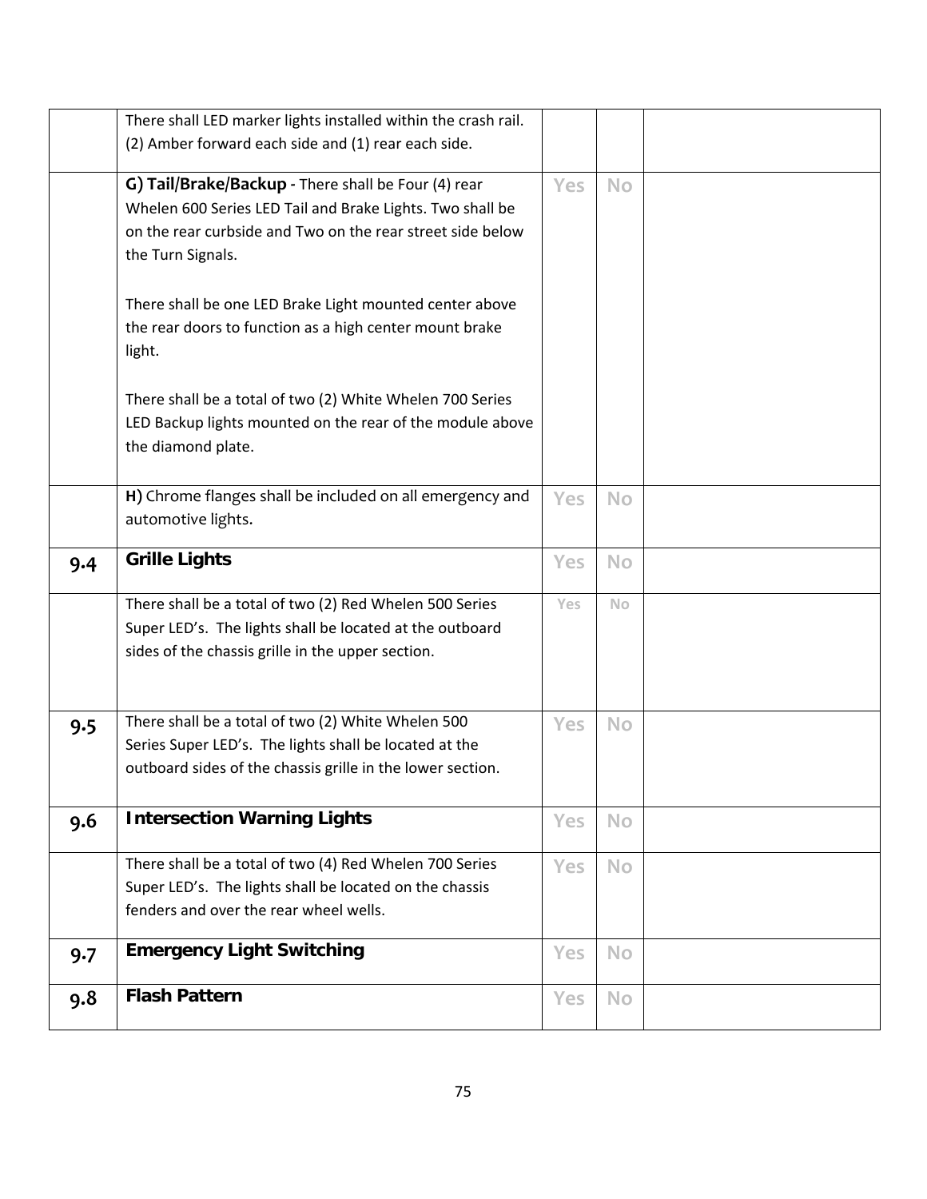| | | | | |
|---|---|---|---|---|
| | There shall LED marker lights installed within the crash rail. (2) Amber forward each side and (1) rear each side. | | | |
| | **G) Tail/Brake/Backup -** There shall be Four (4) rear Whelen 600 Series LED Tail and Brake Lights. Two shall be on the rear curbside and Two on the rear street side below the Turn Signals.<br><br>There shall be one LED Brake Light mounted center above the rear doors to function as a high center mount brake light.<br><br>There shall be a total of two (2) White Whelen 700 Series LED Backup lights mounted on the rear of the module above the diamond plate. | Yes | No | |
| | **H)** Chrome flanges shall be included on all emergency and automotive lights. | Yes | No | |
| **9.4** | **Grille Lights** | Yes | No | |
| | There shall be a total of two (2) Red Whelen 500 Series Super LED's. The lights shall be located at the outboard sides of the chassis grille in the upper section. | Yes | No | |
| **9.5** | There shall be a total of two (2) White Whelen 500 Series Super LED's. The lights shall be located at the outboard sides of the chassis grille in the lower section. | Yes | No | |
| **9.6** | **Intersection Warning Lights** | Yes | No | |
| | There shall be a total of two (4) Red Whelen 700 Series Super LED's. The lights shall be located on the chassis fenders and over the rear wheel wells. | Yes | No | |
| **9.7** | **Emergency Light Switching** | Yes | No | |
| **9.8** | **Flash Pattern** | Yes | No | |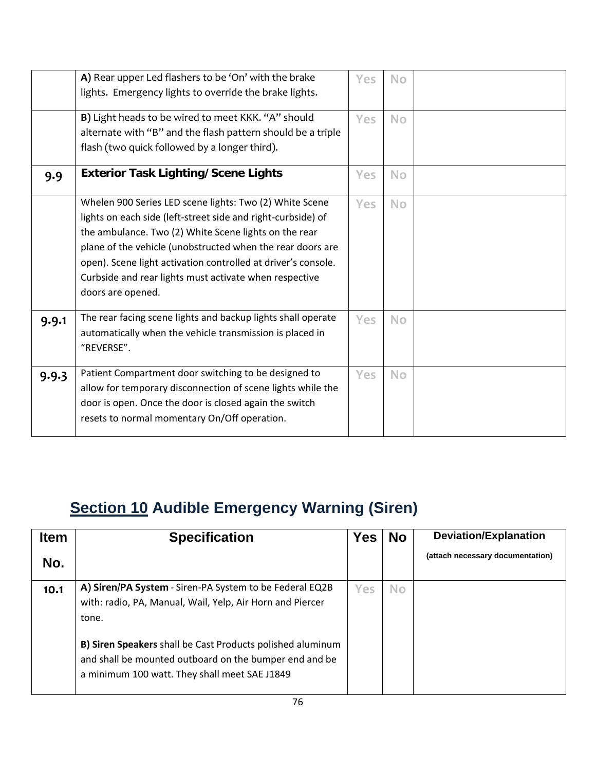| | | | | |
|---|---|---|---|---|
| | **A)** Rear upper Led flashers to be 'On' with the brake lights. Emergency lights to override the brake lights. | Yes | No | |
| | **B)** Light heads to be wired to meet KKK. "A" should alternate with "B" and the flash pattern should be a triple flash (two quick followed by a longer third). | Yes | No | |
| **9.9** | **Exterior Task Lighting/ Scene Lights** | Yes | No | |
| | Whelen 900 Series LED scene lights: Two (2) White Scene lights on each side (left-street side and right-curbside) of the ambulance. Two (2) White Scene lights on the rear plane of the vehicle (unobstructed when the rear doors are open). Scene light activation controlled at driver's console. Curbside and rear lights must activate when respective doors are opened. | Yes | No | |
| **9.9.1** | The rear facing scene lights and backup lights shall operate automatically when the vehicle transmission is placed in "REVERSE". | Yes | No | |
| **9.9.3** | Patient Compartment door switching to be designed to allow for temporary disconnection of scene lights while the door is open. Once the door is closed again the switch resets to normal momentary On/Off operation. | Yes | No | |

## Section 10 Audible Emergency Warning (Siren)

| Item No. | Specification | Yes | No | Deviation/Explanation (attach necessary documentation) |
|---|---|---|---|---|
| **10.1** | **A) Siren/PA System** - Siren-PA System to be Federal EQ2B with: radio, PA, Manual, Wail, Yelp, Air Horn and Piercer tone.<br><br>**B) Siren Speakers** shall be Cast Products polished aluminum and shall be mounted outboard on the bumper end and be a minimum 100 watt. They shall meet SAE J1849 | Yes | No | |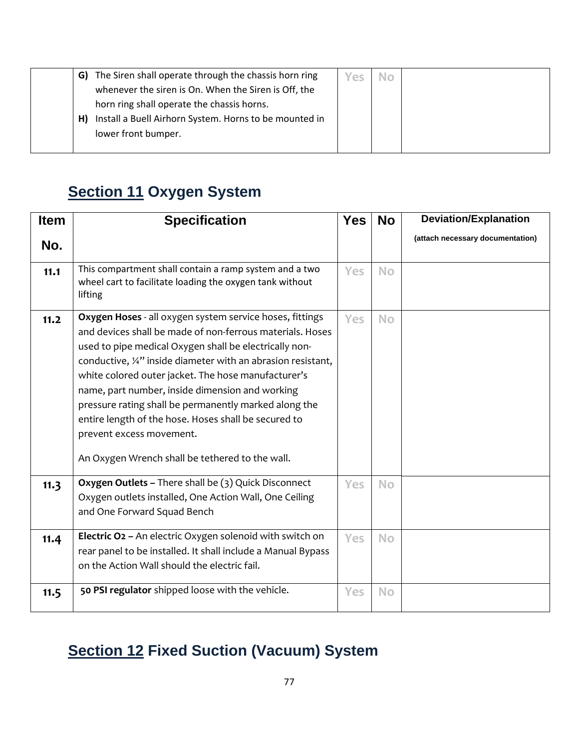| | | | | |
|---|---|---|---|---|
| | **G)** The Siren shall operate through the chassis horn ring whenever the siren is On. When the Siren is Off, the horn ring shall operate the chassis horns.<br>**H)** Install a Buell Airhorn System. Horns to be mounted in lower front bumper. | Yes | No | |

## Section 11 Oxygen System

| Item No. | Specification | Yes | No | Deviation/Explanation (attach necessary documentation) |
|---|---|---|---|---|
| **11.1** | This compartment shall contain a ramp system and a two wheel cart to facilitate loading the oxygen tank without lifting | Yes | No | |
| **11.2** | **Oxygen Hoses** - all oxygen system service hoses, fittings and devices shall be made of non-ferrous materials. Hoses used to pipe medical Oxygen shall be electrically non-conductive, ¼" inside diameter with an abrasion resistant, white colored outer jacket. The hose manufacturer's name, part number, inside dimension and working pressure rating shall be permanently marked along the entire length of the hose. Hoses shall be secured to prevent excess movement.<br><br>An Oxygen Wrench shall be tethered to the wall. | Yes | No | |
| **11.3** | **Oxygen Outlets –** There shall be (3) Quick Disconnect Oxygen outlets installed, One Action Wall, One Ceiling and One Forward Squad Bench | Yes | No | |
| **11.4** | **Electric O2 –** An electric Oxygen solenoid with switch on rear panel to be installed. It shall include a Manual Bypass on the Action Wall should the electric fail. | Yes | No | |
| **11.5** | **50 PSI regulator** shipped loose with the vehicle. | Yes | No | |

## Section 12 Fixed Suction (Vacuum) System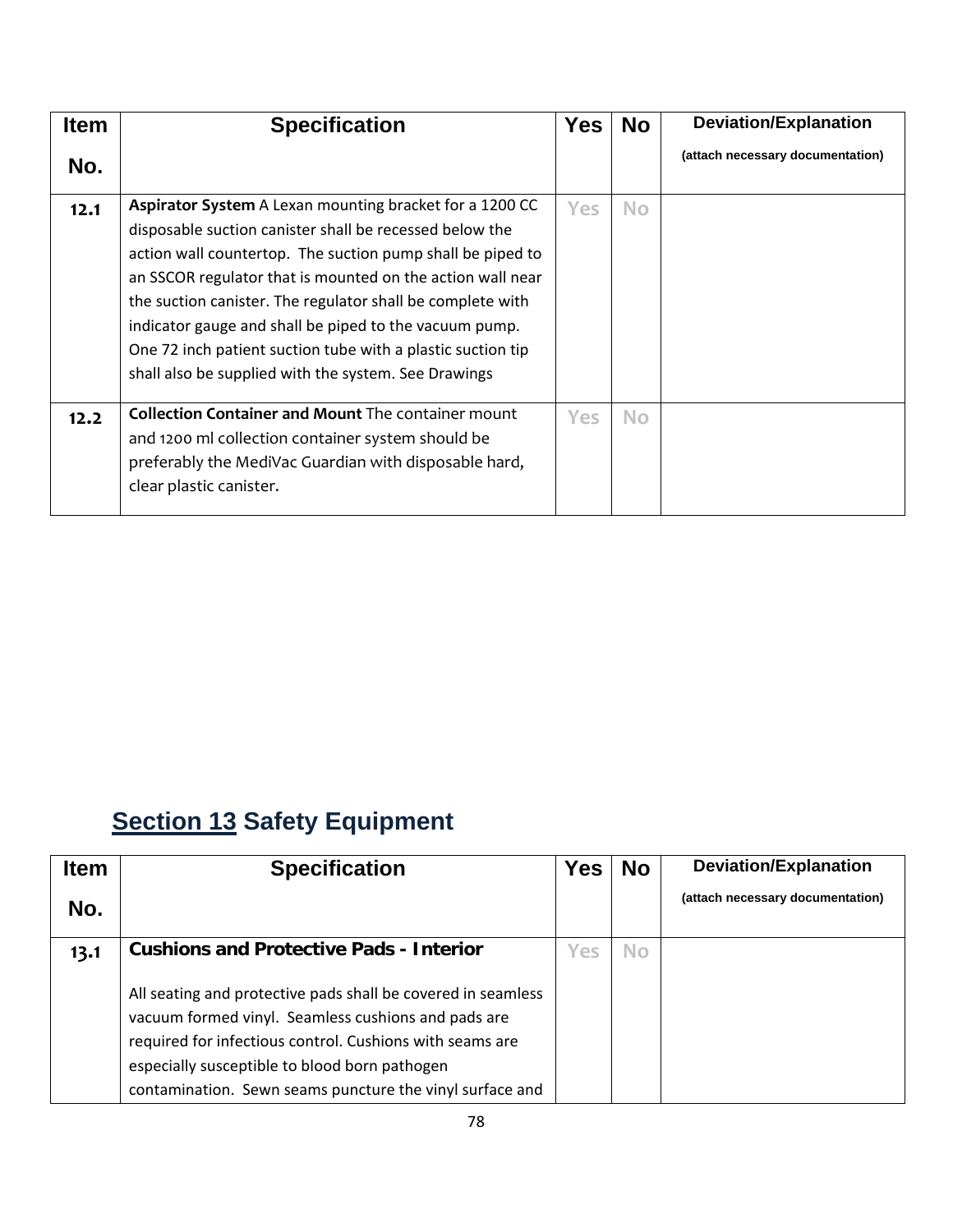| Item No. | Specification | Yes | No | Deviation/Explanation (attach necessary documentation) |
|---|---|---|---|---|
| 12.1 | **Aspirator System** A Lexan mounting bracket for a 1200 CC disposable suction canister shall be recessed below the action wall countertop. The suction pump shall be piped to an SSCOR regulator that is mounted on the action wall near the suction canister. The regulator shall be complete with indicator gauge and shall be piped to the vacuum pump. One 72 inch patient suction tube with a plastic suction tip shall also be supplied with the system. See Drawings | Yes | No | |
| 12.2 | **Collection Container and Mount** The container mount and 1200 ml collection container system should be preferably the MediVac Guardian with disposable hard, clear plastic canister. | Yes | No | |

## Section 13 Safety Equipment

| Item No. | Specification | Yes | No | Deviation/Explanation (attach necessary documentation) |
|---|---|---|---|---|
| 13.1 | **Cushions and Protective Pads - Interior**<br><br>All seating and protective pads shall be covered in seamless vacuum formed vinyl. Seamless cushions and pads are required for infectious control. Cushions with seams are especially susceptible to blood born pathogen contamination. Sewn seams puncture the vinyl surface and | Yes | No | |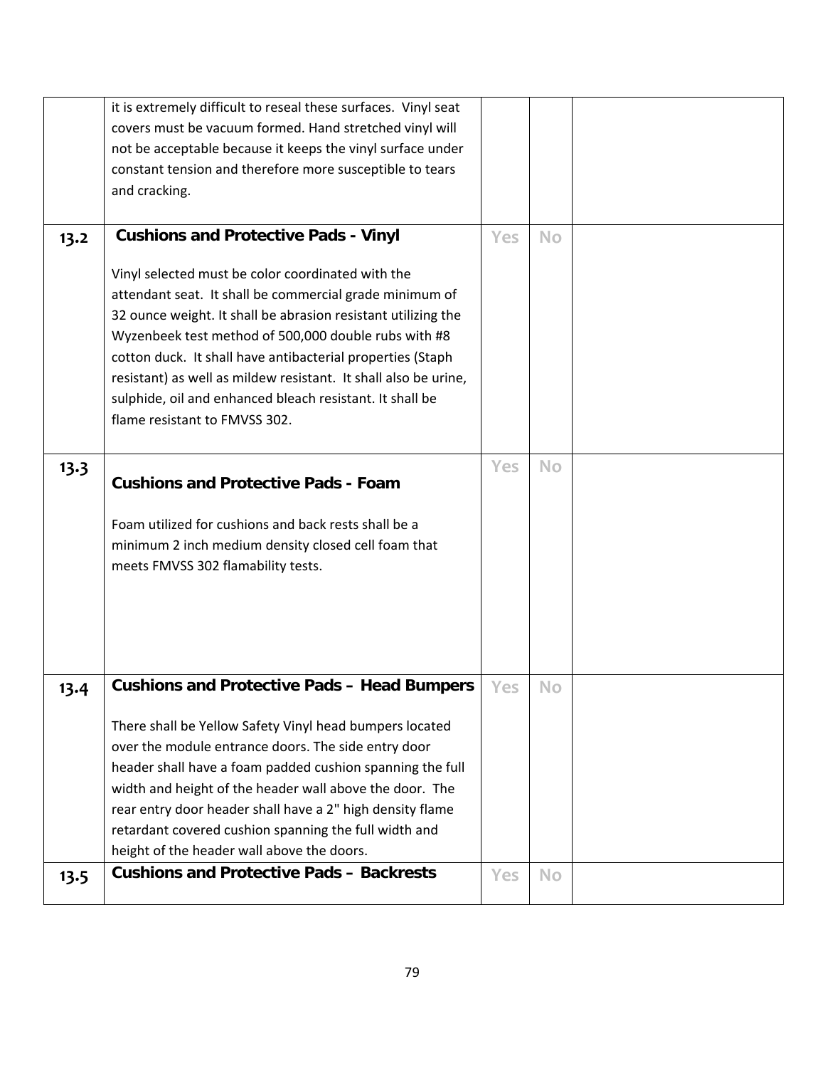| | | | | |
|---|---|---|---|---|
| | it is extremely difficult to reseal these surfaces. Vinyl seat covers must be vacuum formed. Hand stretched vinyl will not be acceptable because it keeps the vinyl surface under constant tension and therefore more susceptible to tears and cracking. | | | |
| 13.2 | **Cushions and Protective Pads - Vinyl**<br><br>Vinyl selected must be color coordinated with the attendant seat. It shall be commercial grade minimum of 32 ounce weight. It shall be abrasion resistant utilizing the Wyzenbeek test method of 500,000 double rubs with #8 cotton duck. It shall have antibacterial properties (Staph resistant) as well as mildew resistant. It shall also be urine, sulphide, oil and enhanced bleach resistant. It shall be flame resistant to FMVSS 302. | Yes | No | |
| 13.3 | **Cushions and Protective Pads - Foam**<br><br>Foam utilized for cushions and back rests shall be a minimum 2 inch medium density closed cell foam that meets FMVSS 302 flamability tests. | Yes | No | |
| 13.4 | **Cushions and Protective Pads – Head Bumpers**<br><br>There shall be Yellow Safety Vinyl head bumpers located over the module entrance doors. The side entry door header shall have a foam padded cushion spanning the full width and height of the header wall above the door. The rear entry door header shall have a 2" high density flame retardant covered cushion spanning the full width and height of the header wall above the doors. | Yes | No | |
| 13.5 | **Cushions and Protective Pads – Backrests** | Yes | No | |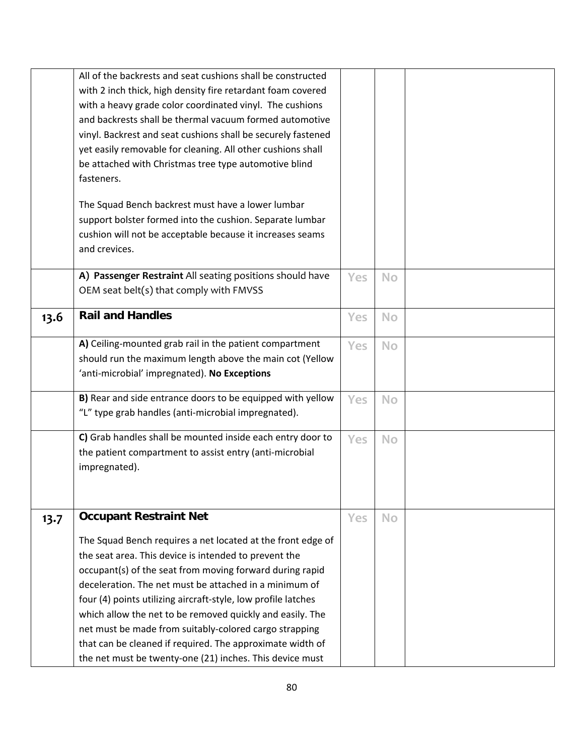| | | | | |
|---|---|---|---|---|
| | All of the backrests and seat cushions shall be constructed with 2 inch thick, high density fire retardant foam covered with a heavy grade color coordinated vinyl. The cushions and backrests shall be thermal vacuum formed automotive vinyl. Backrest and seat cushions shall be securely fastened yet easily removable for cleaning. All other cushions shall be attached with Christmas tree type automotive blind fasteners.<br><br>The Squad Bench backrest must have a lower lumbar support bolster formed into the cushion. Separate lumbar cushion will not be acceptable because it increases seams and crevices. | | | |
| | **A) Passenger Restraint** All seating positions should have OEM seat belt(s) that comply with FMVSS | Yes | No | |
| **13.6** | **Rail and Handles** | Yes | No | |
| | **A)** Ceiling-mounted grab rail in the patient compartment should run the maximum length above the main cot (Yellow 'anti-microbial' impregnated). **No Exceptions** | Yes | No | |
| | **B)** Rear and side entrance doors to be equipped with yellow "L" type grab handles (anti-microbial impregnated). | Yes | No | |
| | **C)** Grab handles shall be mounted inside each entry door to the patient compartment to assist entry (anti-microbial impregnated). | Yes | No | |
| **13.7** | **Occupant Restraint Net**<br><br>The Squad Bench requires a net located at the front edge of the seat area. This device is intended to prevent the occupant(s) of the seat from moving forward during rapid deceleration. The net must be attached in a minimum of four (4) points utilizing aircraft-style, low profile latches which allow the net to be removed quickly and easily. The net must be made from suitably-colored cargo strapping that can be cleaned if required. The approximate width of the net must be twenty-one (21) inches. This device must | Yes | No | |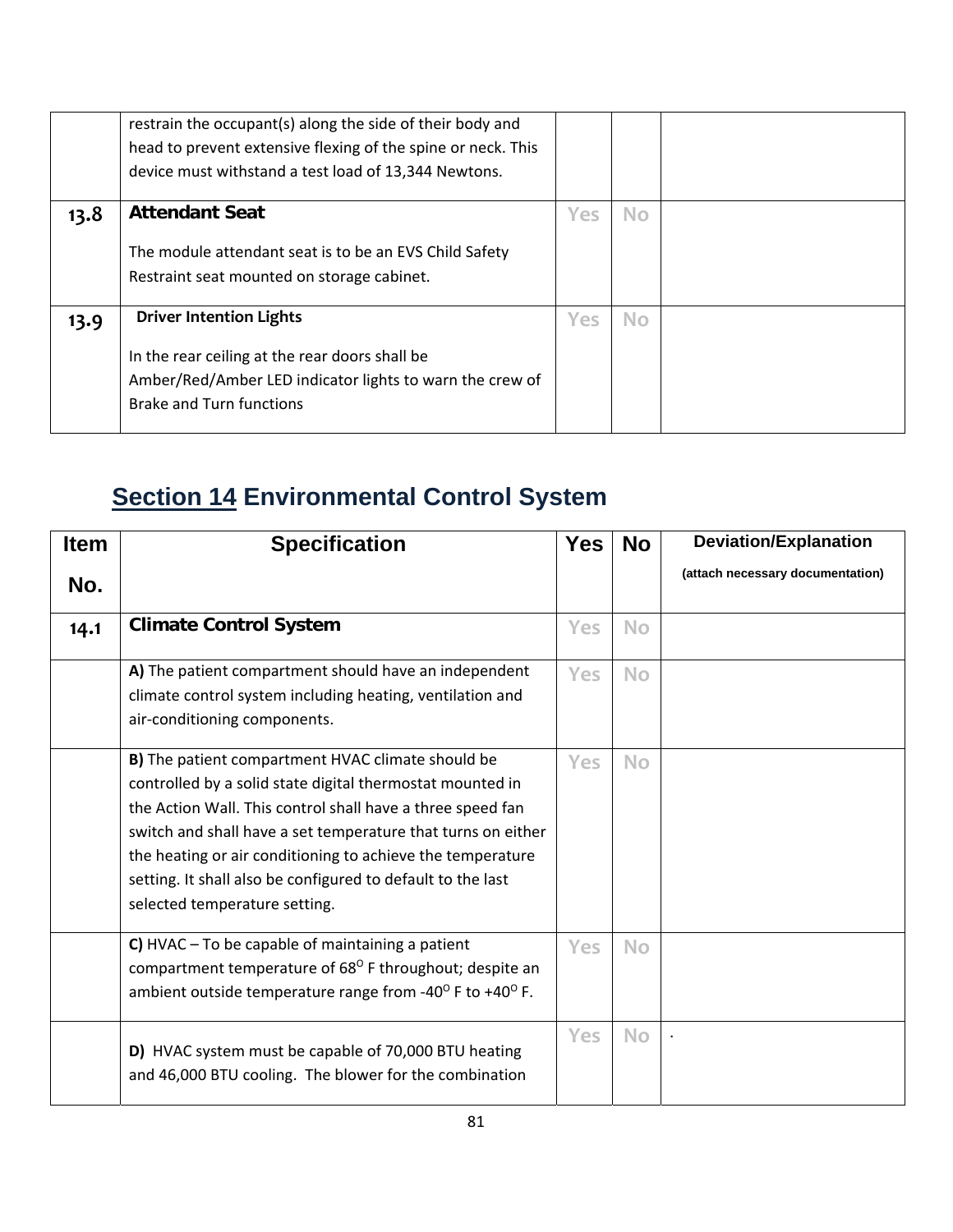| | restrain the occupant(s) along the side of their body and head to prevent extensive flexing of the spine or neck. This device must withstand a test load of 13,344 Newtons. | | | |
|---|---|---|---|---|
| **13.8** | **Attendant Seat**<br><br>The module attendant seat is to be an EVS Child Safety Restraint seat mounted on storage cabinet. | Yes | No | |
| **13.9** | **Driver Intention Lights**<br><br>In the rear ceiling at the rear doors shall be Amber/Red/Amber LED indicator lights to warn the crew of Brake and Turn functions | Yes | No | |

## Section 14 Environmental Control System

| Item No. | Specification | Yes | No | Deviation/Explanation (attach necessary documentation) |
|---|---|---|---|---|
| **14.1** | **Climate Control System** | Yes | No | |
| | **A)** The patient compartment should have an independent climate control system including heating, ventilation and air-conditioning components. | Yes | No | |
| | **B)** The patient compartment HVAC climate should be controlled by a solid state digital thermostat mounted in the Action Wall. This control shall have a three speed fan switch and shall have a set temperature that turns on either the heating or air conditioning to achieve the temperature setting. It shall also be configured to default to the last selected temperature setting. | Yes | No | |
| | **C)** HVAC – To be capable of maintaining a patient compartment temperature of 68$^{O}$ F throughout; despite an ambient outside temperature range from -40$^{O}$ F to +40$^{O}$ F. | Yes | No | |
| | **D)** HVAC system must be capable of 70,000 BTU heating and 46,000 BTU cooling. The blower for the combination | Yes | No | . |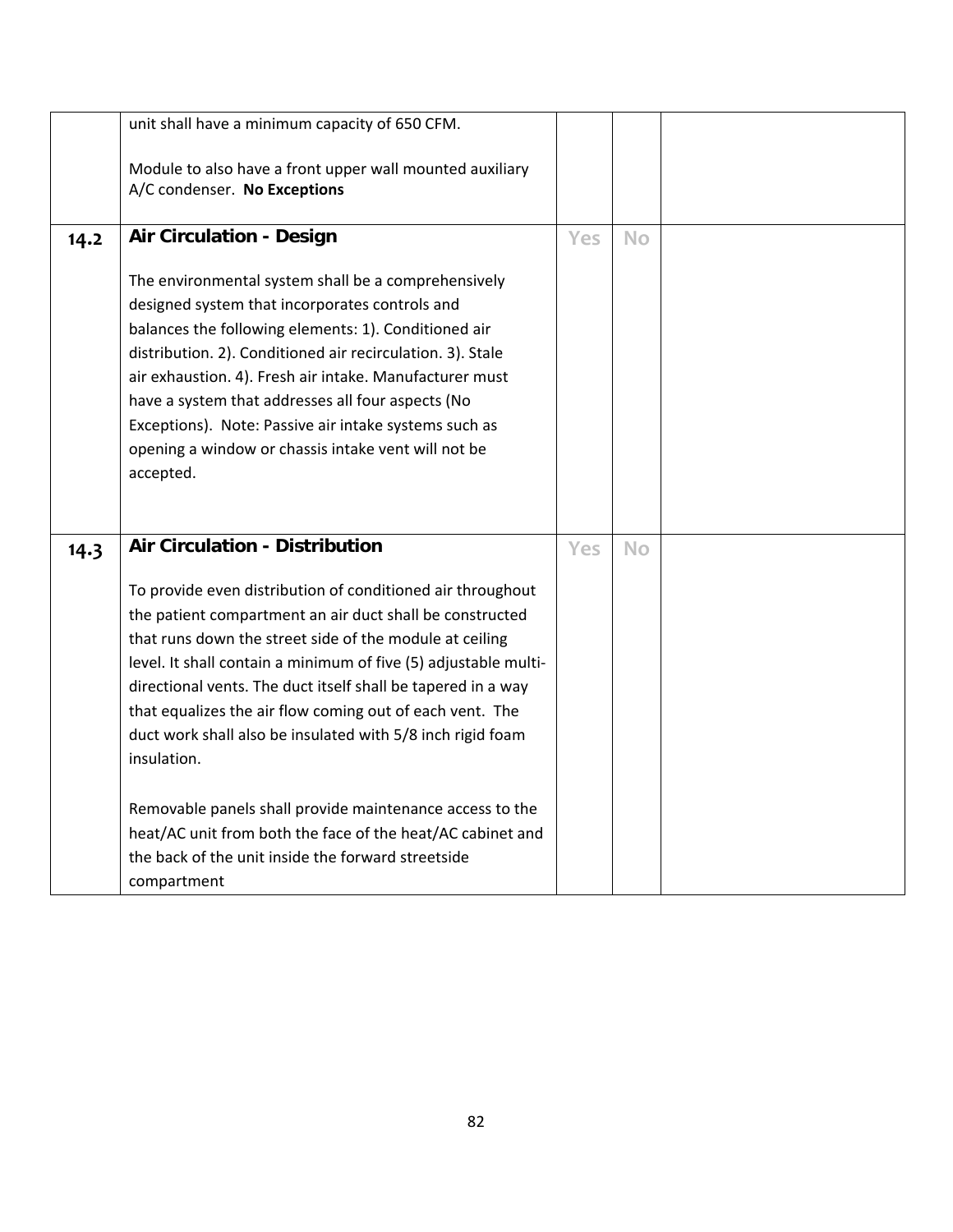| | | | | |
|---|---|---|---|---|
| | unit shall have a minimum capacity of 650 CFM.<br><br>Module to also have a front upper wall mounted auxiliary A/C condenser. **No Exceptions** | | | |
| **14.2** | **Air Circulation - Design**<br><br>The environmental system shall be a comprehensively designed system that incorporates controls and balances the following elements: 1). Conditioned air distribution. 2). Conditioned air recirculation. 3). Stale air exhaustion. 4). Fresh air intake. Manufacturer must have a system that addresses all four aspects (No Exceptions). Note: Passive air intake systems such as opening a window or chassis intake vent will not be accepted. | Yes | No | |
| **14.3** | **Air Circulation - Distribution**<br><br>To provide even distribution of conditioned air throughout the patient compartment an air duct shall be constructed that runs down the street side of the module at ceiling level. It shall contain a minimum of five (5) adjustable multi-directional vents. The duct itself shall be tapered in a way that equalizes the air flow coming out of each vent. The duct work shall also be insulated with 5/8 inch rigid foam insulation.<br><br>Removable panels shall provide maintenance access to the heat/AC unit from both the face of the heat/AC cabinet and the back of the unit inside the forward streetside compartment | Yes | No | |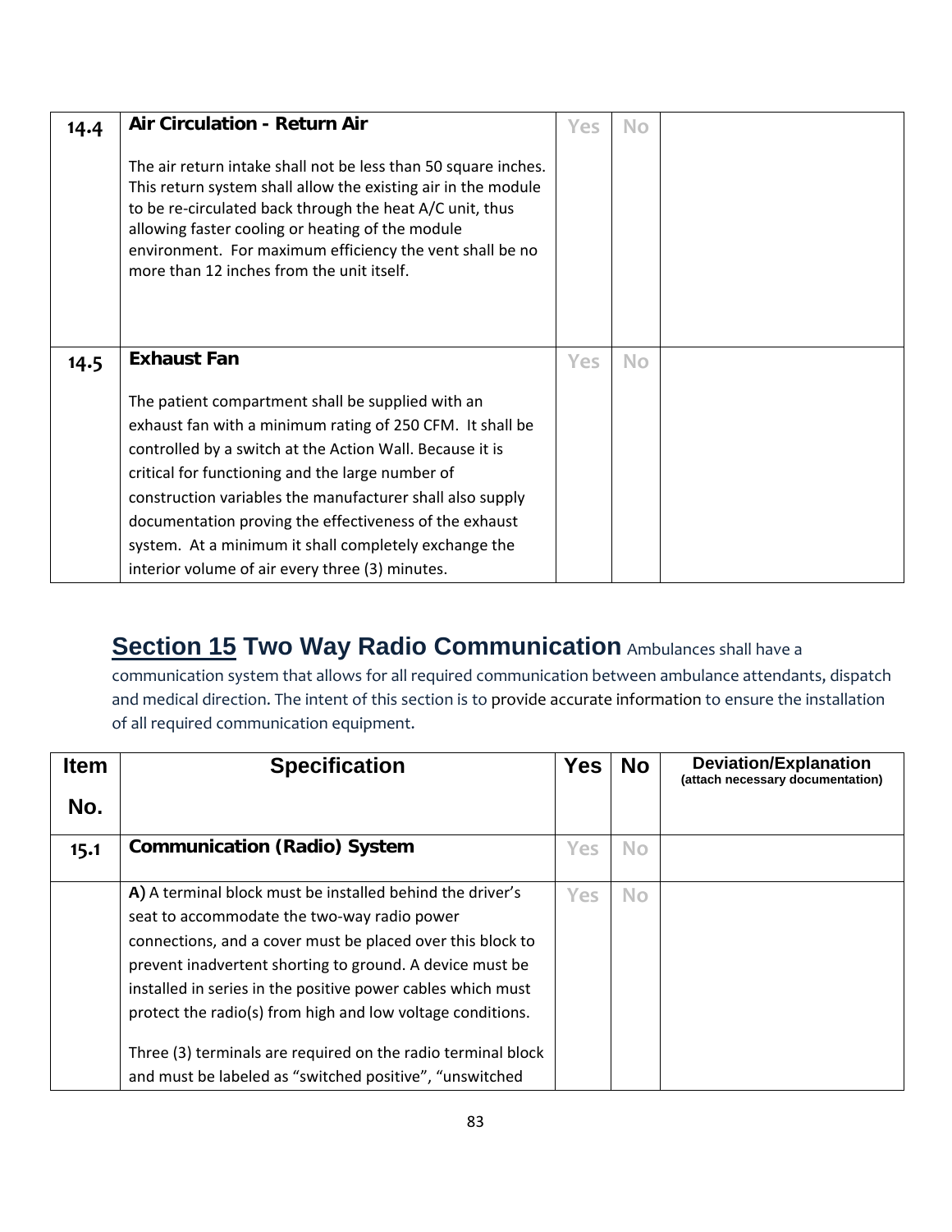| | | | | |
|---|---|---|---|---|
| 14.4 | **Air Circulation - Return Air**<br><br>The air return intake shall not be less than 50 square inches. This return system shall allow the existing air in the module to be re-circulated back through the heat A/C unit, thus allowing faster cooling or heating of the module environment. For maximum efficiency the vent shall be no more than 12 inches from the unit itself. | Yes | No | |
| 14.5 | **Exhaust Fan**<br><br>The patient compartment shall be supplied with an exhaust fan with a minimum rating of 250 CFM. It shall be controlled by a switch at the Action Wall. Because it is critical for functioning and the large number of construction variables the manufacturer shall also supply documentation proving the effectiveness of the exhaust system. At a minimum it shall completely exchange the interior volume of air every three (3) minutes. | Yes | No | |

## Section 15 Two Way Radio Communication

Ambulances shall have a communication system that allows for all required communication between ambulance attendants, dispatch and medical direction. The intent of this section is to provide accurate information to ensure the installation of all required communication equipment.

| Item No. | Specification | Yes | No | Deviation/Explanation (attach necessary documentation) |
|---|---|---|---|---|
| 15.1 | **Communication (Radio) System** | Yes | No | |
| | **A)** A terminal block must be installed behind the driver's seat to accommodate the two-way radio power connections, and a cover must be placed over this block to prevent inadvertent shorting to ground. A device must be installed in series in the positive power cables which must protect the radio(s) from high and low voltage conditions.<br><br>Three (3) terminals are required on the radio terminal block and must be labeled as "switched positive", "unswitched | Yes | No | |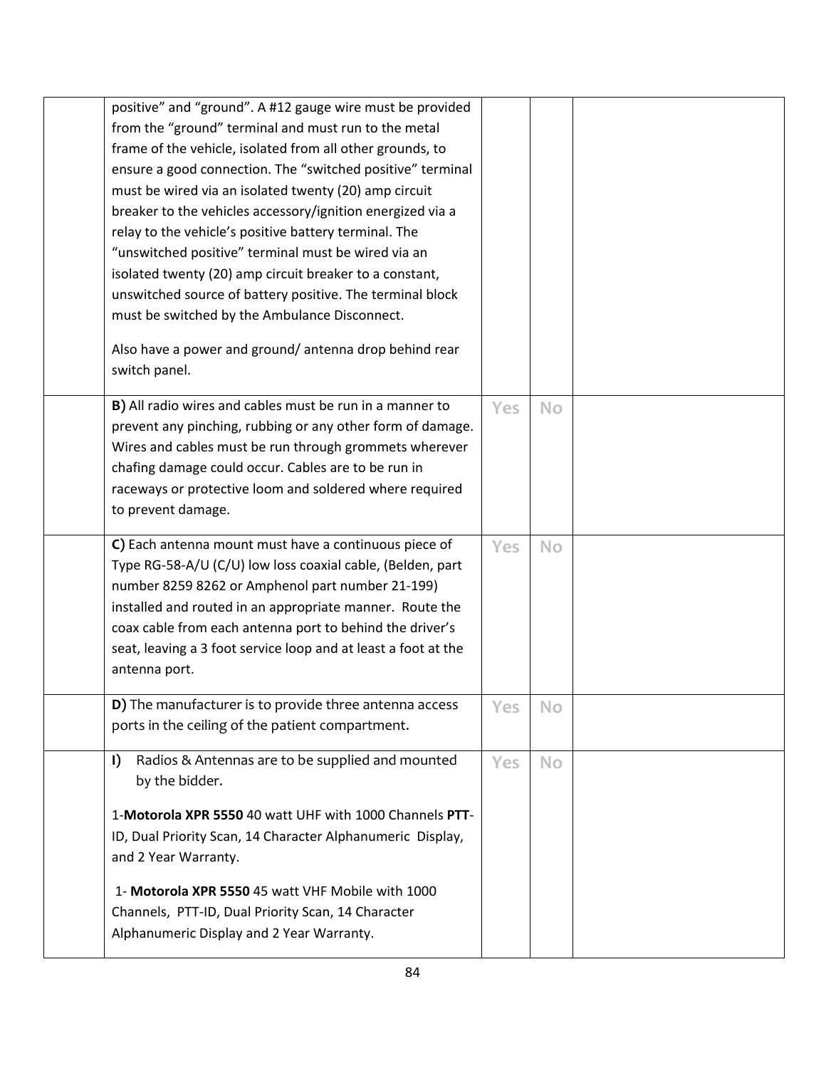| | | | | |
|---|---|---|---|---|
| | positive" and "ground". A #12 gauge wire must be provided from the "ground" terminal and must run to the metal frame of the vehicle, isolated from all other grounds, to ensure a good connection. The "switched positive" terminal must be wired via an isolated twenty (20) amp circuit breaker to the vehicles accessory/ignition energized via a relay to the vehicle's positive battery terminal. The "unswitched positive" terminal must be wired via an isolated twenty (20) amp circuit breaker to a constant, unswitched source of battery positive. The terminal block must be switched by the Ambulance Disconnect.<br><br>Also have a power and ground/ antenna drop behind rear switch panel. | | | |
| | **B)** All radio wires and cables must be run in a manner to prevent any pinching, rubbing or any other form of damage. Wires and cables must be run through grommets wherever chafing damage could occur. Cables are to be run in raceways or protective loom and soldered where required to prevent damage. | Yes | No | |
| | **C)** Each antenna mount must have a continuous piece of Type RG-58-A/U (C/U) low loss coaxial cable, (Belden, part number 8259 8262 or Amphenol part number 21-199) installed and routed in an appropriate manner. Route the coax cable from each antenna port to behind the driver's seat, leaving a 3 foot service loop and at least a foot at the antenna port. | Yes | No | |
| | **D)** The manufacturer is to provide three antenna access ports in the ceiling of the patient compartment**.** | Yes | No | |
| | **I)** Radios & Antennas are to be supplied and mounted by the bidder**.**<br><br>1-**Motorola XPR 5550** 40 watt UHF with 1000 Channels **PTT**-ID, Dual Priority Scan, 14 Character Alphanumeric Display, and 2 Year Warranty.<br><br>1- **Motorola XPR 5550** 45 watt VHF Mobile with 1000 Channels, PTT-ID, Dual Priority Scan, 14 Character Alphanumeric Display and 2 Year Warranty. | Yes | No | |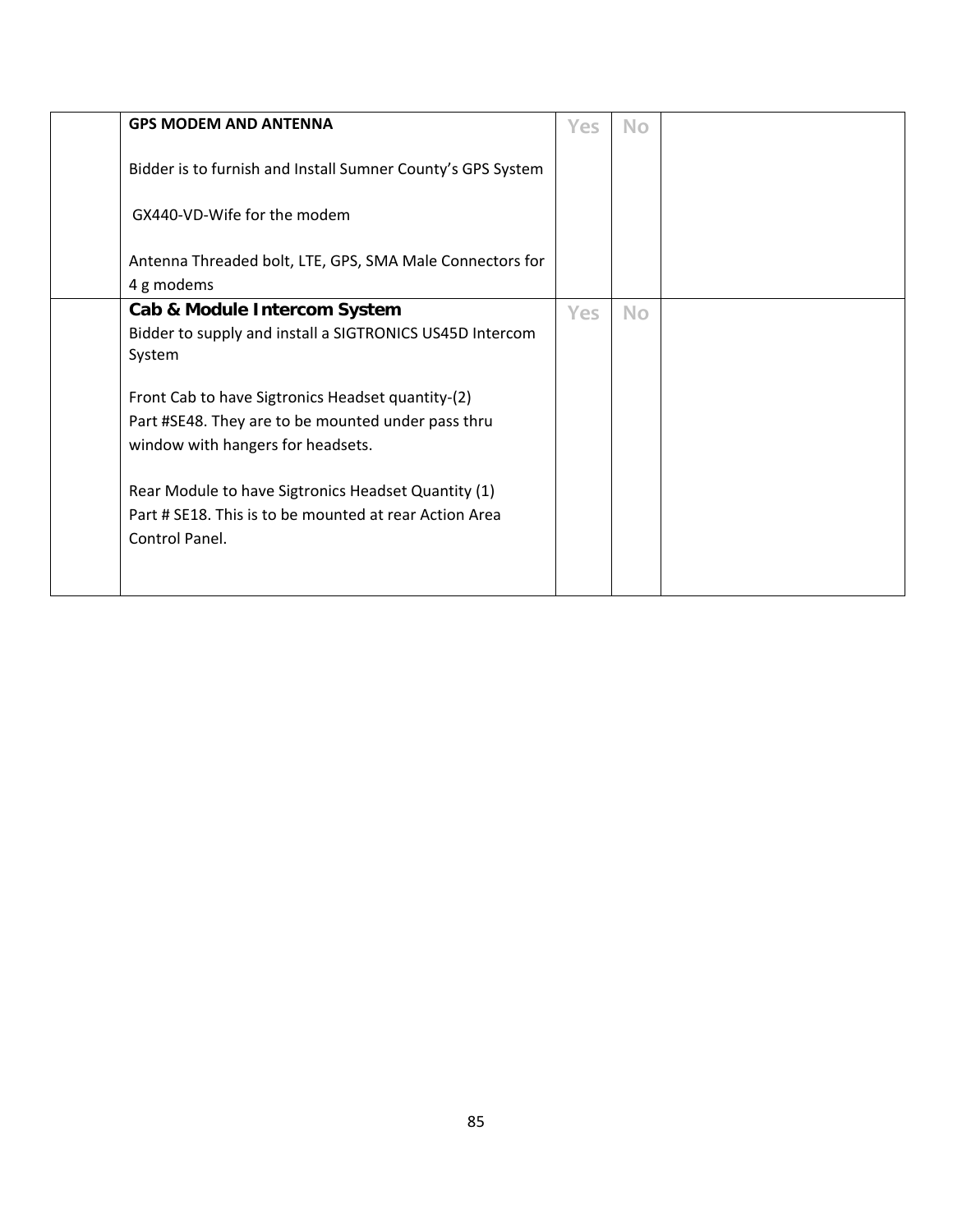|  |  |  |  |  |
|---|---|---|---|---|
|  | **GPS MODEM AND ANTENNA**<br><br>Bidder is to furnish and Install Sumner County's GPS System<br><br>GX440-VD-Wife for the modem<br><br>Antenna Threaded bolt, LTE, GPS, SMA Male Connectors for 4 g modems | Yes | No |  |
|  | **Cab & Module Intercom System**<br>Bidder to supply and install a SIGTRONICS US45D Intercom System<br><br>Front Cab to have Sigtronics Headset quantity-(2) Part #SE48. They are to be mounted under pass thru window with hangers for headsets.<br><br>Rear Module to have Sigtronics Headset Quantity (1) Part # SE18. This is to be mounted at rear Action Area Control Panel. | Yes | No |  |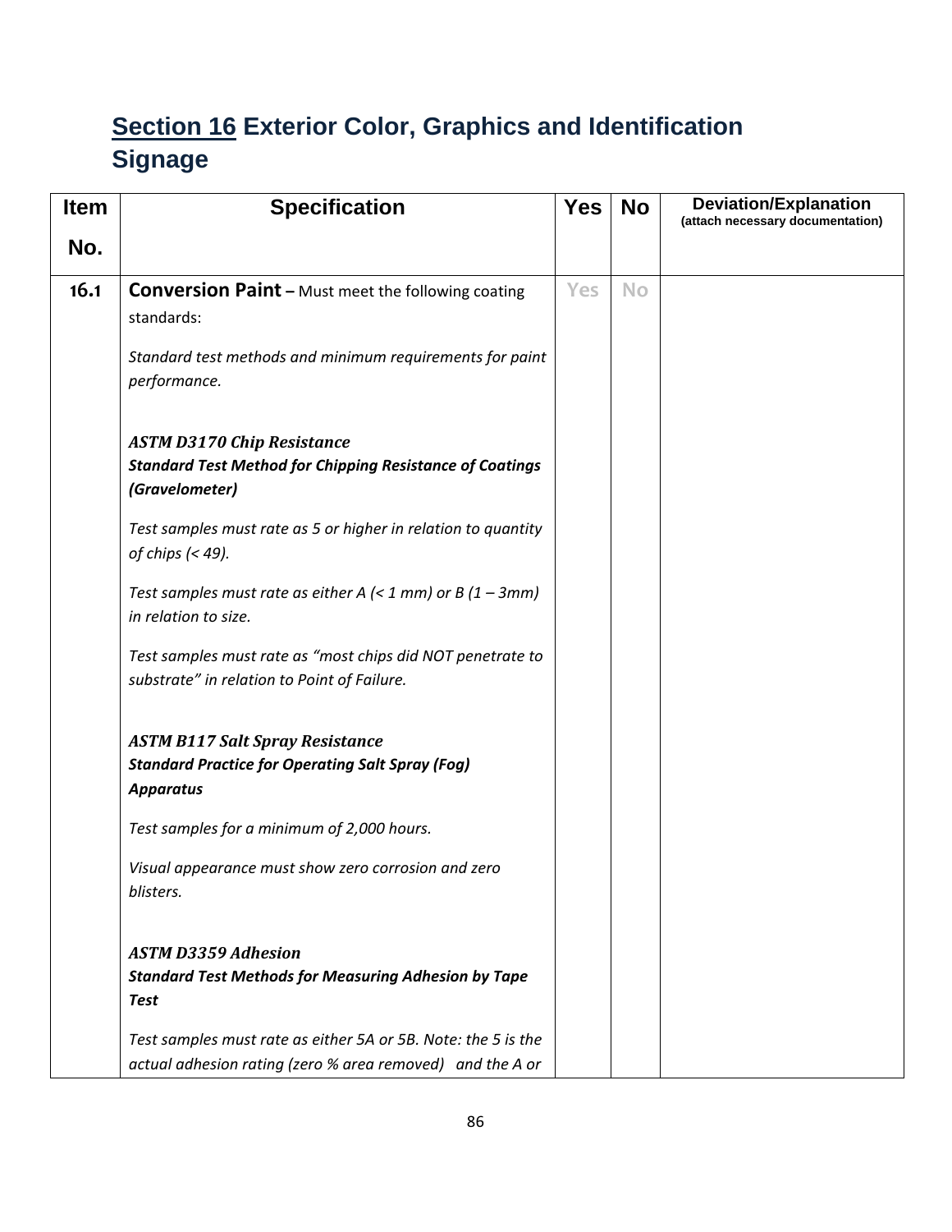# Section 16 Exterior Color, Graphics and Identification Signage

| Item No. | Specification | Yes | No | Deviation/Explanation (attach necessary documentation) |
|---|---|---|---|---|
| 16.1 | **Conversion Paint –** Must meet the following coating standards:<br><br>*Standard test methods and minimum requirements for paint performance.*<br><br>***ASTM D3170 Chip Resistance***<br>***Standard Test Method for Chipping Resistance of Coatings (Gravelometer)***<br><br>*Test samples must rate as 5 or higher in relation to quantity of chips (< 49).*<br><br>*Test samples must rate as either A (< 1 mm) or B (1 – 3mm) in relation to size.*<br><br>*Test samples must rate as "most chips did NOT penetrate to substrate" in relation to Point of Failure.*<br><br>***ASTM B117 Salt Spray Resistance***<br>***Standard Practice for Operating Salt Spray (Fog) Apparatus***<br><br>*Test samples for a minimum of 2,000 hours.*<br><br>*Visual appearance must show zero corrosion and zero blisters.*<br><br>***ASTM D3359 Adhesion***<br>***Standard Test Methods for Measuring Adhesion by Tape Test***<br><br>*Test samples must rate as either 5A or 5B. Note: the 5 is the actual adhesion rating (zero % area removed) and the A or* | Yes | No | |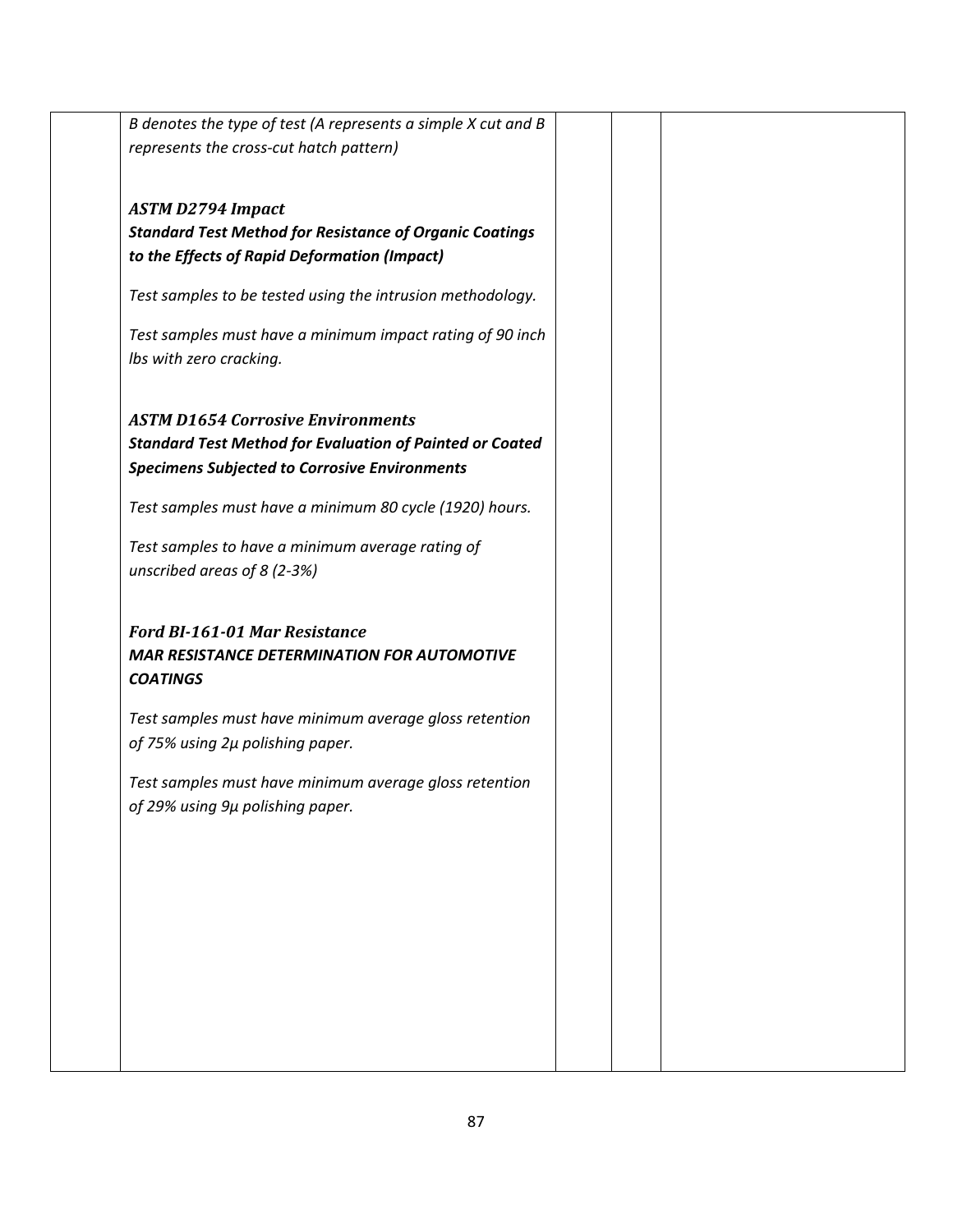| | | | | |
|---|---|---|---|---|
| | *B denotes the type of test (A represents a simple X cut and B represents the cross-cut hatch pattern)*<br><br>***ASTM D2794 Impact***<br>***Standard Test Method for Resistance of Organic Coatings to the Effects of Rapid Deformation (Impact)***<br><br>*Test samples to be tested using the intrusion methodology.*<br><br>*Test samples must have a minimum impact rating of 90 inch lbs with zero cracking.*<br><br>***ASTM D1654 Corrosive Environments***<br>***Standard Test Method for Evaluation of Painted or Coated Specimens Subjected to Corrosive Environments***<br><br>*Test samples must have a minimum 80 cycle (1920) hours.*<br><br>*Test samples to have a minimum average rating of unscribed areas of 8 (2-3%)*<br><br>***Ford BI-161-01 Mar Resistance***<br>***MAR RESISTANCE DETERMINATION FOR AUTOMOTIVE COATINGS***<br><br>*Test samples must have minimum average gloss retention of 75% using 2μ polishing paper.*<br><br>*Test samples must have minimum average gloss retention of 29% using 9μ polishing paper.* | | | |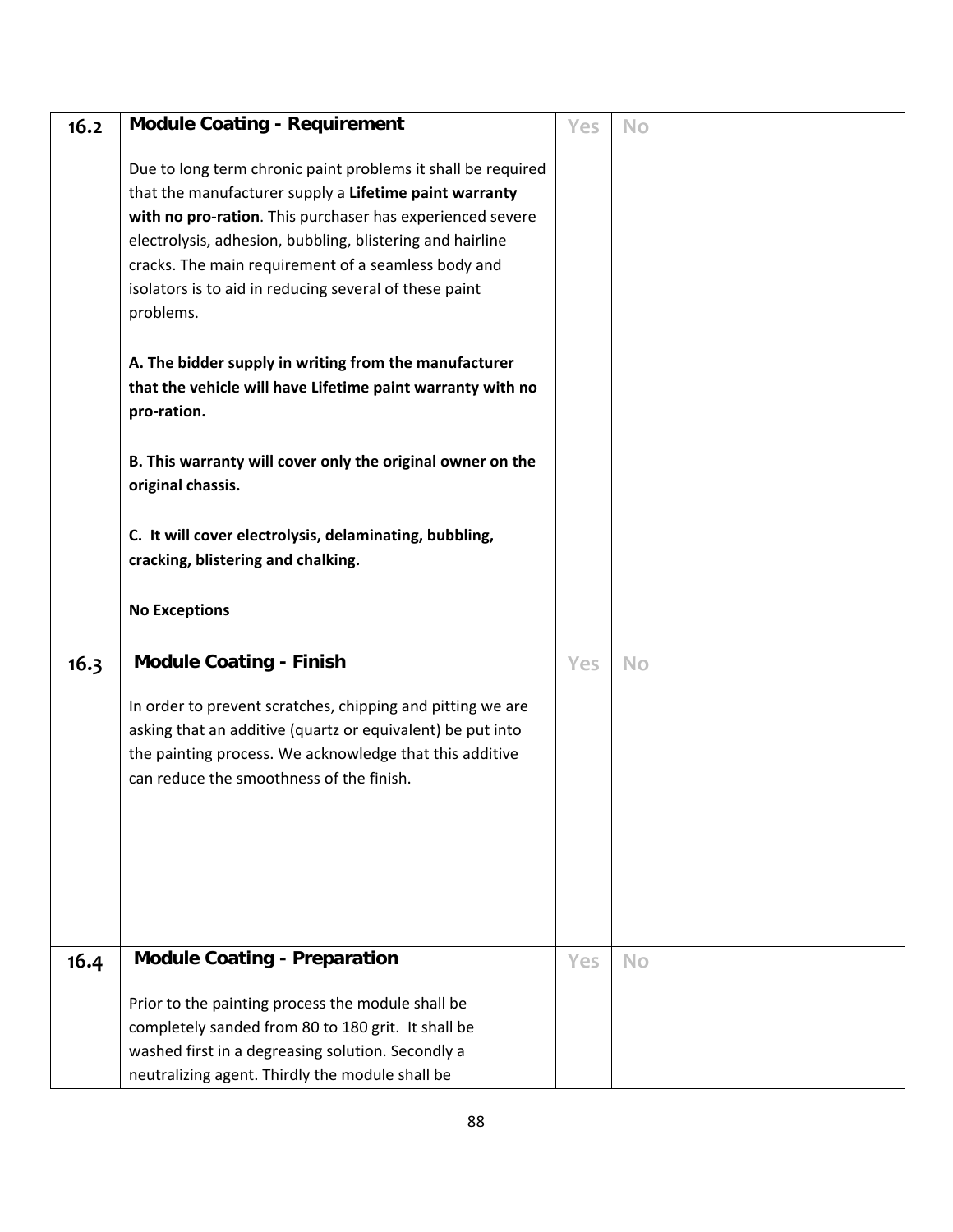| | | | | |
|---|---|---|---|---|
| 16.2 | **Module Coating - Requirement**<br><br>Due to long term chronic paint problems it shall be required that the manufacturer supply a **Lifetime paint warranty with no pro-ration**. This purchaser has experienced severe electrolysis, adhesion, bubbling, blistering and hairline cracks. The main requirement of a seamless body and isolators is to aid in reducing several of these paint problems.<br><br>**A. The bidder supply in writing from the manufacturer that the vehicle will have Lifetime paint warranty with no pro-ration.**<br><br>**B. This warranty will cover only the original owner on the original chassis.**<br><br>**C. It will cover electrolysis, delaminating, bubbling, cracking, blistering and chalking.**<br><br>**No Exceptions** | Yes | No | |
| 16.3 | **Module Coating - Finish**<br><br>In order to prevent scratches, chipping and pitting we are asking that an additive (quartz or equivalent) be put into the painting process. We acknowledge that this additive can reduce the smoothness of the finish. | Yes | No | |
| 16.4 | **Module Coating - Preparation**<br><br>Prior to the painting process the module shall be completely sanded from 80 to 180 grit. It shall be washed first in a degreasing solution. Secondly a neutralizing agent. Thirdly the module shall be | Yes | No | |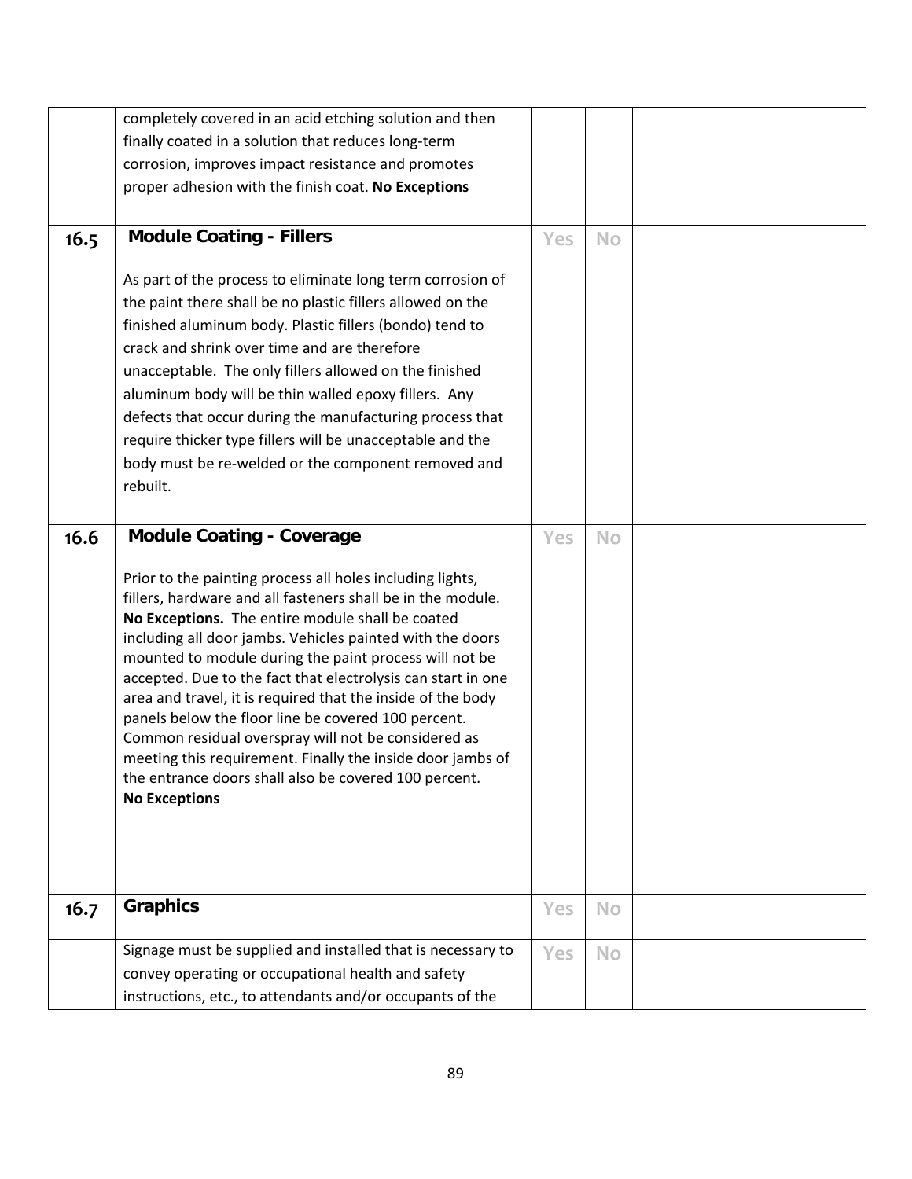| | | | | |
|---|---|---|---|---|
| | completely covered in an acid etching solution and then finally coated in a solution that reduces long-term corrosion, improves impact resistance and promotes proper adhesion with the finish coat. **No Exceptions** | | | |
| **16.5** | **Module Coating - Fillers**<br><br>As part of the process to eliminate long term corrosion of the paint there shall be no plastic fillers allowed on the finished aluminum body. Plastic fillers (bondo) tend to crack and shrink over time and are therefore unacceptable. The only fillers allowed on the finished aluminum body will be thin walled epoxy fillers. Any defects that occur during the manufacturing process that require thicker type fillers will be unacceptable and the body must be re-welded or the component removed and rebuilt. | Yes | No | |
| **16.6** | **Module Coating - Coverage**<br><br>Prior to the painting process all holes including lights, fillers, hardware and all fasteners shall be in the module. **No Exceptions.** The entire module shall be coated including all door jambs. Vehicles painted with the doors mounted to module during the paint process will not be accepted. Due to the fact that electrolysis can start in one area and travel, it is required that the inside of the body panels below the floor line be covered 100 percent. Common residual overspray will not be considered as meeting this requirement. Finally the inside door jambs of the entrance doors shall also be covered 100 percent.<br>**No Exceptions** | Yes | No | |
| **16.7** | **Graphics** | Yes | No | |
| | Signage must be supplied and installed that is necessary to convey operating or occupational health and safety instructions, etc., to attendants and/or occupants of the | Yes | No | |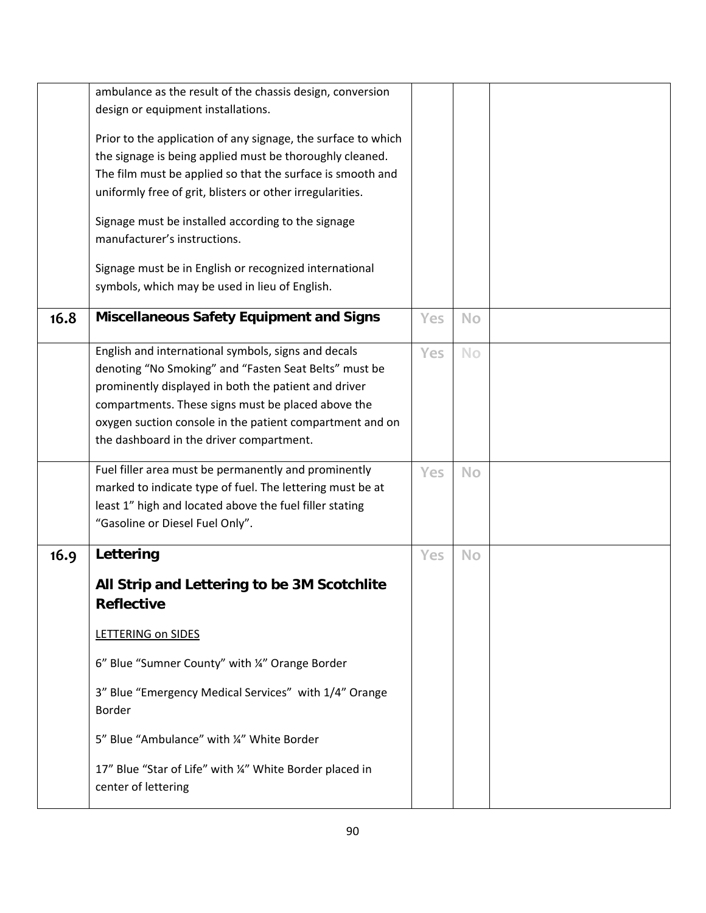| | | | | |
|---|---|---|---|---|
| | ambulance as the result of the chassis design, conversion design or equipment installations.<br><br>Prior to the application of any signage, the surface to which the signage is being applied must be thoroughly cleaned. The film must be applied so that the surface is smooth and uniformly free of grit, blisters or other irregularities.<br><br>Signage must be installed according to the signage manufacturer's instructions.<br><br>Signage must be in English or recognized international symbols, which may be used in lieu of English. | | | |
| **16.8** | **Miscellaneous Safety Equipment and Signs** | Yes | No | |
| | English and international symbols, signs and decals denoting "No Smoking" and "Fasten Seat Belts" must be prominently displayed in both the patient and driver compartments. These signs must be placed above the oxygen suction console in the patient compartment and on the dashboard in the driver compartment. | Yes | No | |
| | Fuel filler area must be permanently and prominently marked to indicate type of fuel. The lettering must be at least 1" high and located above the fuel filler stating "Gasoline or Diesel Fuel Only". | Yes | No | |
| **16.9** | **Lettering**<br><br>**All Strip and Lettering to be 3M Scotchlite Reflective**<br><br><u>LETTERING on SIDES</u><br><br>6" Blue "Sumner County" with ¼" Orange Border<br><br>3" Blue "Emergency Medical Services" with 1/4" Orange Border<br><br>5" Blue "Ambulance" with ¼" White Border<br><br>17" Blue "Star of Life" with ¼" White Border placed in center of lettering | Yes | No | |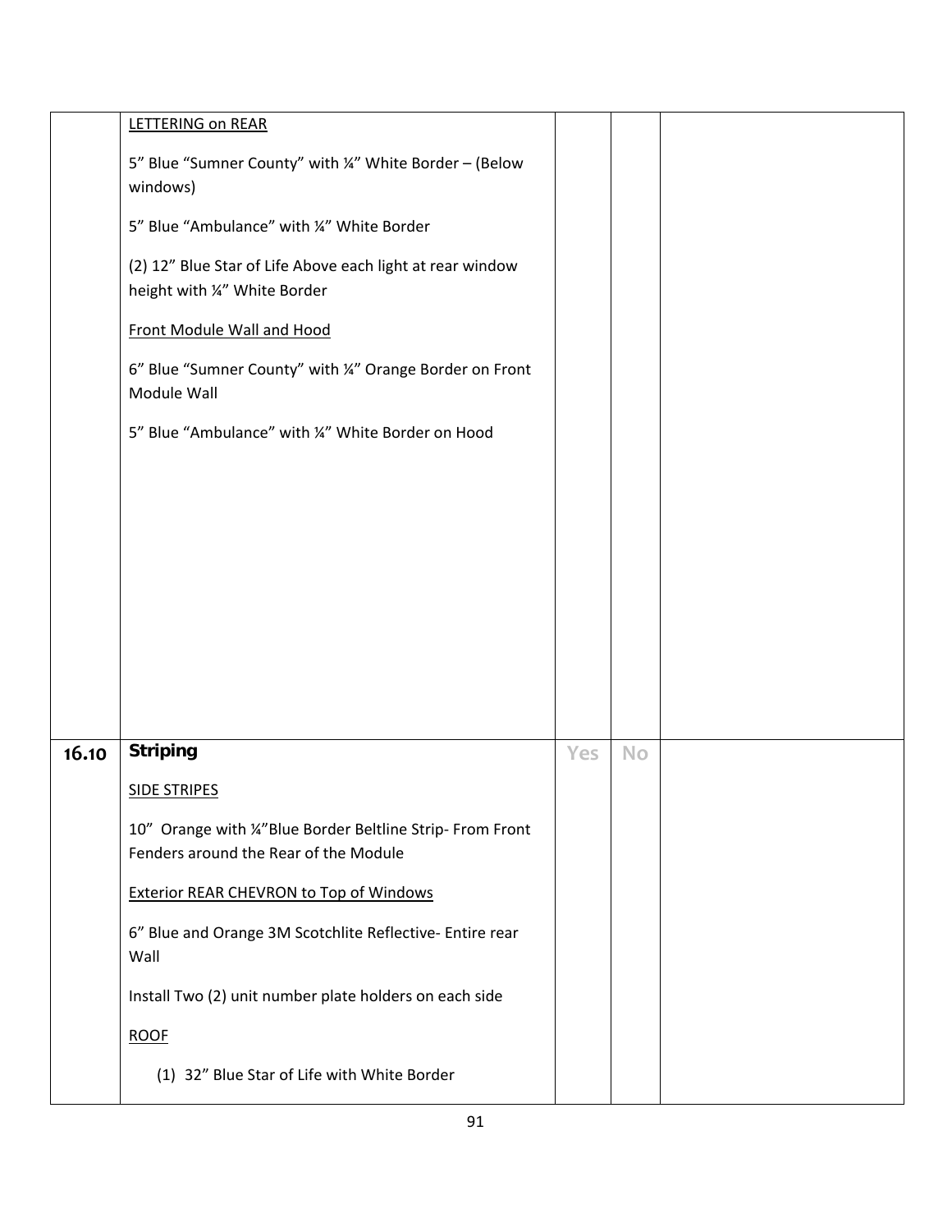| | | | | |
|---|---|---|---|---|
| | LETTERING on REAR<br><br>5" Blue "Sumner County" with ¼" White Border – (Below windows)<br><br>5" Blue "Ambulance" with ¼" White Border<br><br>(2) 12" Blue Star of Life Above each light at rear window height with ¼" White Border<br><br>Front Module Wall and Hood<br><br>6" Blue "Sumner County" with ¼" Orange Border on Front Module Wall<br><br>5" Blue "Ambulance" with ¼" White Border on Hood | | | |
| **16.10** | **Striping**<br><br>SIDE STRIPES<br><br>10" Orange with ¼"Blue Border Beltline Strip- From Front Fenders around the Rear of the Module<br><br>Exterior REAR CHEVRON to Top of Windows<br><br>6" Blue and Orange 3M Scotchlite Reflective- Entire rear Wall<br><br>Install Two (2) unit number plate holders on each side<br><br>ROOF<br><br>(1) 32" Blue Star of Life with White Border | Yes | No | |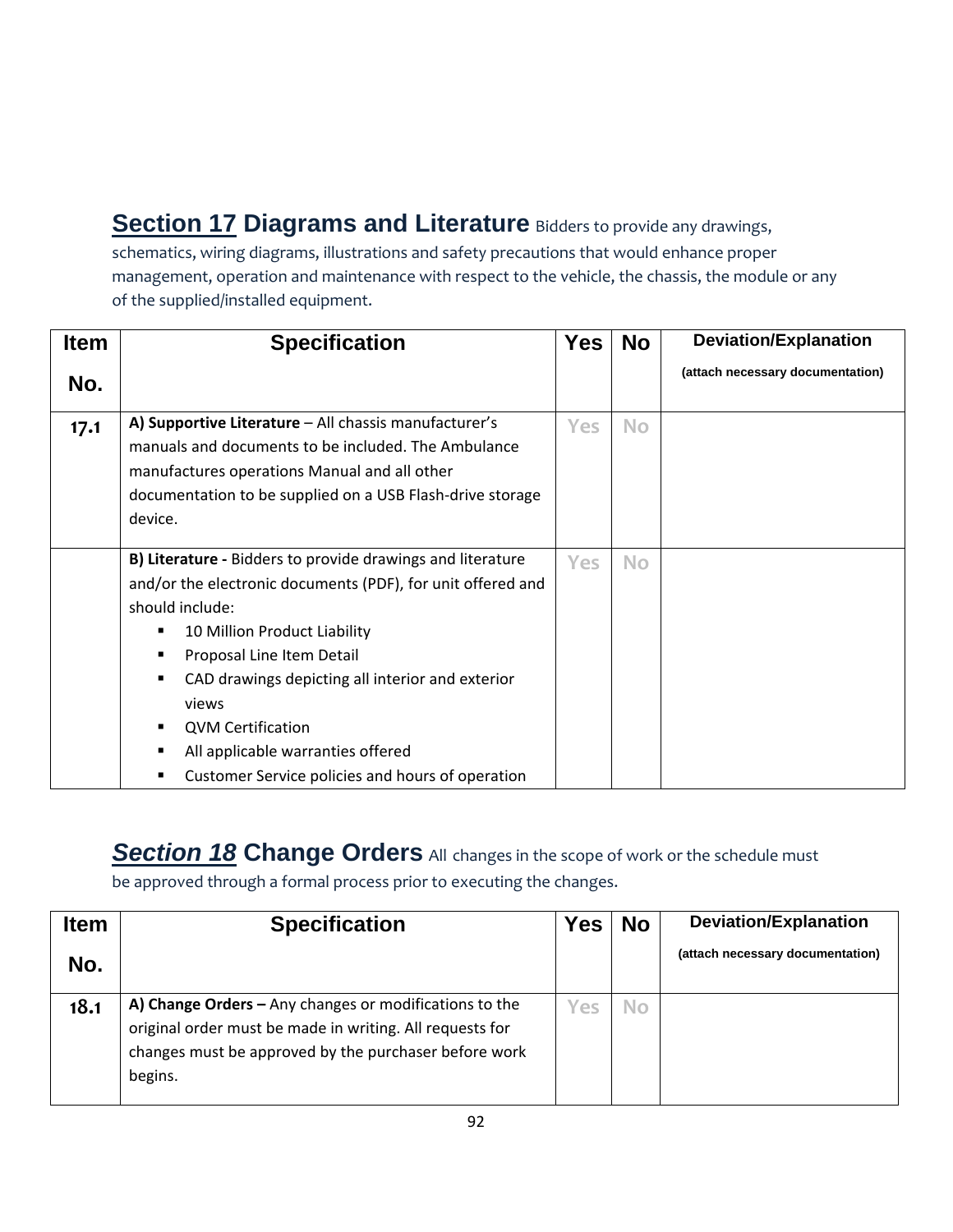## **Section 17** Diagrams and Literature

Bidders to provide any drawings, schematics, wiring diagrams, illustrations and safety precautions that would enhance proper management, operation and maintenance with respect to the vehicle, the chassis, the module or any of the supplied/installed equipment.

| Item No. | Specification | Yes | No | Deviation/Explanation (attach necessary documentation) |
|---|---|---|---|---|
| 17.1 | **A) Supportive Literature** – All chassis manufacturer's manuals and documents to be included. The Ambulance manufactures operations Manual and all other documentation to be supplied on a USB Flash-drive storage device. | Yes | No | |
| | **B) Literature -** Bidders to provide drawings and literature and/or the electronic documents (PDF), for unit offered and should include:<br>▪ 10 Million Product Liability<br>▪ Proposal Line Item Detail<br>▪ CAD drawings depicting all interior and exterior views<br>▪ QVM Certification<br>▪ All applicable warranties offered<br>▪ Customer Service policies and hours of operation | Yes | No | |

## ***Section 18*** Change Orders

All changes in the scope of work or the schedule must be approved through a formal process prior to executing the changes.

| Item No. | Specification | Yes | No | Deviation/Explanation (attach necessary documentation) |
|---|---|---|---|---|
| 18.1 | **A) Change Orders –** Any changes or modifications to the original order must be made in writing. All requests for changes must be approved by the purchaser before work begins. | Yes | No | |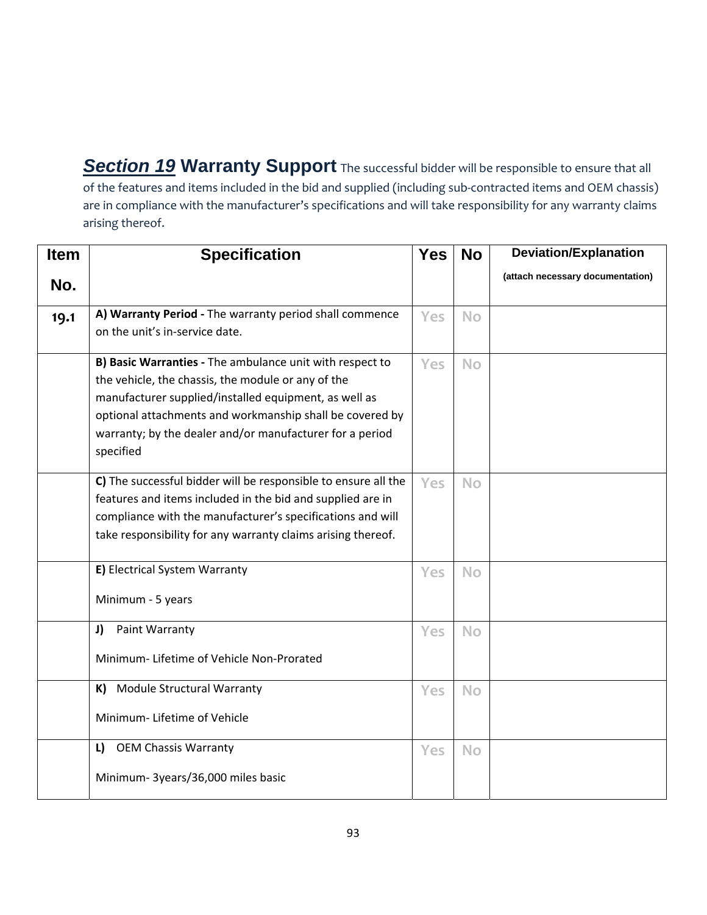## ***Section 19*** Warranty Support

The successful bidder will be responsible to ensure that all of the features and items included in the bid and supplied (including sub-contracted items and OEM chassis) are in compliance with the manufacturer's specifications and will take responsibility for any warranty claims arising thereof.

| Item No. | Specification | Yes | No | Deviation/Explanation (attach necessary documentation) |
|---|---|---|---|---|
| 19.1 | **A) Warranty Period -** The warranty period shall commence on the unit's in-service date. | Yes | No | |
| | **B) Basic Warranties -** The ambulance unit with respect to the vehicle, the chassis, the module or any of the manufacturer supplied/installed equipment, as well as optional attachments and workmanship shall be covered by warranty; by the dealer and/or manufacturer for a period specified | Yes | No | |
| | **C)** The successful bidder will be responsible to ensure all the features and items included in the bid and supplied are in compliance with the manufacturer's specifications and will take responsibility for any warranty claims arising thereof. | Yes | No | |
| | **E)** Electrical System Warranty<br><br>Minimum - 5 years | Yes | No | |
| | **J)** Paint Warranty<br><br>Minimum- Lifetime of Vehicle Non-Prorated | Yes | No | |
| | **K)** Module Structural Warranty<br><br>Minimum- Lifetime of Vehicle | Yes | No | |
| | **L)** OEM Chassis Warranty<br><br>Minimum- 3years/36,000 miles basic | Yes | No | |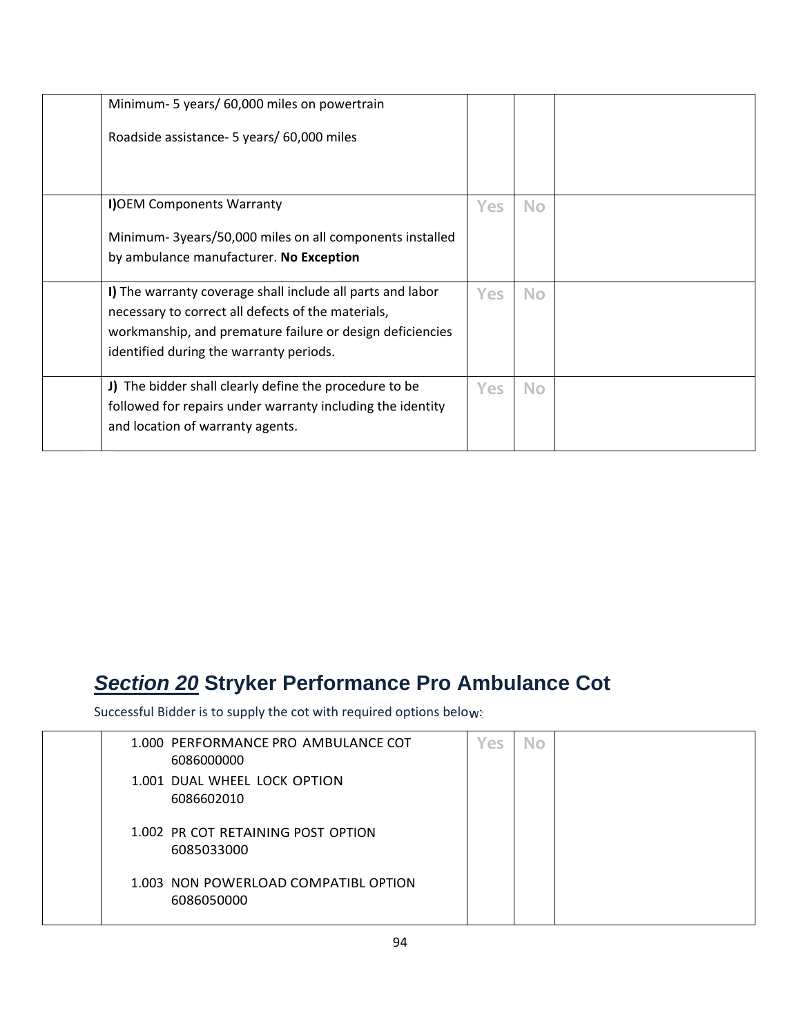| | | | | |
|---|---|---|---|---|
| | Minimum- 5 years/ 60,000 miles on powertrain<br><br>Roadside assistance- 5 years/ 60,000 miles | | | |
| | **I)**OEM Components Warranty<br><br>Minimum- 3years/50,000 miles on all components installed by ambulance manufacturer. **No Exception** | Yes | No | |
| | **I)** The warranty coverage shall include all parts and labor necessary to correct all defects of the materials, workmanship, and premature failure or design deficiencies identified during the warranty periods. | Yes | No | |
| | **J)** The bidder shall clearly define the procedure to be followed for repairs under warranty including the identity and location of warranty agents. | Yes | No | |

## ***Section 20*** **Stryker Performance Pro Ambulance Cot**

Successful Bidder is to supply the cot with required options below:

| | | | | |
|---|---|---|---|---|
| | 1.000 PERFORMANCE PRO AMBULANCE COT 6086000000<br>1.001 DUAL WHEEL LOCK OPTION 6086602010<br><br>1.002 PR COT RETAINING POST OPTION 6085033000<br><br>1.003 NON POWERLOAD COMPATIBL OPTION 6086050000 | Yes | No | |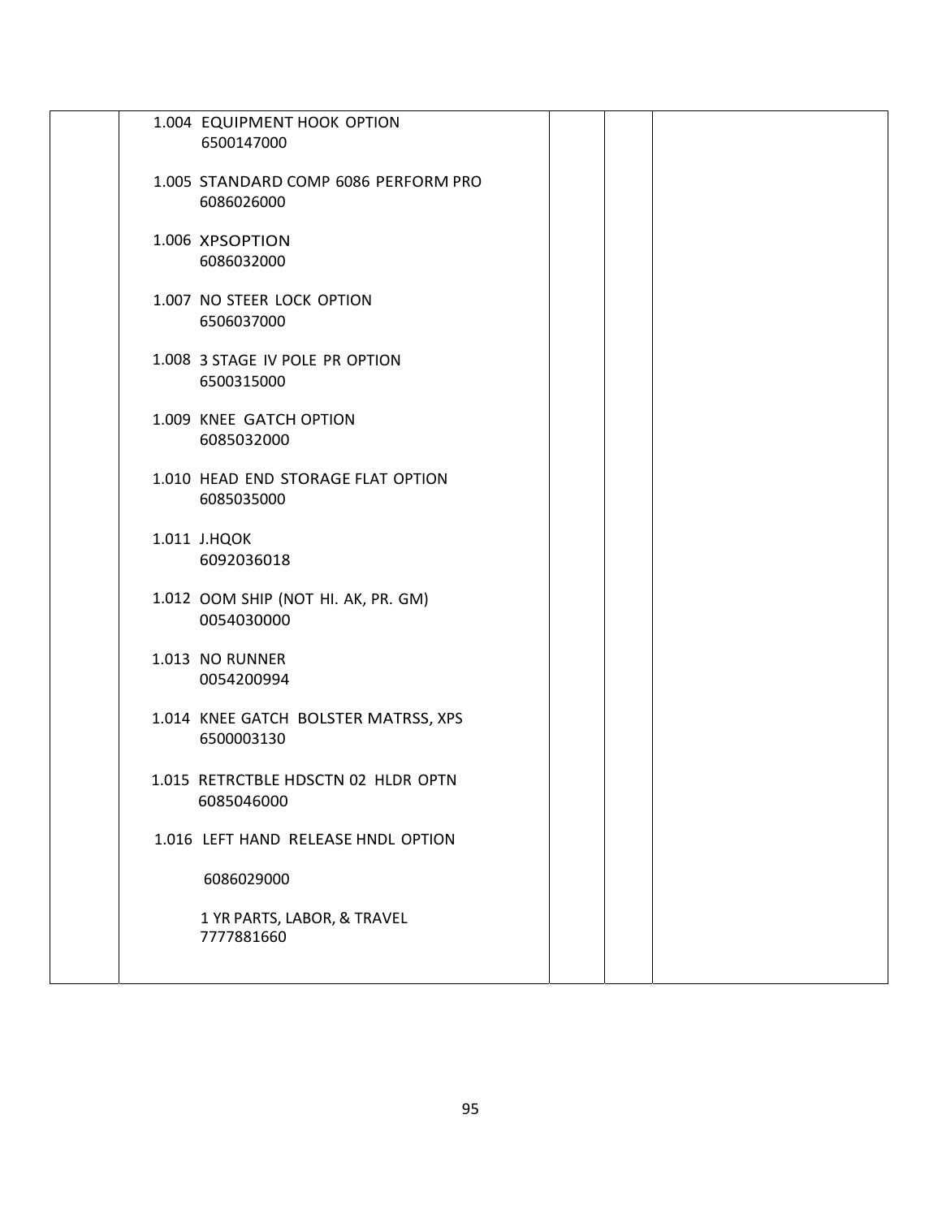| | | | | |
|---|---|---|---|---|
| | 1.004 EQUIPMENT HOOK OPTION<br>6500147000<br><br>1.005 STANDARD COMP 6086 PERFORM PRO<br>6086026000<br><br>1.006 XPSOPTION<br>6086032000<br><br>1.007 NO STEER LOCK OPTION<br>6506037000<br><br>1.008 3 STAGE IV POLE PR OPTION<br>6500315000<br><br>1.009 KNEE GATCH OPTION<br>6085032000<br><br>1.010 HEAD END STORAGE FLAT OPTION<br>6085035000<br><br>1.011 J.HQOK<br>6092036018<br><br>1.012 OOM SHIP (NOT HI. AK, PR. GM)<br>0054030000<br><br>1.013 NO RUNNER<br>0054200994<br><br>1.014 KNEE GATCH BOLSTER MATRSS, XPS<br>6500003130<br><br>1.015 RETRCTBLE HDSCTN 02 HLDR OPTN<br>6085046000<br><br>1.016 LEFT HAND RELEASE HNDL OPTION<br><br>6086029000<br><br>1 YR PARTS, LABOR, & TRAVEL<br>7777881660 | | | |